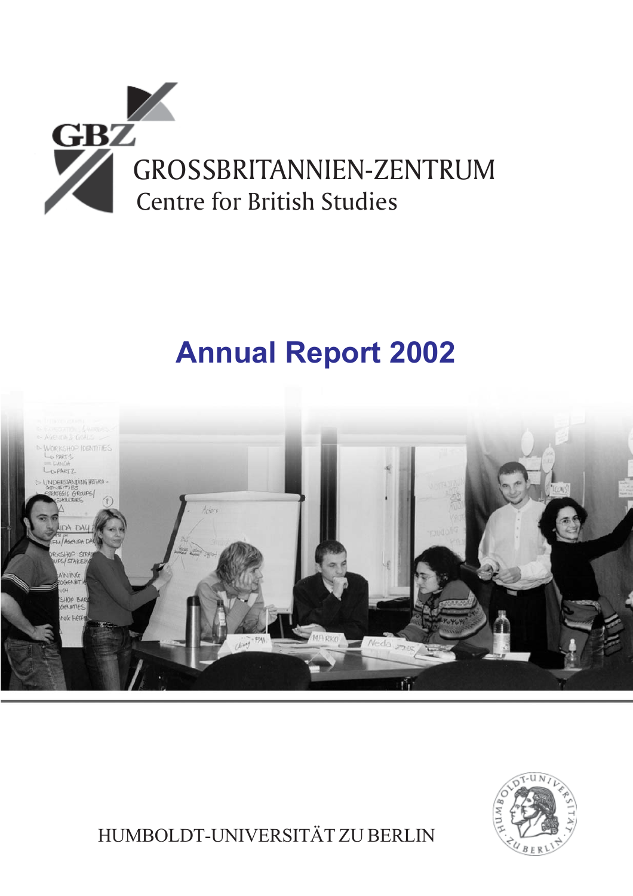GBZ

GROSSBRITANNIEN-ZENTRUM

Centre for British Studies

# Annual Report 2002

HUMBOLDT-UNIVERSITÄT ZU BERLIN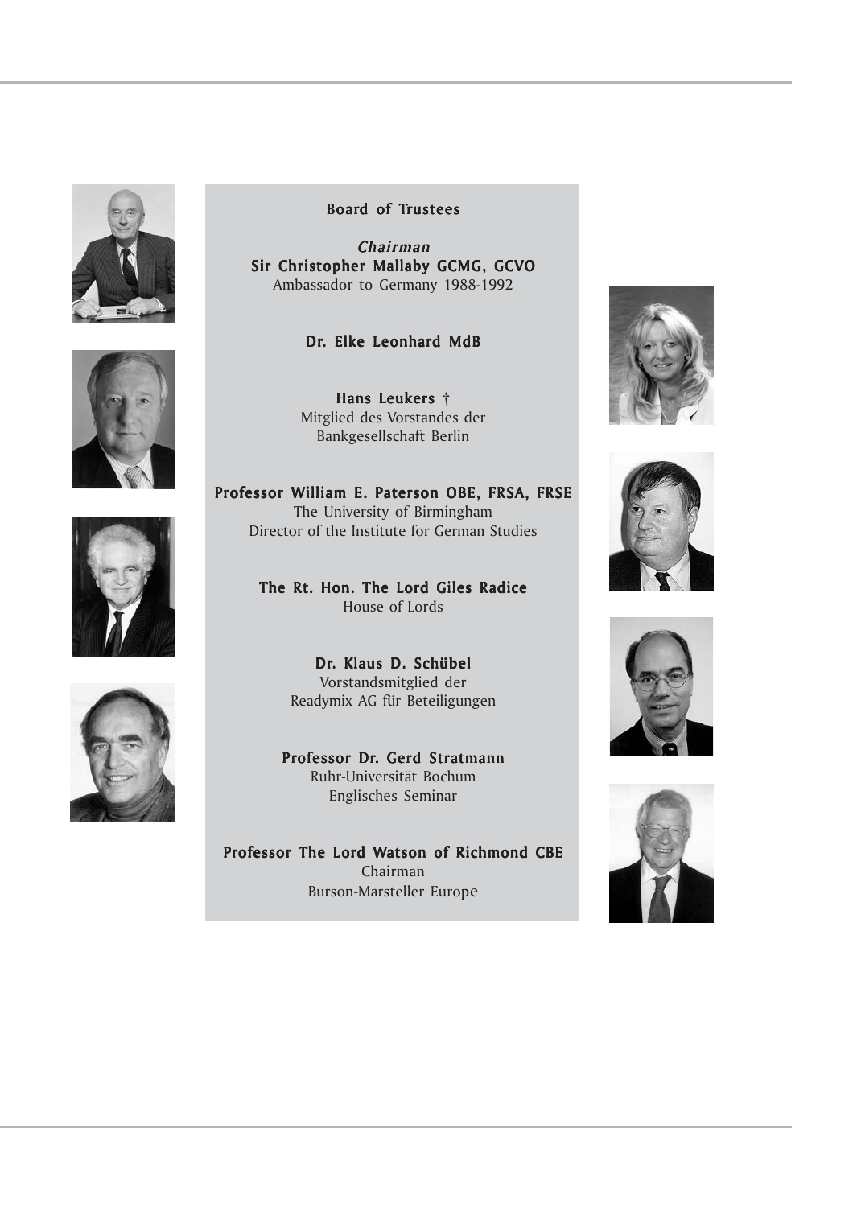## Board of Trustees

***Chairman***
**Sir Christopher Mallaby GCMG, GCVO**
Ambassador to Germany 1988-1992

**Dr. Elke Leonhard MdB**

**Hans Leukers †**
Mitglied des Vorstandes der
Bankgesellschaft Berlin

**Professor William E. Paterson OBE, FRSA, FRSE**
The University of Birmingham
Director of the Institute for German Studies

**The Rt. Hon. The Lord Giles Radice**
House of Lords

**Dr. Klaus D. Schübel**
Vorstandsmitglied der
Readymix AG für Beteiligungen

**Professor Dr. Gerd Stratmann**
Ruhr-Universität Bochum
Englisches Seminar

**Professor The Lord Watson of Richmond CBE**
Chairman
Burson-Marsteller Europe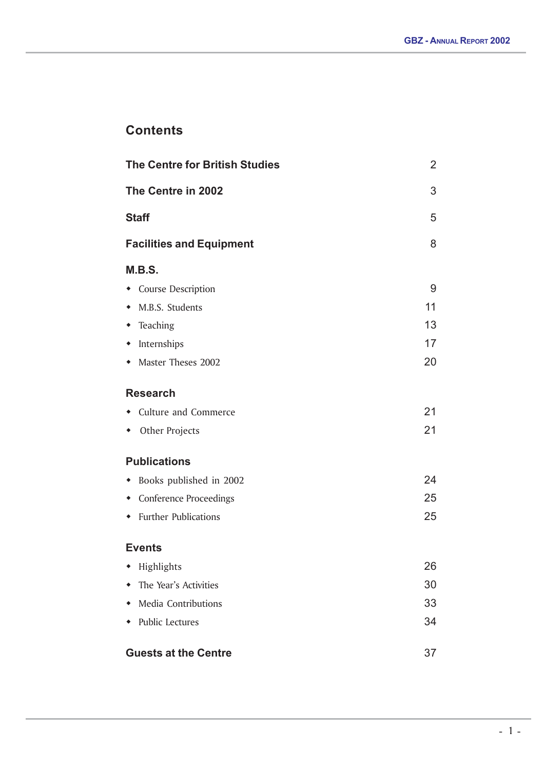## Contents

| | |
|---|---|
| **The Centre for British Studies** | 2 |
| **The Centre in 2002** | 3 |
| **Staff** | 5 |
| **Facilities and Equipment** | 8 |
| **M.B.S.** | |
| ◆ Course Description | 9 |
| ◆ M.B.S. Students | 11 |
| ◆ Teaching | 13 |
| ◆ Internships | 17 |
| ◆ Master Theses 2002 | 20 |
| **Research** | |
| ◆ Culture and Commerce | 21 |
| ◆ Other Projects | 21 |
| **Publications** | |
| ◆ Books published in 2002 | 24 |
| ◆ Conference Proceedings | 25 |
| ◆ Further Publications | 25 |
| **Events** | |
| ◆ Highlights | 26 |
| ◆ The Year's Activities | 30 |
| ◆ Media Contributions | 33 |
| ◆ Public Lectures | 34 |
| **Guests at the Centre** | 37 |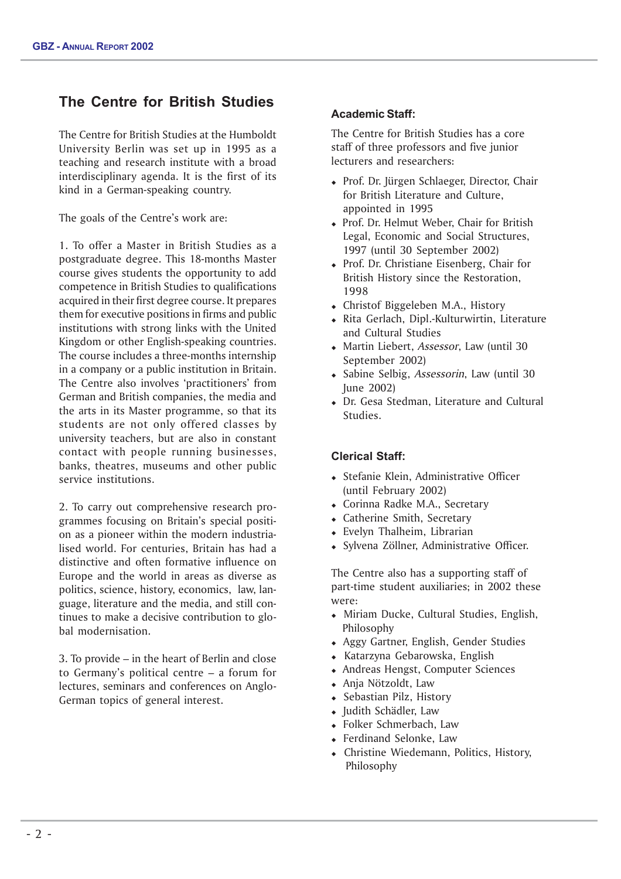## The Centre for British Studies

The Centre for British Studies at the Humboldt University Berlin was set up in 1995 as a teaching and research institute with a broad interdisciplinary agenda. It is the first of its kind in a German-speaking country.

The goals of the Centre's work are:

1. To offer a Master in British Studies as a postgraduate degree. This 18-months Master course gives students the opportunity to add competence in British Studies to qualifications acquired in their first degree course. It prepares them for executive positions in firms and public institutions with strong links with the United Kingdom or other English-speaking countries. The course includes a three-months internship in a company or a public institution in Britain. The Centre also involves 'practitioners' from German and British companies, the media and the arts in its Master programme, so that its students are not only offered classes by university teachers, but are also in constant contact with people running businesses, banks, theatres, museums and other public service institutions.

2. To carry out comprehensive research programmes focusing on Britain's special position as a pioneer within the modern industrialised world. For centuries, Britain has had a distinctive and often formative influence on Europe and the world in areas as diverse as politics, science, history, economics, law, language, literature and the media, and still continues to make a decisive contribution to global modernisation.

3. To provide – in the heart of Berlin and close to Germany's political centre – a forum for lectures, seminars and conferences on Anglo-German topics of general interest.

### Academic Staff:

The Centre for British Studies has a core staff of three professors and five junior lecturers and researchers:

- Prof. Dr. Jürgen Schlaeger, Director, Chair for British Literature and Culture, appointed in 1995
- Prof. Dr. Helmut Weber, Chair for British Legal, Economic and Social Structures, 1997 (until 30 September 2002)
- Prof. Dr. Christiane Eisenberg, Chair for British History since the Restoration, 1998
- Christof Biggeleben M.A., History
- Rita Gerlach, Dipl.-Kulturwirtin, Literature and Cultural Studies
- Martin Liebert, *Assessor*, Law (until 30 September 2002)
- Sabine Selbig, *Assessorin*, Law (until 30 June 2002)
- Dr. Gesa Stedman, Literature and Cultural Studies.

### Clerical Staff:

- Stefanie Klein, Administrative Officer (until February 2002)
- Corinna Radke M.A., Secretary
- Catherine Smith, Secretary
- Evelyn Thalheim, Librarian
- Sylvena Zöllner, Administrative Officer.

The Centre also has a supporting staff of part-time student auxiliaries; in 2002 these were:

- Miriam Ducke, Cultural Studies, English, Philosophy
- Aggy Gartner, English, Gender Studies
- Katarzyna Gebarowska, English
- Andreas Hengst, Computer Sciences
- Anja Nötzoldt, Law
- Sebastian Pilz, History
- Judith Schädler, Law
- Folker Schmerbach, Law
- Ferdinand Selonke, Law
- Christine Wiedemann, Politics, History, Philosophy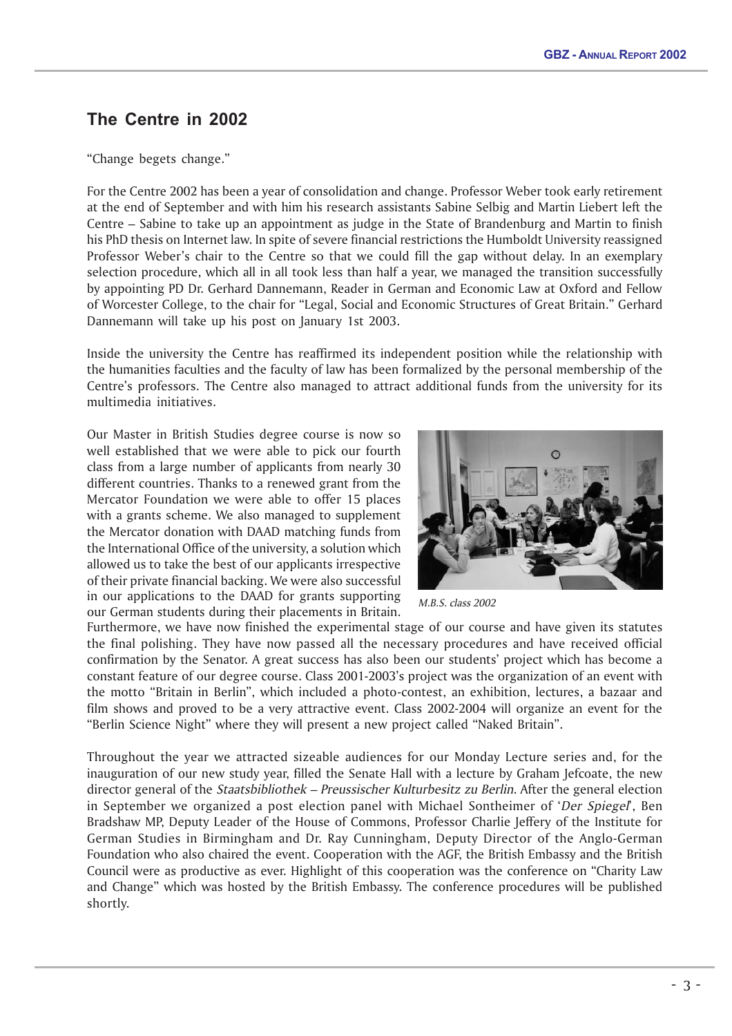## The Centre in 2002

"Change begets change."

For the Centre 2002 has been a year of consolidation and change. Professor Weber took early retirement at the end of September and with him his research assistants Sabine Selbig and Martin Liebert left the Centre – Sabine to take up an appointment as judge in the State of Brandenburg and Martin to finish his PhD thesis on Internet law. In spite of severe financial restrictions the Humboldt University reassigned Professor Weber's chair to the Centre so that we could fill the gap without delay. In an exemplary selection procedure, which all in all took less than half a year, we managed the transition successfully by appointing PD Dr. Gerhard Dannemann, Reader in German and Economic Law at Oxford and Fellow of Worcester College, to the chair for "Legal, Social and Economic Structures of Great Britain." Gerhard Dannemann will take up his post on January 1st 2003.

Inside the university the Centre has reaffirmed its independent position while the relationship with the humanities faculties and the faculty of law has been formalized by the personal membership of the Centre's professors. The Centre also managed to attract additional funds from the university for its multimedia initiatives.

Our Master in British Studies degree course is now so well established that we were able to pick our fourth class from a large number of applicants from nearly 30 different countries. Thanks to a renewed grant from the Mercator Foundation we were able to offer 15 places with a grants scheme. We also managed to supplement the Mercator donation with DAAD matching funds from the International Office of the university, a solution which allowed us to take the best of our applicants irrespective of their private financial backing. We were also successful in our applications to the DAAD for grants supporting our German students during their placements in Britain. Furthermore, we have now finished the experimental stage of our course and have given its statutes the final polishing. They have now passed all the necessary procedures and have received official confirmation by the Senator. A great success has also been our students' project which has become a constant feature of our degree course. Class 2001-2003's project was the organization of an event with the motto "Britain in Berlin", which included a photo-contest, an exhibition, lectures, a bazaar and film shows and proved to be a very attractive event. Class 2002-2004 will organize an event for the "Berlin Science Night" where they will present a new project called "Naked Britain".

*M.B.S. class 2002*

Throughout the year we attracted sizeable audiences for our Monday Lecture series and, for the inauguration of our new study year, filled the Senate Hall with a lecture by Graham Jefcoate, the new director general of the *Staatsbibliothek – Preussischer Kulturbesitz zu Berlin*. After the general election in September we organized a post election panel with Michael Sontheimer of '*Der Spiegel*', Ben Bradshaw MP, Deputy Leader of the House of Commons, Professor Charlie Jeffery of the Institute for German Studies in Birmingham and Dr. Ray Cunningham, Deputy Director of the Anglo-German Foundation who also chaired the event. Cooperation with the AGF, the British Embassy and the British Council were as productive as ever. Highlight of this cooperation was the conference on "Charity Law and Change" which was hosted by the British Embassy. The conference procedures will be published shortly.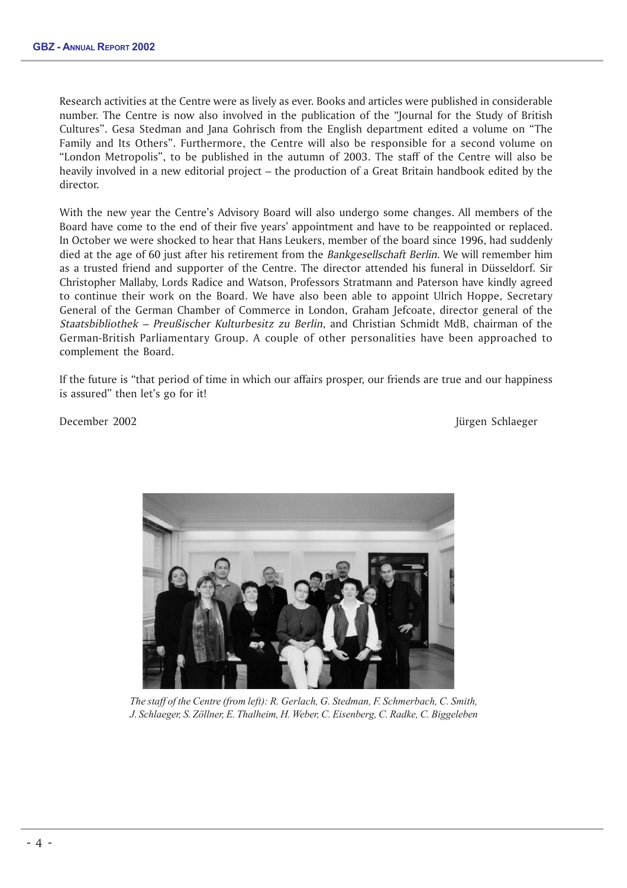Research activities at the Centre were as lively as ever. Books and articles were published in considerable number. The Centre is now also involved in the publication of the "Journal for the Study of British Cultures". Gesa Stedman and Jana Gohrisch from the English department edited a volume on "The Family and Its Others". Furthermore, the Centre will also be responsible for a second volume on "London Metropolis", to be published in the autumn of 2003. The staff of the Centre will also be heavily involved in a new editorial project – the production of a Great Britain handbook edited by the director.

With the new year the Centre's Advisory Board will also undergo some changes. All members of the Board have come to the end of their five years' appointment and have to be reappointed or replaced. In October we were shocked to hear that Hans Leukers, member of the board since 1996, had suddenly died at the age of 60 just after his retirement from the *Bankgesellschaft Berlin*. We will remember him as a trusted friend and supporter of the Centre. The director attended his funeral in Düsseldorf. Sir Christopher Mallaby, Lords Radice and Watson, Professors Stratmann and Paterson have kindly agreed to continue their work on the Board. We have also been able to appoint Ulrich Hoppe, Secretary General of the German Chamber of Commerce in London, Graham Jefcoate, director general of the *Staatsbibliothek – Preußischer Kulturbesitz zu Berlin*, and Christian Schmidt MdB, chairman of the German-British Parliamentary Group. A couple of other personalities have been approached to complement the Board.

If the future is "that period of time in which our affairs prosper, our friends are true and our happiness is assured" then let's go for it!

December 2002 Jürgen Schlaeger

*The staff of the Centre (from left): R. Gerlach, G. Stedman, F. Schmerbach, C. Smith, J. Schlaeger, S. Zöllner, E. Thalheim, H. Weber, C. Eisenberg, C. Radke, C. Biggeleben*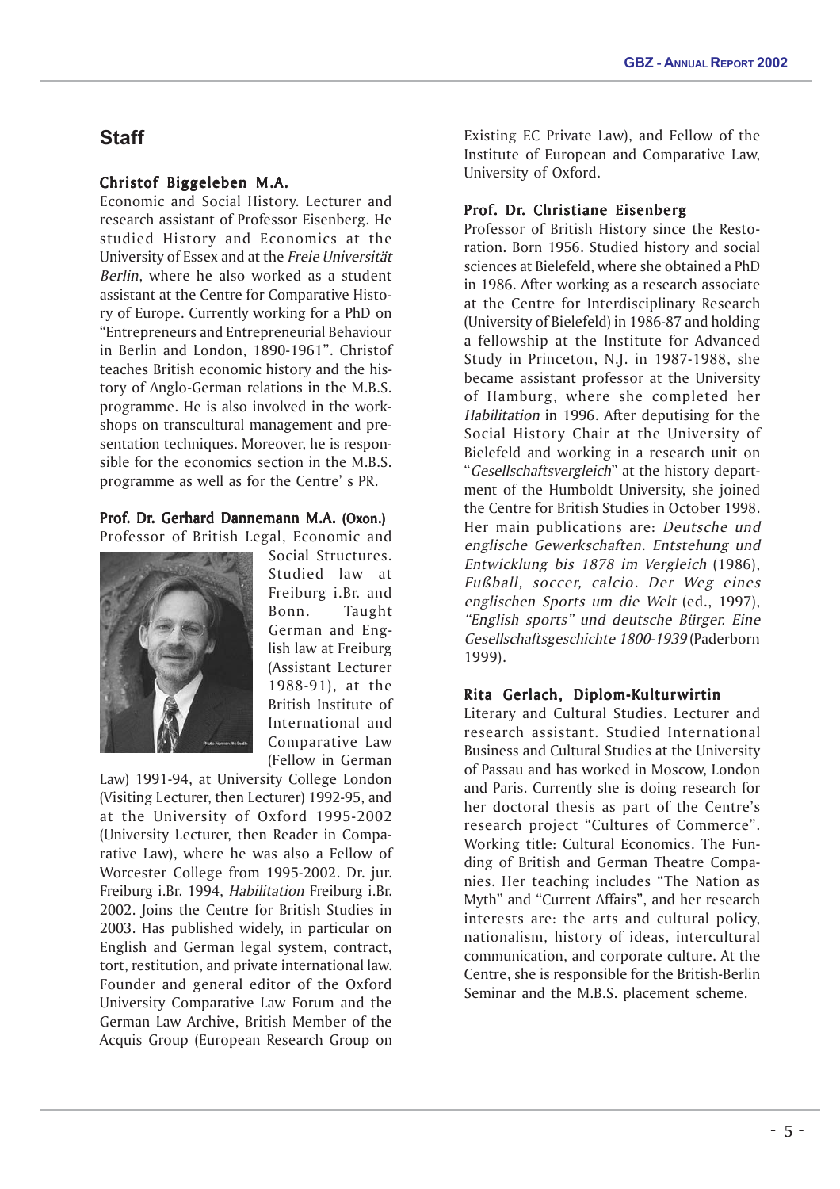## Staff

### Christof Biggeleben M.A.

Economic and Social History. Lecturer and research assistant of Professor Eisenberg. He studied History and Economics at the University of Essex and at the *Freie Universität Berlin*, where he also worked as a student assistant at the Centre for Comparative History of Europe. Currently working for a PhD on "Entrepreneurs and Entrepreneurial Behaviour in Berlin and London, 1890-1961". Christof teaches British economic history and the history of Anglo-German relations in the M.B.S. programme. He is also involved in the workshops on transcultural management and presentation techniques. Moreover, he is responsible for the economics section in the M.B.S. programme as well as for the Centre' s PR.

### Prof. Dr. Gerhard Dannemann M.A. (Oxon.)

Professor of British Legal, Economic and Social Structures. Studied law at Freiburg i.Br. and Bonn. Taught German and English law at Freiburg (Assistant Lecturer 1988-91), at the British Institute of International and Comparative Law (Fellow in German Law) 1991-94, at University College London (Visiting Lecturer, then Lecturer) 1992-95, and at the University of Oxford 1995-2002 (University Lecturer, then Reader in Comparative Law), where he was also a Fellow of Worcester College from 1995-2002. Dr. jur. Freiburg i.Br. 1994, *Habilitation* Freiburg i.Br. 2002. Joins the Centre for British Studies in 2003. Has published widely, in particular on English and German legal system, contract, tort, restitution, and private international law. Founder and general editor of the Oxford University Comparative Law Forum and the German Law Archive, British Member of the Acquis Group (European Research Group on Existing EC Private Law), and Fellow of the Institute of European and Comparative Law, University of Oxford.

### Prof. Dr. Christiane Eisenberg

Professor of British History since the Restoration. Born 1956. Studied history and social sciences at Bielefeld, where she obtained a PhD in 1986. After working as a research associate at the Centre for Interdisciplinary Research (University of Bielefeld) in 1986-87 and holding a fellowship at the Institute for Advanced Study in Princeton, N.J. in 1987-1988, she became assistant professor at the University of Hamburg, where she completed her *Habilitation* in 1996. After deputising for the Social History Chair at the University of Bielefeld and working in a research unit on "*Gesellschaftsvergleich*" at the history department of the Humboldt University, she joined the Centre for British Studies in October 1998. Her main publications are: *Deutsche und englische Gewerkschaften. Entstehung und Entwicklung bis 1878 im Vergleich* (1986), *Fußball, soccer, calcio. Der Weg eines englischen Sports um die Welt* (ed., 1997), *"English sports" und deutsche Bürger. Eine Gesellschaftsgeschichte 1800-1939* (Paderborn 1999).

### Rita Gerlach, Diplom-Kulturwirtin

Literary and Cultural Studies. Lecturer and research assistant. Studied International Business and Cultural Studies at the University of Passau and has worked in Moscow, London and Paris. Currently she is doing research for her doctoral thesis as part of the Centre's research project "Cultures of Commerce". Working title: Cultural Economics. The Funding of British and German Theatre Companies. Her teaching includes "The Nation as Myth" and "Current Affairs", and her research interests are: the arts and cultural policy, nationalism, history of ideas, intercultural communication, and corporate culture. At the Centre, she is responsible for the British-Berlin Seminar and the M.B.S. placement scheme.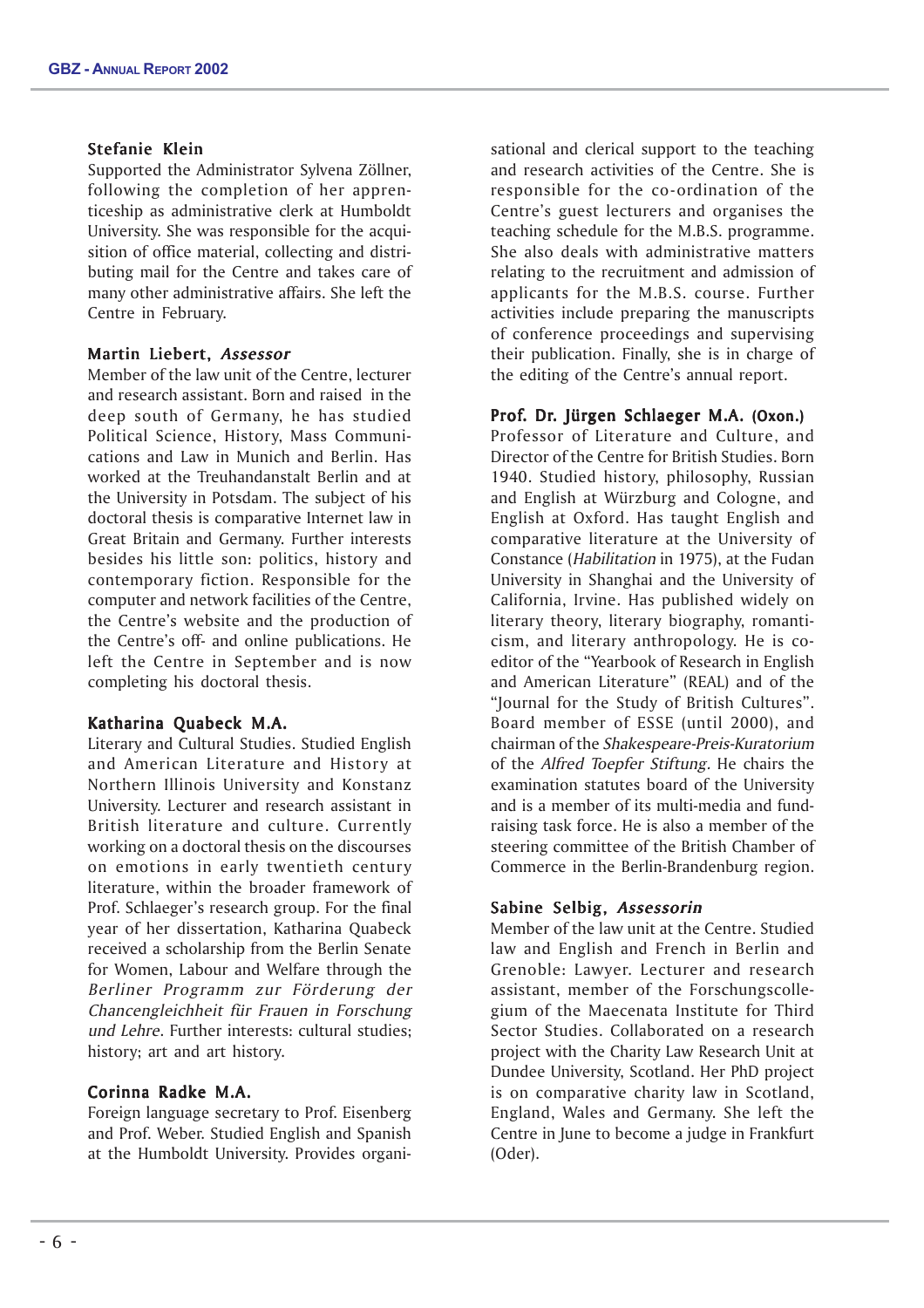### Stefanie Klein

Supported the Administrator Sylvena Zöllner, following the completion of her apprenticeship as administrative clerk at Humboldt University. She was responsible for the acquisition of office material, collecting and distributing mail for the Centre and takes care of many other administrative affairs. She left the Centre in February.

### Martin Liebert, *Assessor*

Member of the law unit of the Centre, lecturer and research assistant. Born and raised in the deep south of Germany, he has studied Political Science, History, Mass Communications and Law in Munich and Berlin. Has worked at the Treuhandanstalt Berlin and at the University in Potsdam. The subject of his doctoral thesis is comparative Internet law in Great Britain and Germany. Further interests besides his little son: politics, history and contemporary fiction. Responsible for the computer and network facilities of the Centre, the Centre's website and the production of the Centre's off- and online publications. He left the Centre in September and is now completing his doctoral thesis.

### Katharina Quabeck M.A.

Literary and Cultural Studies. Studied English and American Literature and History at Northern Illinois University and Konstanz University. Lecturer and research assistant in British literature and culture. Currently working on a doctoral thesis on the discourses on emotions in early twentieth century literature, within the broader framework of Prof. Schlaeger's research group. For the final year of her dissertation, Katharina Quabeck received a scholarship from the Berlin Senate for Women, Labour and Welfare through the *Berliner Programm zur Förderung der Chancengleichheit für Frauen in Forschung und Lehre*. Further interests: cultural studies; history; art and art history.

### Corinna Radke M.A.

Foreign language secretary to Prof. Eisenberg and Prof. Weber. Studied English and Spanish at the Humboldt University. Provides organisational and clerical support to the teaching and research activities of the Centre. She is responsible for the co-ordination of the Centre's guest lecturers and organises the teaching schedule for the M.B.S. programme. She also deals with administrative matters relating to the recruitment and admission of applicants for the M.B.S. course. Further activities include preparing the manuscripts of conference proceedings and supervising their publication. Finally, she is in charge of the editing of the Centre's annual report.

### Prof. Dr. Jürgen Schlaeger M.A. (Oxon.)

Professor of Literature and Culture, and Director of the Centre for British Studies. Born 1940. Studied history, philosophy, Russian and English at Würzburg and Cologne, and English at Oxford. Has taught English and comparative literature at the University of Constance (*Habilitation* in 1975), at the Fudan University in Shanghai and the University of California, Irvine. Has published widely on literary theory, literary biography, romanticism, and literary anthropology. He is co-editor of the "Yearbook of Research in English and American Literature" (REAL) and of the "Journal for the Study of British Cultures". Board member of ESSE (until 2000), and chairman of the *Shakespeare-Preis-Kuratorium* of the *Alfred Toepfer Stiftung*. He chairs the examination statutes board of the University and is a member of its multi-media and fund-raising task force. He is also a member of the steering committee of the British Chamber of Commerce in the Berlin-Brandenburg region.

### Sabine Selbig, *Assessorin*

Member of the law unit at the Centre. Studied law and English and French in Berlin and Grenoble: Lawyer. Lecturer and research assistant, member of the Forschungscollegium of the Maecenata Institute for Third Sector Studies. Collaborated on a research project with the Charity Law Research Unit at Dundee University, Scotland. Her PhD project is on comparative charity law in Scotland, England, Wales and Germany. She left the Centre in June to become a judge in Frankfurt (Oder).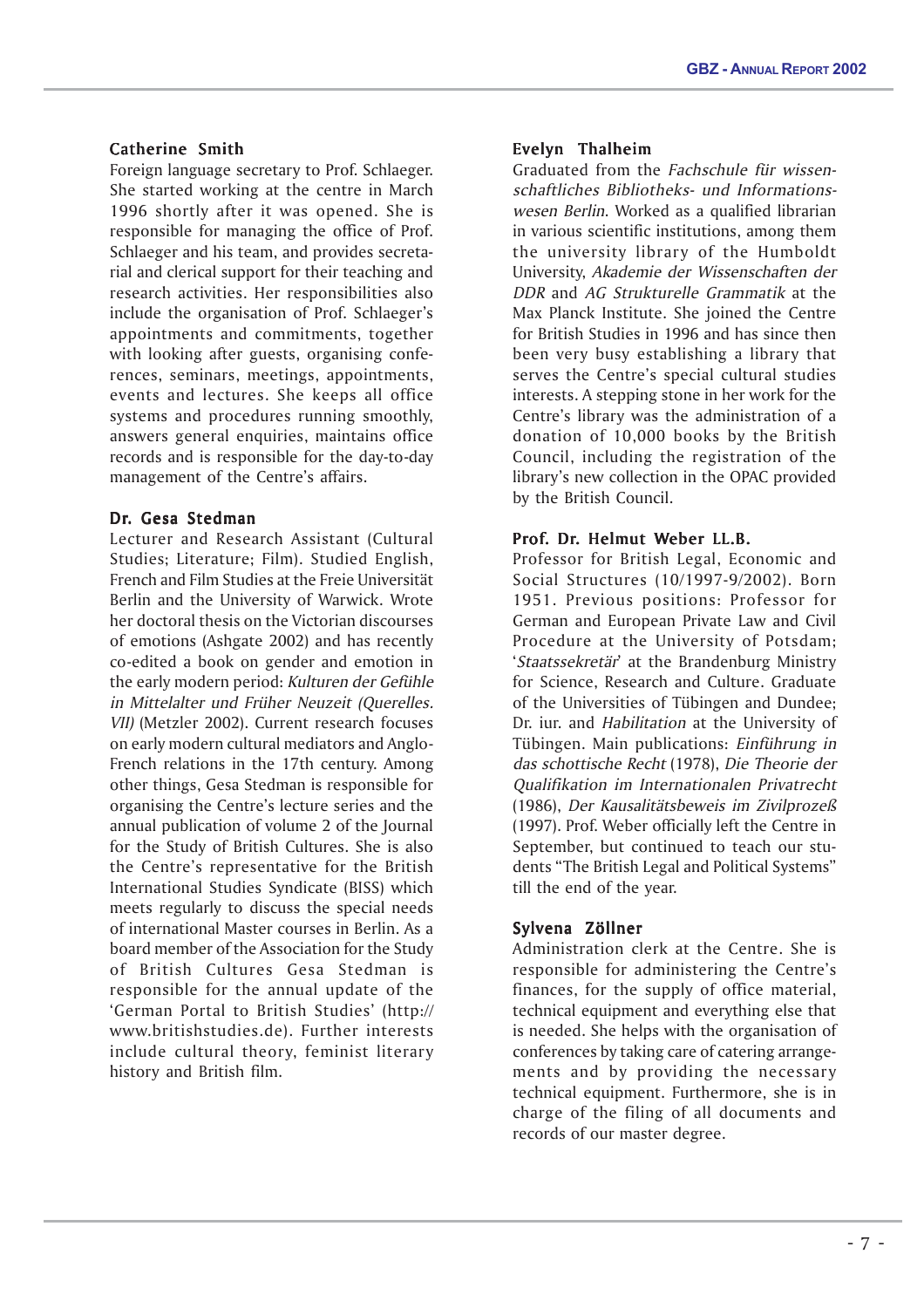### Catherine Smith

Foreign language secretary to Prof. Schlaeger. She started working at the centre in March 1996 shortly after it was opened. She is responsible for managing the office of Prof. Schlaeger and his team, and provides secretarial and clerical support for their teaching and research activities. Her responsibilities also include the organisation of Prof. Schlaeger's appointments and commitments, together with looking after guests, organising conferences, seminars, meetings, appointments, events and lectures. She keeps all office systems and procedures running smoothly, answers general enquiries, maintains office records and is responsible for the day-to-day management of the Centre's affairs.

### Dr. Gesa Stedman

Lecturer and Research Assistant (Cultural Studies; Literature; Film). Studied English, French and Film Studies at the Freie Universität Berlin and the University of Warwick. Wrote her doctoral thesis on the Victorian discourses of emotions (Ashgate 2002) and has recently co-edited a book on gender and emotion in the early modern period: *Kulturen der Gefühle in Mittelalter und Früher Neuzeit (Querelles. VII)* (Metzler 2002). Current research focuses on early modern cultural mediators and Anglo-French relations in the 17th century. Among other things, Gesa Stedman is responsible for organising the Centre's lecture series and the annual publication of volume 2 of the Journal for the Study of British Cultures. She is also the Centre's representative for the British International Studies Syndicate (BISS) which meets regularly to discuss the special needs of international Master courses in Berlin. As a board member of the Association for the Study of British Cultures Gesa Stedman is responsible for the annual update of the 'German Portal to British Studies' (http://www.britishstudies.de). Further interests include cultural theory, feminist literary history and British film.

### Evelyn Thalheim

Graduated from the *Fachschule für wissenschaftliches Bibliotheks- und Informationswesen Berlin*. Worked as a qualified librarian in various scientific institutions, among them the university library of the Humboldt University, *Akademie der Wissenschaften der DDR* and *AG Strukturelle Grammatik* at the Max Planck Institute. She joined the Centre for British Studies in 1996 and has since then been very busy establishing a library that serves the Centre's special cultural studies interests. A stepping stone in her work for the Centre's library was the administration of a donation of 10,000 books by the British Council, including the registration of the library's new collection in the OPAC provided by the British Council.

### Prof. Dr. Helmut Weber LL.B.

Professor for British Legal, Economic and Social Structures (10/1997-9/2002). Born 1951. Previous positions: Professor for German and European Private Law and Civil Procedure at the University of Potsdam; '*Staatssekretär*' at the Brandenburg Ministry for Science, Research and Culture. Graduate of the Universities of Tübingen and Dundee; Dr. iur. and *Habilitation* at the University of Tübingen. Main publications: *Einführung in das schottische Recht* (1978), *Die Theorie der Qualifikation im Internationalen Privatrecht* (1986), *Der Kausalitätsbeweis im Zivilprozeß* (1997). Prof. Weber officially left the Centre in September, but continued to teach our students "The British Legal and Political Systems" till the end of the year.

### Sylvena Zöllner

Administration clerk at the Centre. She is responsible for administering the Centre's finances, for the supply of office material, technical equipment and everything else that is needed. She helps with the organisation of conferences by taking care of catering arrangements and by providing the necessary technical equipment. Furthermore, she is in charge of the filing of all documents and records of our master degree.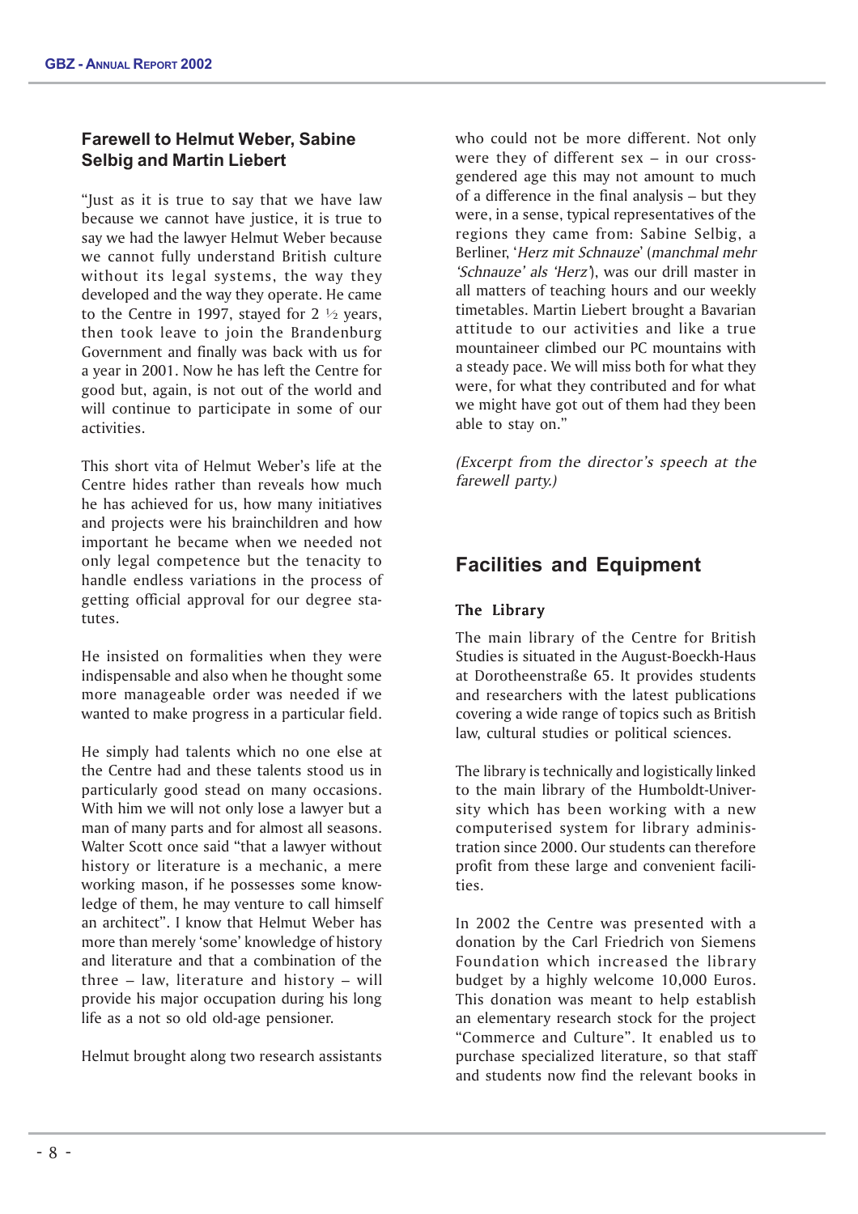### Farewell to Helmut Weber, Sabine Selbig and Martin Liebert

"Just as it is true to say that we have law because we cannot have justice, it is true to say we had the lawyer Helmut Weber because we cannot fully understand British culture without its legal systems, the way they developed and the way they operate. He came to the Centre in 1997, stayed for 2 ½ years, then took leave to join the Brandenburg Government and finally was back with us for a year in 2001. Now he has left the Centre for good but, again, is not out of the world and will continue to participate in some of our activities.

This short vita of Helmut Weber's life at the Centre hides rather than reveals how much he has achieved for us, how many initiatives and projects were his brainchildren and how important he became when we needed not only legal competence but the tenacity to handle endless variations in the process of getting official approval for our degree statutes.

He insisted on formalities when they were indispensable and also when he thought some more manageable order was needed if we wanted to make progress in a particular field.

He simply had talents which no one else at the Centre had and these talents stood us in particularly good stead on many occasions. With him we will not only lose a lawyer but a man of many parts and for almost all seasons. Walter Scott once said "that a lawyer without history or literature is a mechanic, a mere working mason, if he possesses some knowledge of them, he may venture to call himself an architect". I know that Helmut Weber has more than merely 'some' knowledge of history and literature and that a combination of the three – law, literature and history – will provide his major occupation during his long life as a not so old old-age pensioner.

Helmut brought along two research assistants who could not be more different. Not only were they of different sex – in our cross-gendered age this may not amount to much of a difference in the final analysis – but they were, in a sense, typical representatives of the regions they came from: Sabine Selbig, a Berliner, '*Herz mit Schnauze*' (*manchmal mehr 'Schnauze' als 'Herz'*), was our drill master in all matters of teaching hours and our weekly timetables. Martin Liebert brought a Bavarian attitude to our activities and like a true mountaineer climbed our PC mountains with a steady pace. We will miss both for what they were, for what they contributed and for what we might have got out of them had they been able to stay on."

*(Excerpt from the director's speech at the farewell party.)*

## Facilities and Equipment

### The Library

The main library of the Centre for British Studies is situated in the August-Boeckh-Haus at Dorotheenstraße 65. It provides students and researchers with the latest publications covering a wide range of topics such as British law, cultural studies or political sciences.

The library is technically and logistically linked to the main library of the Humboldt-University which has been working with a new computerised system for library administration since 2000. Our students can therefore profit from these large and convenient facilities.

In 2002 the Centre was presented with a donation by the Carl Friedrich von Siemens Foundation which increased the library budget by a highly welcome 10,000 Euros. This donation was meant to help establish an elementary research stock for the project "Commerce and Culture". It enabled us to purchase specialized literature, so that staff and students now find the relevant books in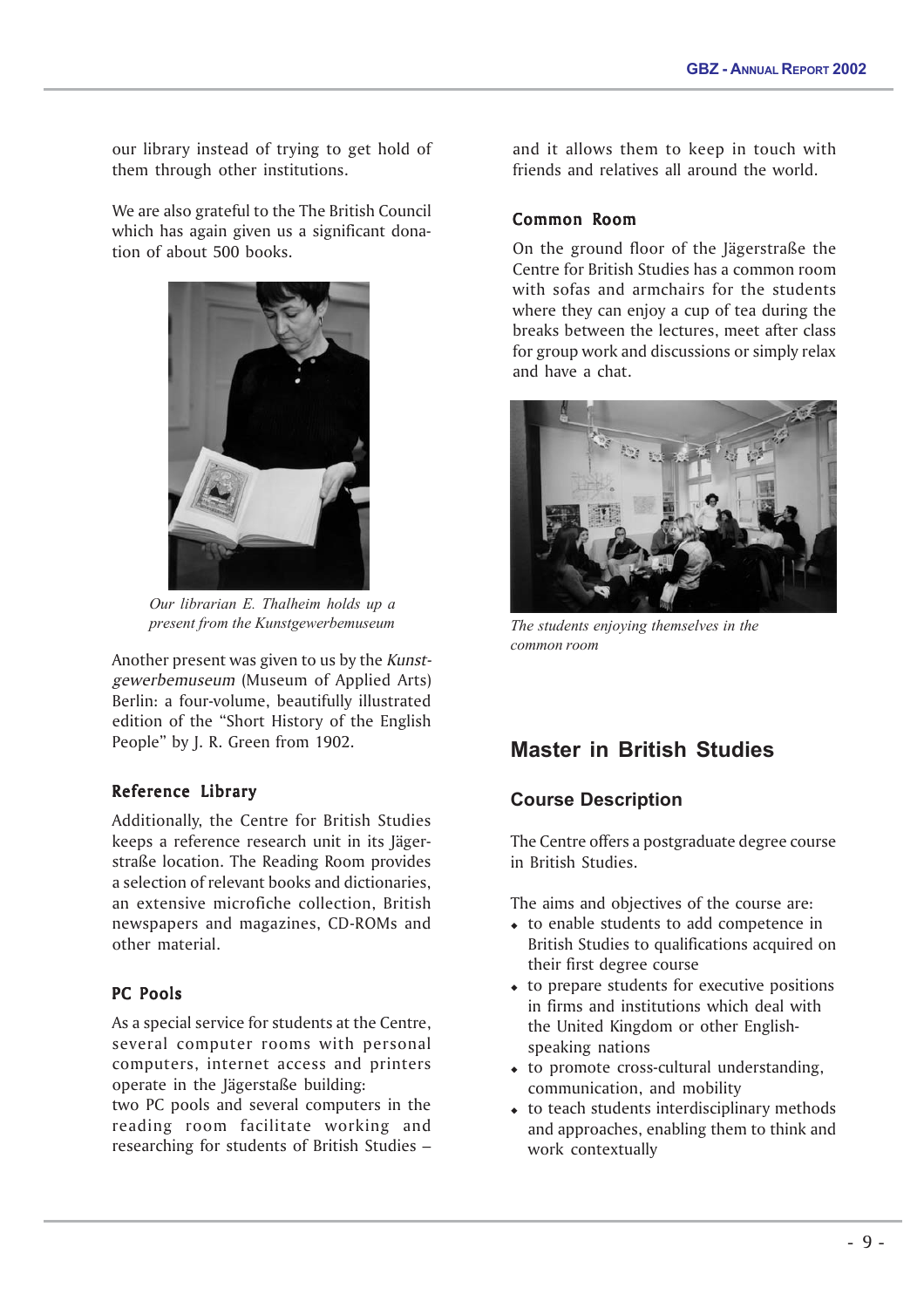our library instead of trying to get hold of them through other institutions.

We are also grateful to the The British Council which has again given us a significant donation of about 500 books.

*Our librarian E. Thalheim holds up a present from the Kunstgewerbemuseum*

Another present was given to us by the *Kunstgewerbemuseum* (Museum of Applied Arts) Berlin: a four-volume, beautifully illustrated edition of the "Short History of the English People" by J. R. Green from 1902.

### Reference Library

Additionally, the Centre for British Studies keeps a reference research unit in its Jägerstraße location. The Reading Room provides a selection of relevant books and dictionaries, an extensive microfiche collection, British newspapers and magazines, CD-ROMs and other material.

### PC Pools

As a special service for students at the Centre, several computer rooms with personal computers, internet access and printers operate in the Jägerstaße building:
two PC pools and several computers in the reading room facilitate working and researching for students of British Studies – and it allows them to keep in touch with friends and relatives all around the world.

### Common Room

On the ground floor of the Jägerstraße the Centre for British Studies has a common room with sofas and armchairs for the students where they can enjoy a cup of tea during the breaks between the lectures, meet after class for group work and discussions or simply relax and have a chat.

*The students enjoying themselves in the common room*

## Master in British Studies

### Course Description

The Centre offers a postgraduate degree course in British Studies.

The aims and objectives of the course are:

- to enable students to add competence in British Studies to qualifications acquired on their first degree course
- to prepare students for executive positions in firms and institutions which deal with the United Kingdom or other English-speaking nations
- to promote cross-cultural understanding, communication, and mobility
- to teach students interdisciplinary methods and approaches, enabling them to think and work contextually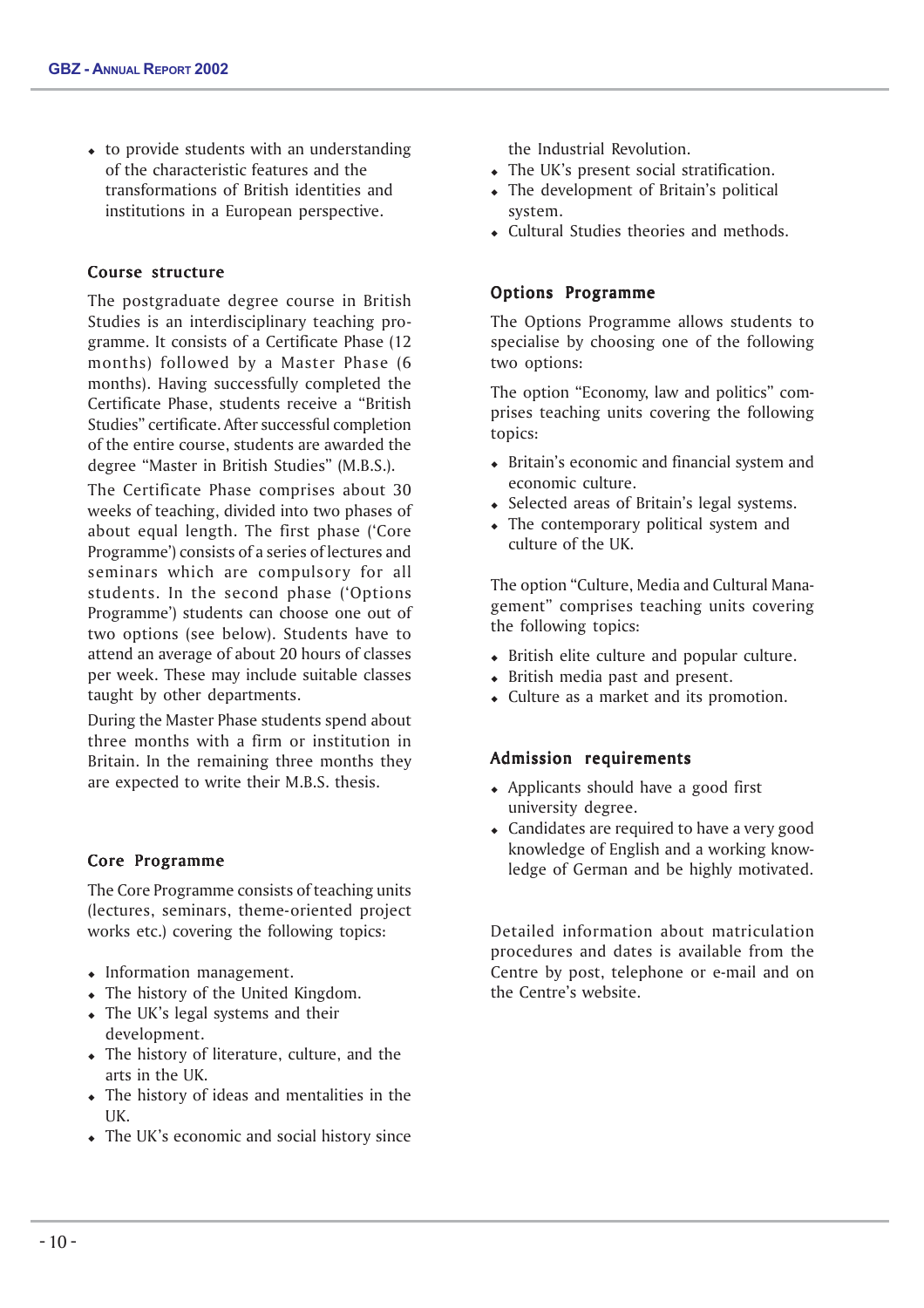- to provide students with an understanding of the characteristic features and the transformations of British identities and institutions in a European perspective.

### Course structure

The postgraduate degree course in British Studies is an interdisciplinary teaching programme. It consists of a Certificate Phase (12 months) followed by a Master Phase (6 months). Having successfully completed the Certificate Phase, students receive a "British Studies" certificate. After successful completion of the entire course, students are awarded the degree "Master in British Studies" (M.B.S.).

The Certificate Phase comprises about 30 weeks of teaching, divided into two phases of about equal length. The first phase ('Core Programme') consists of a series of lectures and seminars which are compulsory for all students. In the second phase ('Options Programme') students can choose one out of two options (see below). Students have to attend an average of about 20 hours of classes per week. These may include suitable classes taught by other departments.

During the Master Phase students spend about three months with a firm or institution in Britain. In the remaining three months they are expected to write their M.B.S. thesis.

### Core Programme

The Core Programme consists of teaching units (lectures, seminars, theme-oriented project works etc.) covering the following topics:

- Information management.
- The history of the United Kingdom.
- The UK's legal systems and their development.
- The history of literature, culture, and the arts in the UK.
- The history of ideas and mentalities in the UK.
- The UK's economic and social history since the Industrial Revolution.
- The UK's present social stratification.
- The development of Britain's political system.
- Cultural Studies theories and methods.

### Options Programme

The Options Programme allows students to specialise by choosing one of the following two options:

The option "Economy, law and politics" comprises teaching units covering the following topics:

- Britain's economic and financial system and economic culture.
- Selected areas of Britain's legal systems.
- The contemporary political system and culture of the UK.

The option "Culture, Media and Cultural Management" comprises teaching units covering the following topics:

- British elite culture and popular culture.
- British media past and present.
- Culture as a market and its promotion.

### Admission requirements

- Applicants should have a good first university degree.
- Candidates are required to have a very good knowledge of English and a working knowledge of German and be highly motivated.

Detailed information about matriculation procedures and dates is available from the Centre by post, telephone or e-mail and on the Centre's website.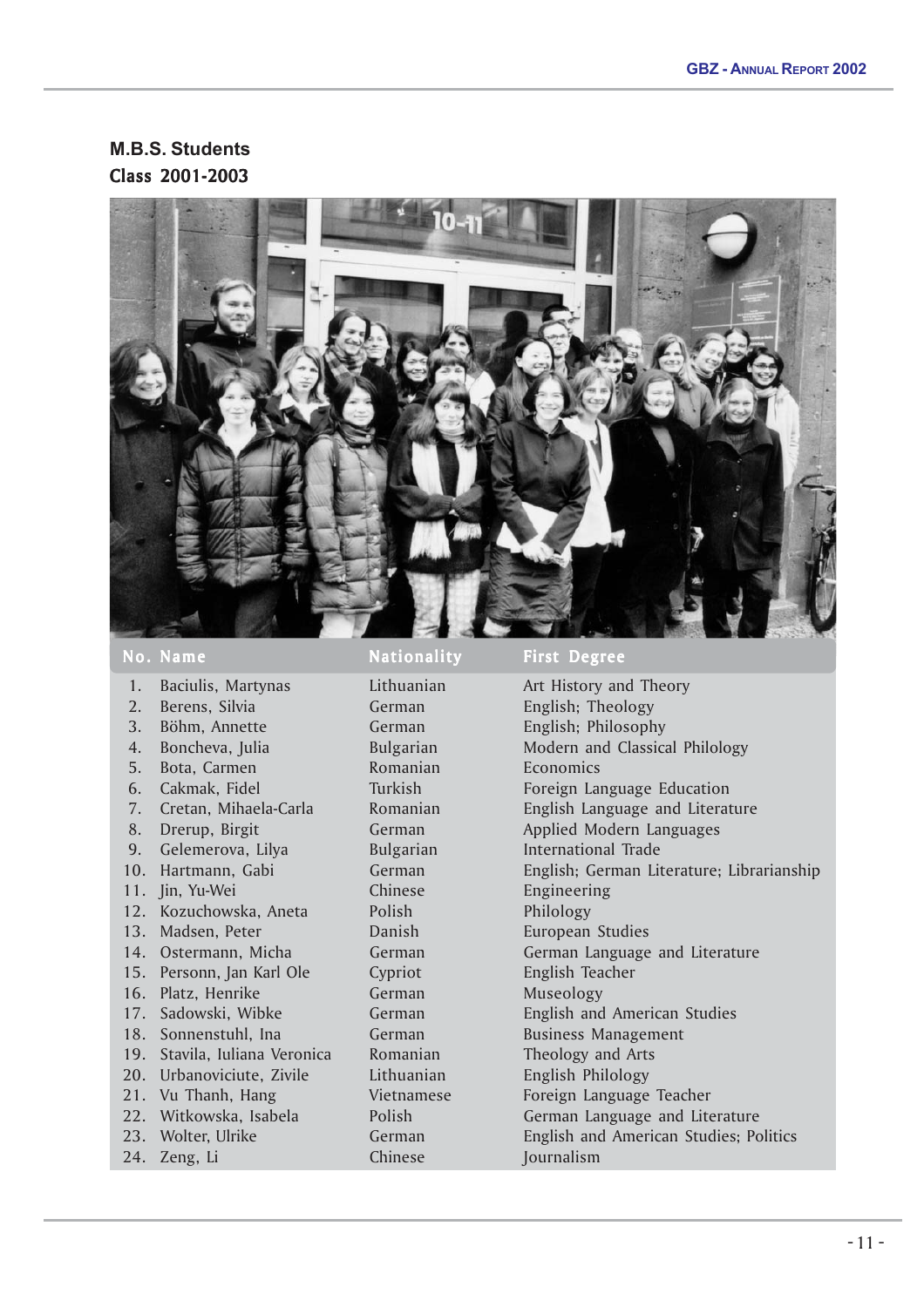## M.B.S. Students

### Class 2001-2003

| No. | Name | Nationality | First Degree |
|---|---|---|---|
| 1. | Baciulis, Martynas | Lithuanian | Art History and Theory |
| 2. | Berens, Silvia | German | English; Theology |
| 3. | Böhm, Annette | German | English; Philosophy |
| 4. | Boncheva, Julia | Bulgarian | Modern and Classical Philology |
| 5. | Bota, Carmen | Romanian | Economics |
| 6. | Cakmak, Fidel | Turkish | Foreign Language Education |
| 7. | Cretan, Mihaela-Carla | Romanian | English Language and Literature |
| 8. | Drerup, Birgit | German | Applied Modern Languages |
| 9. | Gelemerova, Lilya | Bulgarian | International Trade |
| 10. | Hartmann, Gabi | German | English; German Literature; Librarianship |
| 11. | Jin, Yu-Wei | Chinese | Engineering |
| 12. | Kozuchowska, Aneta | Polish | Philology |
| 13. | Madsen, Peter | Danish | European Studies |
| 14. | Ostermann, Micha | German | German Language and Literature |
| 15. | Personn, Jan Karl Ole | Cypriot | English Teacher |
| 16. | Platz, Henrike | German | Museology |
| 17. | Sadowski, Wibke | German | English and American Studies |
| 18. | Sonnenstuhl, Ina | German | Business Management |
| 19. | Stavila, Iuliana Veronica | Romanian | Theology and Arts |
| 20. | Urbanoviciute, Zivile | Lithuanian | English Philology |
| 21. | Vu Thanh, Hang | Vietnamese | Foreign Language Teacher |
| 22. | Witkowska, Isabela | Polish | German Language and Literature |
| 23. | Wolter, Ulrike | German | English and American Studies; Politics |
| 24. | Zeng, Li | Chinese | Journalism |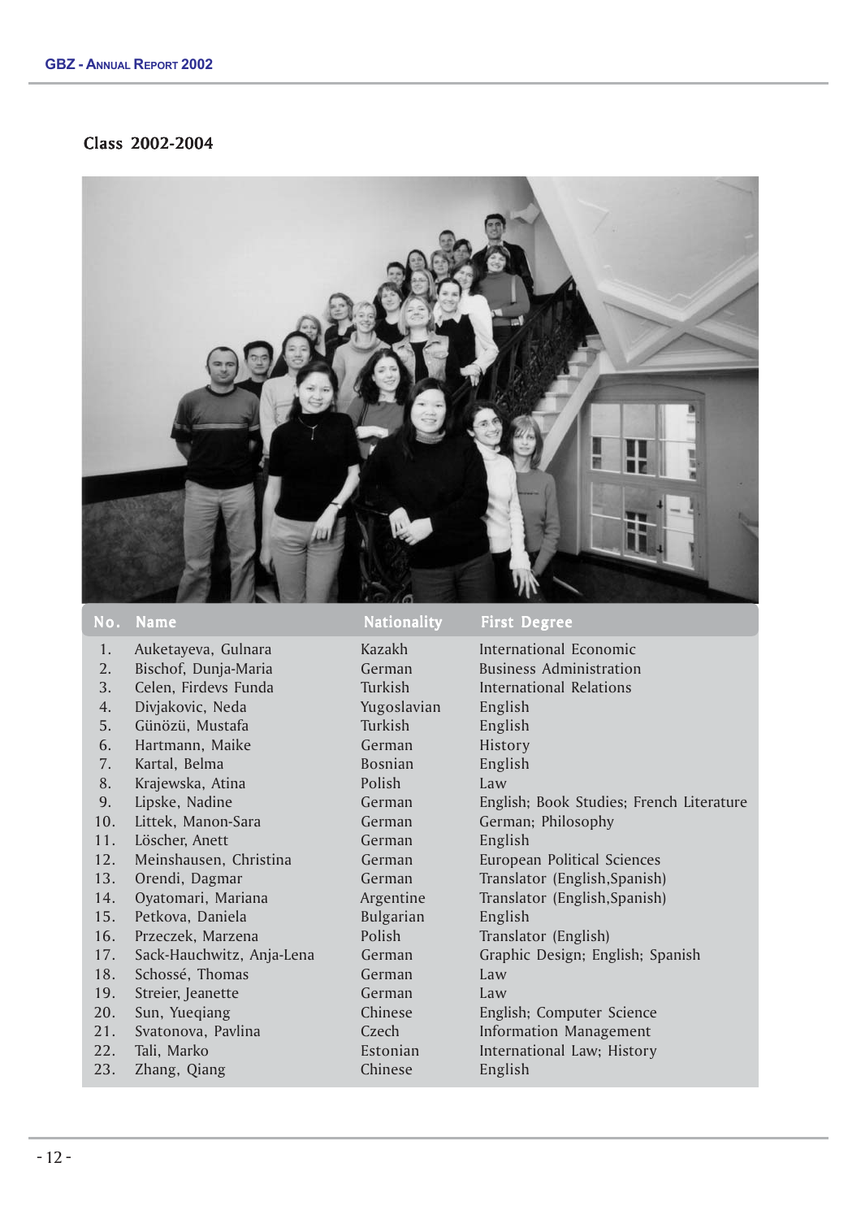## Class 2002-2004

| No. | Name | Nationality | First Degree |
|---|---|---|---|
| 1. | Auketayeva, Gulnara | Kazakh | International Economic |
| 2. | Bischof, Dunja-Maria | German | Business Administration |
| 3. | Celen, Firdevs Funda | Turkish | International Relations |
| 4. | Divjakovic, Neda | Yugoslavian | English |
| 5. | Günözü, Mustafa | Turkish | English |
| 6. | Hartmann, Maike | German | History |
| 7. | Kartal, Belma | Bosnian | English |
| 8. | Krajewska, Atina | Polish | Law |
| 9. | Lipske, Nadine | German | English; Book Studies; French Literature |
| 10. | Littek, Manon-Sara | German | German; Philosophy |
| 11. | Löscher, Anett | German | English |
| 12. | Meinshausen, Christina | German | European Political Sciences |
| 13. | Orendi, Dagmar | German | Translator (English,Spanish) |
| 14. | Oyatomari, Mariana | Argentine | Translator (English,Spanish) |
| 15. | Petkova, Daniela | Bulgarian | English |
| 16. | Przeczek, Marzena | Polish | Translator (English) |
| 17. | Sack-Hauchwitz, Anja-Lena | German | Graphic Design; English; Spanish |
| 18. | Schossé, Thomas | German | Law |
| 19. | Streier, Jeanette | German | Law |
| 20. | Sun, Yueqiang | Chinese | English; Computer Science |
| 21. | Svatonova, Pavlina | Czech | Information Management |
| 22. | Tali, Marko | Estonian | International Law; History |
| 23. | Zhang, Qiang | Chinese | English |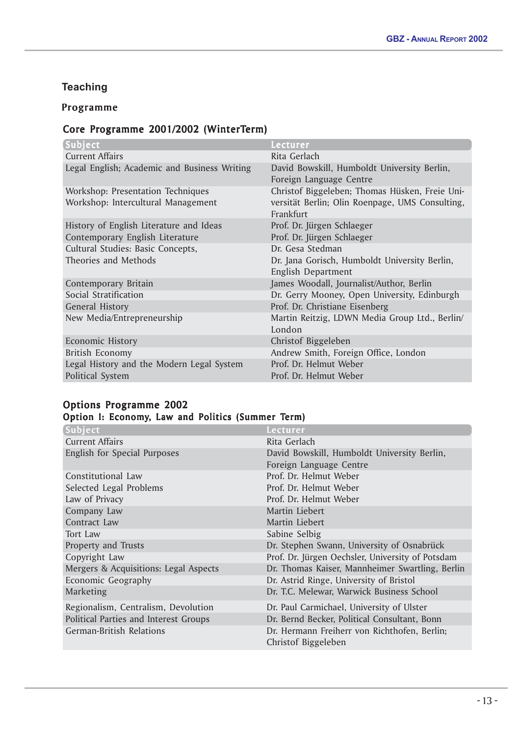## Teaching

### Programme

#### Core Programme 2001/2002 (WinterTerm)

| Subject | Lecturer |
|---|---|
| Current Affairs | Rita Gerlach |
| Legal English; Academic and Business Writing | David Bowskill, Humboldt University Berlin, Foreign Language Centre |
| Workshop: Presentation Techniques<br>Workshop: Intercultural Management | Christof Biggeleben; Thomas Hüsken, Freie Universität Berlin; Olin Roenpage, UMS Consulting, Frankfurt |
| History of English Literature and Ideas | Prof. Dr. Jürgen Schlaeger |
| Contemporary English Literature | Prof. Dr. Jürgen Schlaeger |
| Cultural Studies: Basic Concepts, Theories and Methods | Dr. Gesa Stedman<br>Dr. Jana Gorisch, Humboldt University Berlin, English Department |
| Contemporary Britain | James Woodall, Journalist/Author, Berlin |
| Social Stratification | Dr. Gerry Mooney, Open University, Edinburgh |
| General History | Prof. Dr. Christiane Eisenberg |
| New Media/Entrepreneurship | Martin Reitzig, LDWN Media Group Ltd., Berlin/London |
| Economic History | Christof Biggeleben |
| British Economy | Andrew Smith, Foreign Office, London |
| Legal History and the Modern Legal System | Prof. Dr. Helmut Weber |
| Political System | Prof. Dr. Helmut Weber |

#### Options Programme 2002
#### Option I: Economy, Law and Politics (Summer Term)

| Subject | Lecturer |
|---|---|
| Current Affairs | Rita Gerlach |
| English for Special Purposes | David Bowskill, Humboldt University Berlin, Foreign Language Centre |
| Constitutional Law | Prof. Dr. Helmut Weber |
| Selected Legal Problems | Prof. Dr. Helmut Weber |
| Law of Privacy | Prof. Dr. Helmut Weber |
| Company Law | Martin Liebert |
| Contract Law | Martin Liebert |
| Tort Law | Sabine Selbig |
| Property and Trusts | Dr. Stephen Swann, University of Osnabrück |
| Copyright Law | Prof. Dr. Jürgen Oechsler, University of Potsdam |
| Mergers & Acquisitions: Legal Aspects | Dr. Thomas Kaiser, Mannheimer Swartling, Berlin |
| Economic Geography | Dr. Astrid Ringe, University of Bristol |
| Marketing | Dr. T.C. Melewar, Warwick Business School |
| Regionalism, Centralism, Devolution | Dr. Paul Carmichael, University of Ulster |
| Political Parties and Interest Groups | Dr. Bernd Becker, Political Consultant, Bonn |
| German-British Relations | Dr. Hermann Freiherr von Richthofen, Berlin; Christof Biggeleben |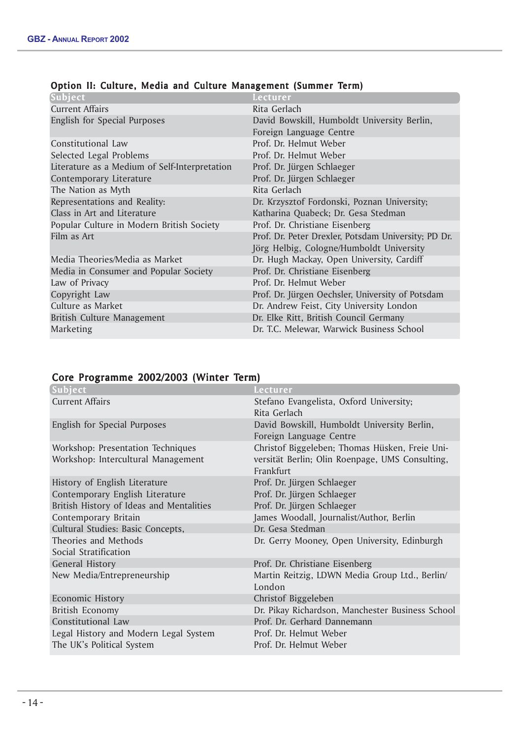### Option II: Culture, Media and Culture Management (Summer Term)

| Subject | Lecturer |
|---|---|
| Current Affairs | Rita Gerlach |
| English for Special Purposes | David Bowskill, Humboldt University Berlin, Foreign Language Centre |
| Constitutional Law | Prof. Dr. Helmut Weber |
| Selected Legal Problems | Prof. Dr. Helmut Weber |
| Literature as a Medium of Self-Interpretation | Prof. Dr. Jürgen Schlaeger |
| Contemporary Literature | Prof. Dr. Jürgen Schlaeger |
| The Nation as Myth | Rita Gerlach |
| Representations and Reality: Class in Art and Literature | Dr. Krzysztof Fordonski, Poznan University; Katharina Quabeck; Dr. Gesa Stedman |
| Popular Culture in Modern British Society | Prof. Dr. Christiane Eisenberg |
| Film as Art | Prof. Dr. Peter Drexler, Potsdam University; PD Dr. Jörg Helbig, Cologne/Humboldt University |
| Media Theories/Media as Market | Dr. Hugh Mackay, Open University, Cardiff |
| Media in Consumer and Popular Society | Prof. Dr. Christiane Eisenberg |
| Law of Privacy | Prof. Dr. Helmut Weber |
| Copyright Law | Prof. Dr. Jürgen Oechsler, University of Potsdam |
| Culture as Market | Dr. Andrew Feist, City University London |
| British Culture Management | Dr. Elke Ritt, British Council Germany |
| Marketing | Dr. T.C. Melewar, Warwick Business School |

### Core Programme 2002/2003 (Winter Term)

| Subject | Lecturer |
|---|---|
| Current Affairs | Stefano Evangelista, Oxford University; Rita Gerlach |
| English for Special Purposes | David Bowskill, Humboldt University Berlin, Foreign Language Centre |
| Workshop: Presentation Techniques<br>Workshop: Intercultural Management | Christof Biggeleben; Thomas Hüsken, Freie Universität Berlin; Olin Roenpage, UMS Consulting, Frankfurt |
| History of English Literature | Prof. Dr. Jürgen Schlaeger |
| Contemporary English Literature | Prof. Dr. Jürgen Schlaeger |
| British History of Ideas and Mentalities | Prof. Dr. Jürgen Schlaeger |
| Contemporary Britain | James Woodall, Journalist/Author, Berlin |
| Cultural Studies: Basic Concepts, Theories and Methods | Dr. Gesa Stedman |
| Social Stratification | Dr. Gerry Mooney, Open University, Edinburgh |
| General History | Prof. Dr. Christiane Eisenberg |
| New Media/Entrepreneurship | Martin Reitzig, LDWN Media Group Ltd., Berlin/ London |
| Economic History | Christof Biggeleben |
| British Economy | Dr. Pikay Richardson, Manchester Business School |
| Constitutional Law | Prof. Dr. Gerhard Dannemann |
| Legal History and Modern Legal System | Prof. Dr. Helmut Weber |
| The UK's Political System | Prof. Dr. Helmut Weber |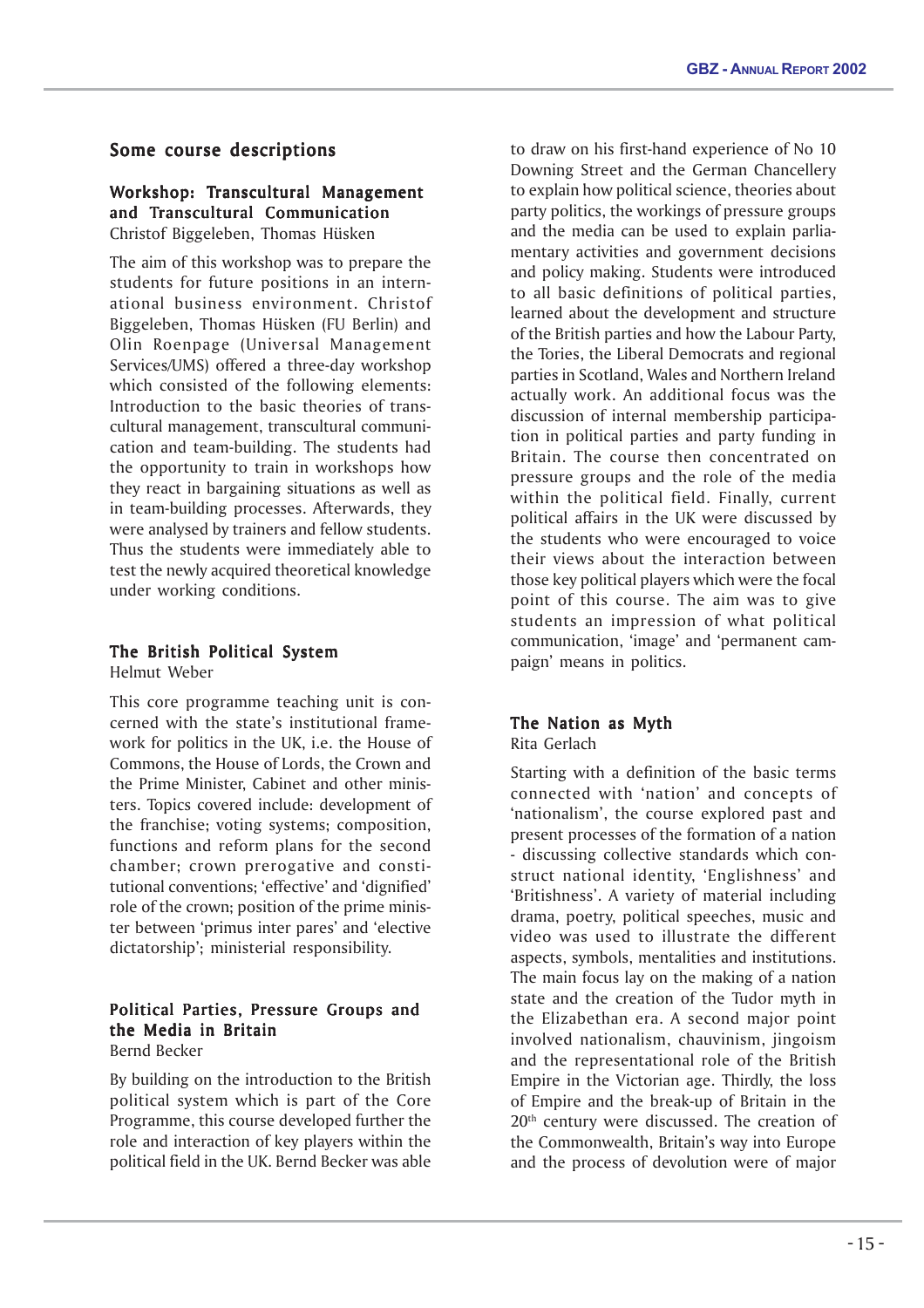## Some course descriptions

### Workshop: Transcultural Management and Transcultural Communication

Christof Biggeleben, Thomas Hüsken

The aim of this workshop was to prepare the students for future positions in an international business environment. Christof Biggeleben, Thomas Hüsken (FU Berlin) and Olin Roenpage (Universal Management Services/UMS) offered a three-day workshop which consisted of the following elements: Introduction to the basic theories of transcultural management, transcultural communication and team-building. The students had the opportunity to train in workshops how they react in bargaining situations as well as in team-building processes. Afterwards, they were analysed by trainers and fellow students. Thus the students were immediately able to test the newly acquired theoretical knowledge under working conditions.

### The British Political System

Helmut Weber

This core programme teaching unit is concerned with the state's institutional framework for politics in the UK, i.e. the House of Commons, the House of Lords, the Crown and the Prime Minister, Cabinet and other ministers. Topics covered include: development of the franchise; voting systems; composition, functions and reform plans for the second chamber; crown prerogative and constitutional conventions; 'effective' and 'dignified' role of the crown; position of the prime minister between 'primus inter pares' and 'elective dictatorship'; ministerial responsibility.

### Political Parties, Pressure Groups and the Media in Britain

Bernd Becker

By building on the introduction to the British political system which is part of the Core Programme, this course developed further the role and interaction of key players within the political field in the UK. Bernd Becker was able to draw on his first-hand experience of No 10 Downing Street and the German Chancellery to explain how political science, theories about party politics, the workings of pressure groups and the media can be used to explain parliamentary activities and government decisions and policy making. Students were introduced to all basic definitions of political parties, learned about the development and structure of the British parties and how the Labour Party, the Tories, the Liberal Democrats and regional parties in Scotland, Wales and Northern Ireland actually work. An additional focus was the discussion of internal membership participation in political parties and party funding in Britain. The course then concentrated on pressure groups and the role of the media within the political field. Finally, current political affairs in the UK were discussed by the students who were encouraged to voice their views about the interaction between those key political players which were the focal point of this course. The aim was to give students an impression of what political communication, 'image' and 'permanent campaign' means in politics.

### The Nation as Myth

Rita Gerlach

Starting with a definition of the basic terms connected with 'nation' and concepts of 'nationalism', the course explored past and present processes of the formation of a nation - discussing collective standards which construct national identity, 'Englishness' and 'Britishness'. A variety of material including drama, poetry, political speeches, music and video was used to illustrate the different aspects, symbols, mentalities and institutions. The main focus lay on the making of a nation state and the creation of the Tudor myth in the Elizabethan era. A second major point involved nationalism, chauvinism, jingoism and the representational role of the British Empire in the Victorian age. Thirdly, the loss of Empire and the break-up of Britain in the 20th century were discussed. The creation of the Commonwealth, Britain's way into Europe and the process of devolution were of major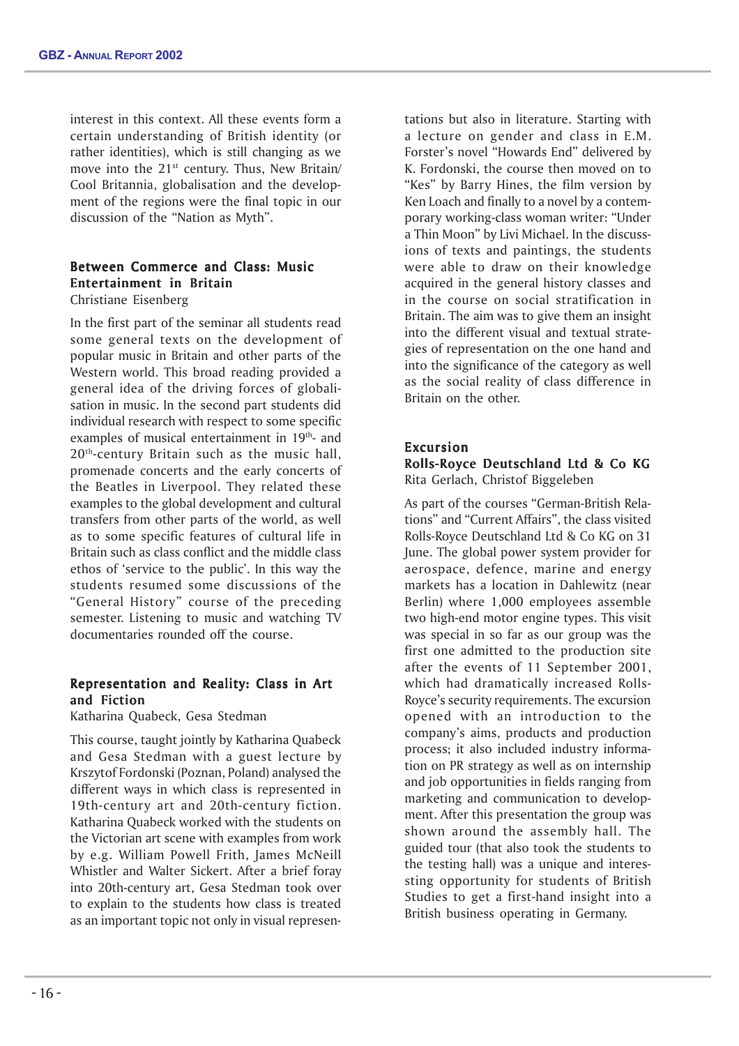interest in this context. All these events form a certain understanding of British identity (or rather identities), which is still changing as we move into the 21st century. Thus, New Britain/ Cool Britannia, globalisation and the development of the regions were the final topic in our discussion of the "Nation as Myth".

### Between Commerce and Class: Music Entertainment in Britain

Christiane Eisenberg

In the first part of the seminar all students read some general texts on the development of popular music in Britain and other parts of the Western world. This broad reading provided a general idea of the driving forces of globalisation in music. In the second part students did individual research with respect to some specific examples of musical entertainment in 19th- and 20th-century Britain such as the music hall, promenade concerts and the early concerts of the Beatles in Liverpool. They related these examples to the global development and cultural transfers from other parts of the world, as well as to some specific features of cultural life in Britain such as class conflict and the middle class ethos of 'service to the public'. In this way the students resumed some discussions of the "General History" course of the preceding semester. Listening to music and watching TV documentaries rounded off the course.

### Representation and Reality: Class in Art and Fiction

Katharina Quabeck, Gesa Stedman

This course, taught jointly by Katharina Quabeck and Gesa Stedman with a guest lecture by Krszytof Fordonski (Poznan, Poland) analysed the different ways in which class is represented in 19th-century art and 20th-century fiction. Katharina Quabeck worked with the students on the Victorian art scene with examples from work by e.g. William Powell Frith, James McNeill Whistler and Walter Sickert. After a brief foray into 20th-century art, Gesa Stedman took over to explain to the students how class is treated as an important topic not only in visual representations but also in literature. Starting with a lecture on gender and class in E.M. Forster's novel "Howards End" delivered by K. Fordonski, the course then moved on to "Kes" by Barry Hines, the film version by Ken Loach and finally to a novel by a contemporary working-class woman writer: "Under a Thin Moon" by Livi Michael. In the discussions of texts and paintings, the students were able to draw on their knowledge acquired in the general history classes and in the course on social stratification in Britain. The aim was to give them an insight into the different visual and textual strategies of representation on the one hand and into the significance of the category as well as the social reality of class difference in Britain on the other.

## Excursion

### Rolls-Royce Deutschland Ltd & Co KG

Rita Gerlach, Christof Biggeleben

As part of the courses "German-British Relations" and "Current Affairs", the class visited Rolls-Royce Deutschland Ltd & Co KG on 31 June. The global power system provider for aerospace, defence, marine and energy markets has a location in Dahlewitz (near Berlin) where 1,000 employees assemble two high-end motor engine types. This visit was special in so far as our group was the first one admitted to the production site after the events of 11 September 2001, which had dramatically increased Rolls-Royce's security requirements. The excursion opened with an introduction to the company's aims, products and production process; it also included industry information on PR strategy as well as on internship and job opportunities in fields ranging from marketing and communication to development. After this presentation the group was shown around the assembly hall. The guided tour (that also took the students to the testing hall) was a unique and interesting opportunity for students of British Studies to get a first-hand insight into a British business operating in Germany.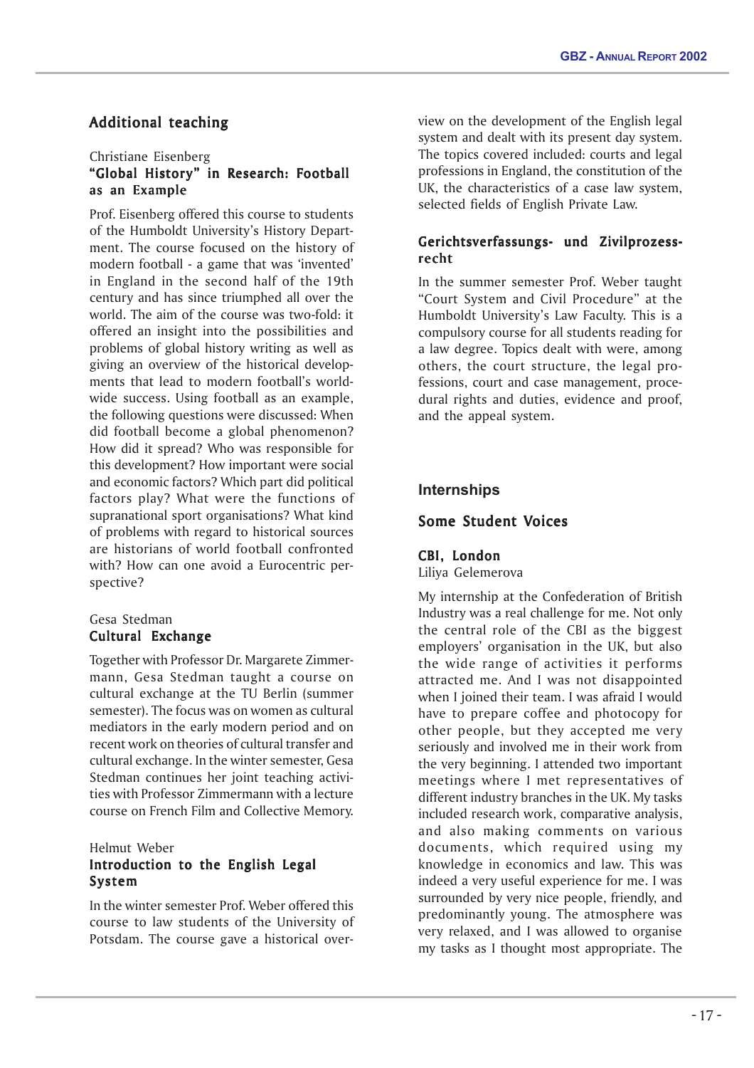## Additional teaching

Christiane Eisenberg

### "Global History" in Research: Football as an Example

Prof. Eisenberg offered this course to students of the Humboldt University's History Department. The course focused on the history of modern football - a game that was 'invented' in England in the second half of the 19th century and has since triumphed all over the world. The aim of the course was two-fold: it offered an insight into the possibilities and problems of global history writing as well as giving an overview of the historical developments that lead to modern football's worldwide success. Using football as an example, the following questions were discussed: When did football become a global phenomenon? How did it spread? Who was responsible for this development? How important were social and economic factors? Which part did political factors play? What were the functions of supranational sport organisations? What kind of problems with regard to historical sources are historians of world football confronted with? How can one avoid a Eurocentric perspective?

Gesa Stedman

### Cultural Exchange

Together with Professor Dr. Margarete Zimmermann, Gesa Stedman taught a course on cultural exchange at the TU Berlin (summer semester). The focus was on women as cultural mediators in the early modern period and on recent work on theories of cultural transfer and cultural exchange. In the winter semester, Gesa Stedman continues her joint teaching activities with Professor Zimmermann with a lecture course on French Film and Collective Memory.

Helmut Weber

### Introduction to the English Legal System

In the winter semester Prof. Weber offered this course to law students of the University of Potsdam. The course gave a historical overview on the development of the English legal system and dealt with its present day system. The topics covered included: courts and legal professions in England, the constitution of the UK, the characteristics of a case law system, selected fields of English Private Law.

### Gerichtsverfassungs- und Zivilprozessrecht

In the summer semester Prof. Weber taught "Court System and Civil Procedure" at the Humboldt University's Law Faculty. This is a compulsory course for all students reading for a law degree. Topics dealt with were, among others, the court structure, the legal professions, court and case management, procedural rights and duties, evidence and proof, and the appeal system.

## Internships

### Some Student Voices

#### CBI, London

Liliya Gelemerova

My internship at the Confederation of British Industry was a real challenge for me. Not only the central role of the CBI as the biggest employers' organisation in the UK, but also the wide range of activities it performs attracted me. And I was not disappointed when I joined their team. I was afraid I would have to prepare coffee and photocopy for other people, but they accepted me very seriously and involved me in their work from the very beginning. I attended two important meetings where I met representatives of different industry branches in the UK. My tasks included research work, comparative analysis, and also making comments on various documents, which required using my knowledge in economics and law. This was indeed a very useful experience for me. I was surrounded by very nice people, friendly, and predominantly young. The atmosphere was very relaxed, and I was allowed to organise my tasks as I thought most appropriate. The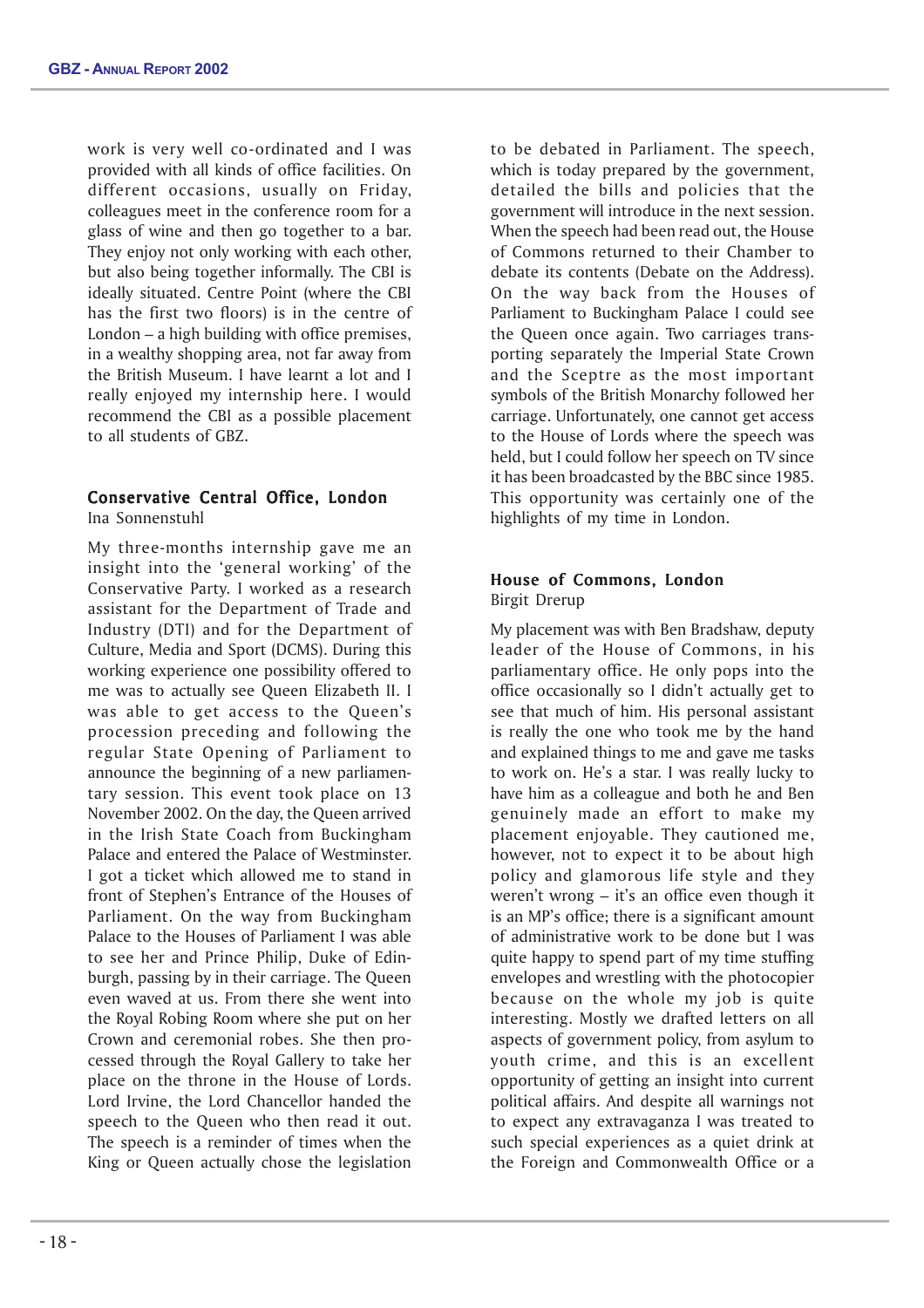work is very well co-ordinated and I was provided with all kinds of office facilities. On different occasions, usually on Friday, colleagues meet in the conference room for a glass of wine and then go together to a bar. They enjoy not only working with each other, but also being together informally. The CBI is ideally situated. Centre Point (where the CBI has the first two floors) is in the centre of London – a high building with office premises, in a wealthy shopping area, not far away from the British Museum. I have learnt a lot and I really enjoyed my internship here. I would recommend the CBI as a possible placement to all students of GBZ.

### Conservative Central Office, London

Ina Sonnenstuhl

My three-months internship gave me an insight into the 'general working' of the Conservative Party. I worked as a research assistant for the Department of Trade and Industry (DTI) and for the Department of Culture, Media and Sport (DCMS). During this working experience one possibility offered to me was to actually see Queen Elizabeth II. I was able to get access to the Queen's procession preceding and following the regular State Opening of Parliament to announce the beginning of a new parliamentary session. This event took place on 13 November 2002. On the day, the Queen arrived in the Irish State Coach from Buckingham Palace and entered the Palace of Westminster. I got a ticket which allowed me to stand in front of Stephen's Entrance of the Houses of Parliament. On the way from Buckingham Palace to the Houses of Parliament I was able to see her and Prince Philip, Duke of Edinburgh, passing by in their carriage. The Queen even waved at us. From there she went into the Royal Robing Room where she put on her Crown and ceremonial robes. She then processed through the Royal Gallery to take her place on the throne in the House of Lords. Lord Irvine, the Lord Chancellor handed the speech to the Queen who then read it out. The speech is a reminder of times when the King or Queen actually chose the legislation to be debated in Parliament. The speech, which is today prepared by the government, detailed the bills and policies that the government will introduce in the next session. When the speech had been read out, the House of Commons returned to their Chamber to debate its contents (Debate on the Address). On the way back from the Houses of Parliament to Buckingham Palace I could see the Queen once again. Two carriages transporting separately the Imperial State Crown and the Sceptre as the most important symbols of the British Monarchy followed her carriage. Unfortunately, one cannot get access to the House of Lords where the speech was held, but I could follow her speech on TV since it has been broadcasted by the BBC since 1985. This opportunity was certainly one of the highlights of my time in London.

### House of Commons, London

Birgit Drerup

My placement was with Ben Bradshaw, deputy leader of the House of Commons, in his parliamentary office. He only pops into the office occasionally so I didn't actually get to see that much of him. His personal assistant is really the one who took me by the hand and explained things to me and gave me tasks to work on. He's a star. I was really lucky to have him as a colleague and both he and Ben genuinely made an effort to make my placement enjoyable. They cautioned me, however, not to expect it to be about high policy and glamorous life style and they weren't wrong – it's an office even though it is an MP's office; there is a significant amount of administrative work to be done but I was quite happy to spend part of my time stuffing envelopes and wrestling with the photocopier because on the whole my job is quite interesting. Mostly we drafted letters on all aspects of government policy, from asylum to youth crime, and this is an excellent opportunity of getting an insight into current political affairs. And despite all warnings not to expect any extravaganza I was treated to such special experiences as a quiet drink at the Foreign and Commonwealth Office or a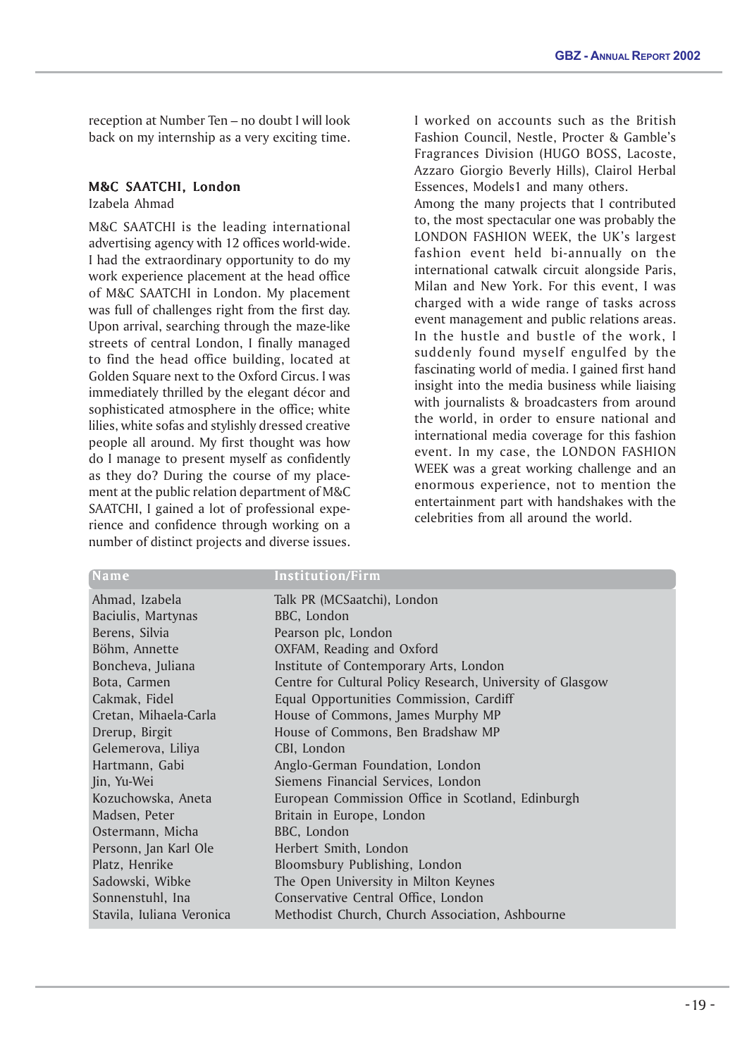reception at Number Ten – no doubt I will look back on my internship as a very exciting time.

### M&C SAATCHI, London

Izabela Ahmad

M&C SAATCHI is the leading international advertising agency with 12 offices world-wide. I had the extraordinary opportunity to do my work experience placement at the head office of M&C SAATCHI in London. My placement was full of challenges right from the first day. Upon arrival, searching through the maze-like streets of central London, I finally managed to find the head office building, located at Golden Square next to the Oxford Circus. I was immediately thrilled by the elegant décor and sophisticated atmosphere in the office; white lilies, white sofas and stylishly dressed creative people all around. My first thought was how do I manage to present myself as confidently as they do? During the course of my placement at the public relation department of M&C SAATCHI, I gained a lot of professional experience and confidence through working on a number of distinct projects and diverse issues. I worked on accounts such as the British Fashion Council, Nestle, Procter & Gamble's Fragrances Division (HUGO BOSS, Lacoste, Azzaro Giorgio Beverly Hills), Clairol Herbal Essences, Models1 and many others.

Among the many projects that I contributed to, the most spectacular one was probably the LONDON FASHION WEEK, the UK's largest fashion event held bi-annually on the international catwalk circuit alongside Paris, Milan and New York. For this event, I was charged with a wide range of tasks across event management and public relations areas. In the hustle and bustle of the work, I suddenly found myself engulfed by the fascinating world of media. I gained first hand insight into the media business while liaising with journalists & broadcasters from around the world, in order to ensure national and international media coverage for this fashion event. In my case, the LONDON FASHION WEEK was a great working challenge and an enormous experience, not to mention the entertainment part with handshakes with the celebrities from all around the world.

| Name | Institution/Firm |
|---|---|
| Ahmad, Izabela | Talk PR (MCSaatchi), London |
| Baciulis, Martynas | BBC, London |
| Berens, Silvia | Pearson plc, London |
| Böhm, Annette | OXFAM, Reading and Oxford |
| Boncheva, Juliana | Institute of Contemporary Arts, London |
| Bota, Carmen | Centre for Cultural Policy Research, University of Glasgow |
| Cakmak, Fidel | Equal Opportunities Commission, Cardiff |
| Cretan, Mihaela-Carla | House of Commons, James Murphy MP |
| Drerup, Birgit | House of Commons, Ben Bradshaw MP |
| Gelemerova, Liliya | CBI, London |
| Hartmann, Gabi | Anglo-German Foundation, London |
| Jin, Yu-Wei | Siemens Financial Services, London |
| Kozuchowska, Aneta | European Commission Office in Scotland, Edinburgh |
| Madsen, Peter | Britain in Europe, London |
| Ostermann, Micha | BBC, London |
| Personn, Jan Karl Ole | Herbert Smith, London |
| Platz, Henrike | Bloomsbury Publishing, London |
| Sadowski, Wibke | The Open University in Milton Keynes |
| Sonnenstuhl, Ina | Conservative Central Office, London |
| Stavila, Iuliana Veronica | Methodist Church, Church Association, Ashbourne |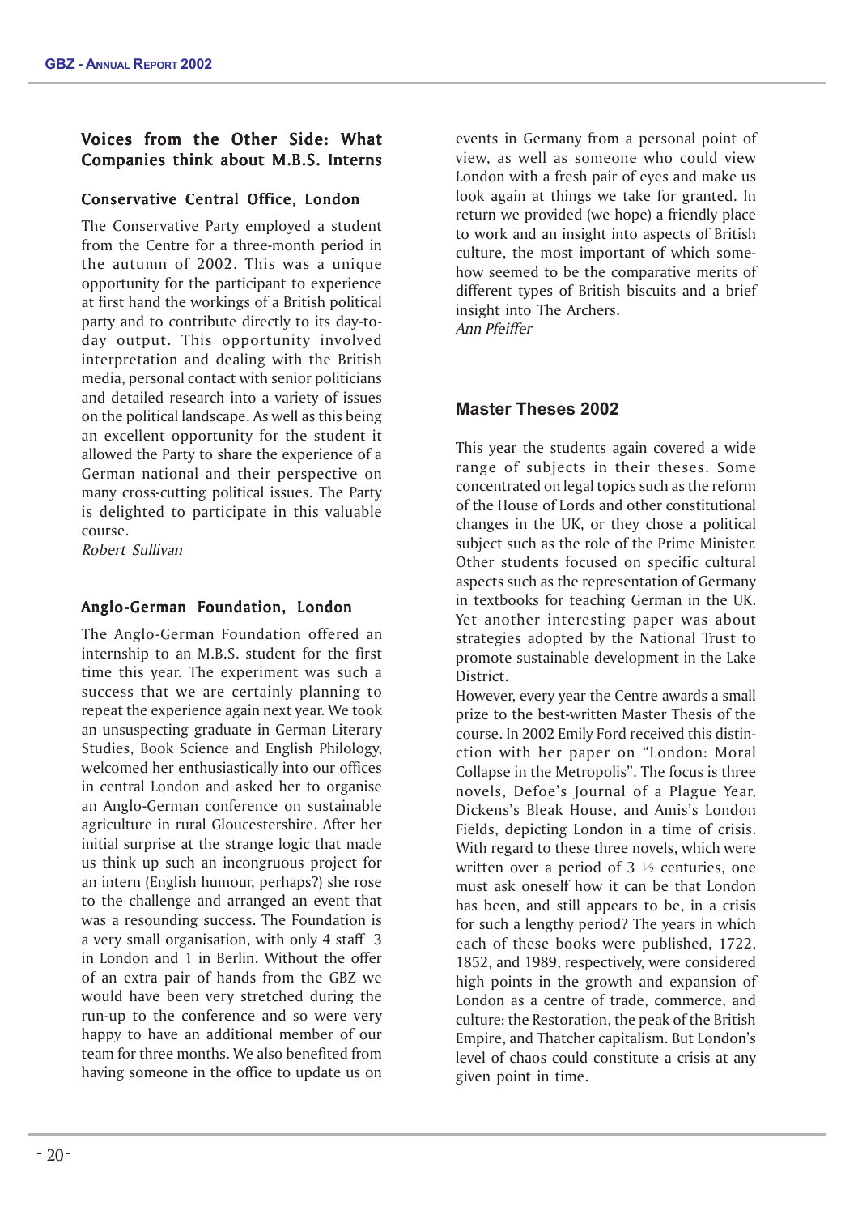## Voices from the Other Side: What Companies think about M.B.S. Interns

### Conservative Central Office, London

The Conservative Party employed a student from the Centre for a three-month period in the autumn of 2002. This was a unique opportunity for the participant to experience at first hand the workings of a British political party and to contribute directly to its day-to-day output. This opportunity involved interpretation and dealing with the British media, personal contact with senior politicians and detailed research into a variety of issues on the political landscape. As well as this being an excellent opportunity for the student it allowed the Party to share the experience of a German national and their perspective on many cross-cutting political issues. The Party is delighted to participate in this valuable course.

*Robert Sullivan*

### Anglo-German Foundation, London

The Anglo-German Foundation offered an internship to an M.B.S. student for the first time this year. The experiment was such a success that we are certainly planning to repeat the experience again next year. We took an unsuspecting graduate in German Literary Studies, Book Science and English Philology, welcomed her enthusiastically into our offices in central London and asked her to organise an Anglo-German conference on sustainable agriculture in rural Gloucestershire. After her initial surprise at the strange logic that made us think up such an incongruous project for an intern (English humour, perhaps?) she rose to the challenge and arranged an event that was a resounding success. The Foundation is a very small organisation, with only 4 staff 3 in London and 1 in Berlin. Without the offer of an extra pair of hands from the GBZ we would have been very stretched during the run-up to the conference and so were very happy to have an additional member of our team for three months. We also benefited from having someone in the office to update us on events in Germany from a personal point of view, as well as someone who could view London with a fresh pair of eyes and make us look again at things we take for granted. In return we provided (we hope) a friendly place to work and an insight into aspects of British culture, the most important of which somehow seemed to be the comparative merits of different types of British biscuits and a brief insight into The Archers.

*Ann Pfeiffer*

## Master Theses 2002

This year the students again covered a wide range of subjects in their theses. Some concentrated on legal topics such as the reform of the House of Lords and other constitutional changes in the UK, or they chose a political subject such as the role of the Prime Minister. Other students focused on specific cultural aspects such as the representation of Germany in textbooks for teaching German in the UK. Yet another interesting paper was about strategies adopted by the National Trust to promote sustainable development in the Lake District.

However, every year the Centre awards a small prize to the best-written Master Thesis of the course. In 2002 Emily Ford received this distinction with her paper on "London: Moral Collapse in the Metropolis". The focus is three novels, Defoe's Journal of a Plague Year, Dickens's Bleak House, and Amis's London Fields, depicting London in a time of crisis. With regard to these three novels, which were written over a period of 3 ½ centuries, one must ask oneself how it can be that London has been, and still appears to be, in a crisis for such a lengthy period? The years in which each of these books were published, 1722, 1852, and 1989, respectively, were considered high points in the growth and expansion of London as a centre of trade, commerce, and culture: the Restoration, the peak of the British Empire, and Thatcher capitalism. But London's level of chaos could constitute a crisis at any given point in time.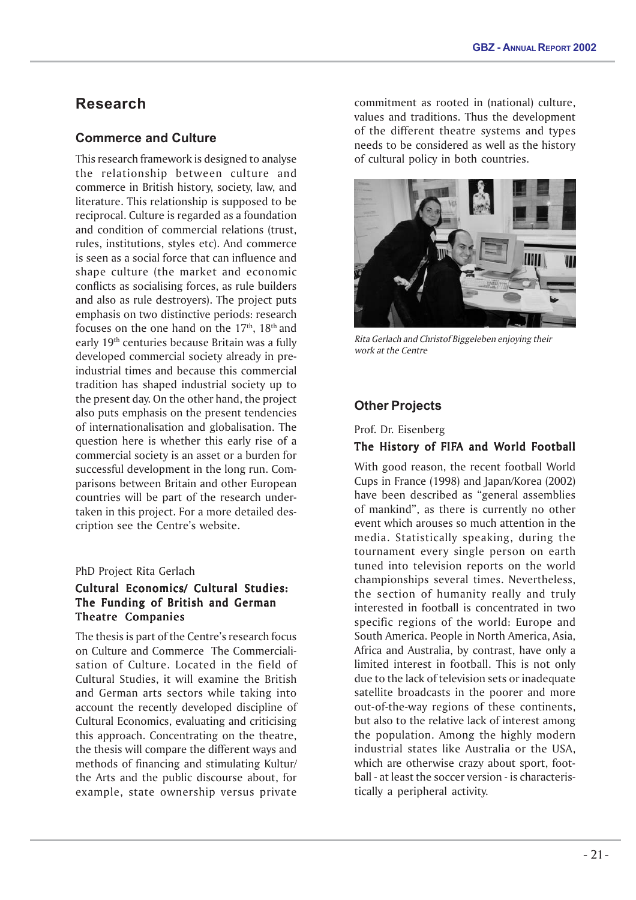## Research

### Commerce and Culture

This research framework is designed to analyse the relationship between culture and commerce in British history, society, law, and literature. This relationship is supposed to be reciprocal. Culture is regarded as a foundation and condition of commercial relations (trust, rules, institutions, styles etc). And commerce is seen as a social force that can influence and shape culture (the market and economic conflicts as socialising forces, as rule builders and also as rule destroyers). The project puts emphasis on two distinctive periods: research focuses on the one hand on the 17th, 18th and early 19th centuries because Britain was a fully developed commercial society already in pre-industrial times and because this commercial tradition has shaped industrial society up to the present day. On the other hand, the project also puts emphasis on the present tendencies of internationalisation and globalisation. The question here is whether this early rise of a commercial society is an asset or a burden for successful development in the long run. Comparisons between Britain and other European countries will be part of the research undertaken in this project. For a more detailed description see the Centre's website.

PhD Project Rita Gerlach

**Cultural Economics/ Cultural Studies: The Funding of British and German Theatre Companies**

The thesis is part of the Centre's research focus on Culture and Commerce The Commercialisation of Culture. Located in the field of Cultural Studies, it will examine the British and German arts sectors while taking into account the recently developed discipline of Cultural Economics, evaluating and criticising this approach. Concentrating on the theatre, the thesis will compare the different ways and methods of financing and stimulating Kultur/ the Arts and the public discourse about, for example, state ownership versus private commitment as rooted in (national) culture, values and traditions. Thus the development of the different theatre systems and types needs to be considered as well as the history of cultural policy in both countries.

*Rita Gerlach and Christof Biggeleben enjoying their work at the Centre*

### Other Projects

Prof. Dr. Eisenberg

**The History of FIFA and World Football**

With good reason, the recent football World Cups in France (1998) and Japan/Korea (2002) have been described as "general assemblies of mankind", as there is currently no other event which arouses so much attention in the media. Statistically speaking, during the tournament every single person on earth tuned into television reports on the world championships several times. Nevertheless, the section of humanity really and truly interested in football is concentrated in two specific regions of the world: Europe and South America. People in North America, Asia, Africa and Australia, by contrast, have only a limited interest in football. This is not only due to the lack of television sets or inadequate satellite broadcasts in the poorer and more out-of-the-way regions of these continents, but also to the relative lack of interest among the population. Among the highly modern industrial states like Australia or the USA, which are otherwise crazy about sport, football - at least the soccer version - is characteristically a peripheral activity.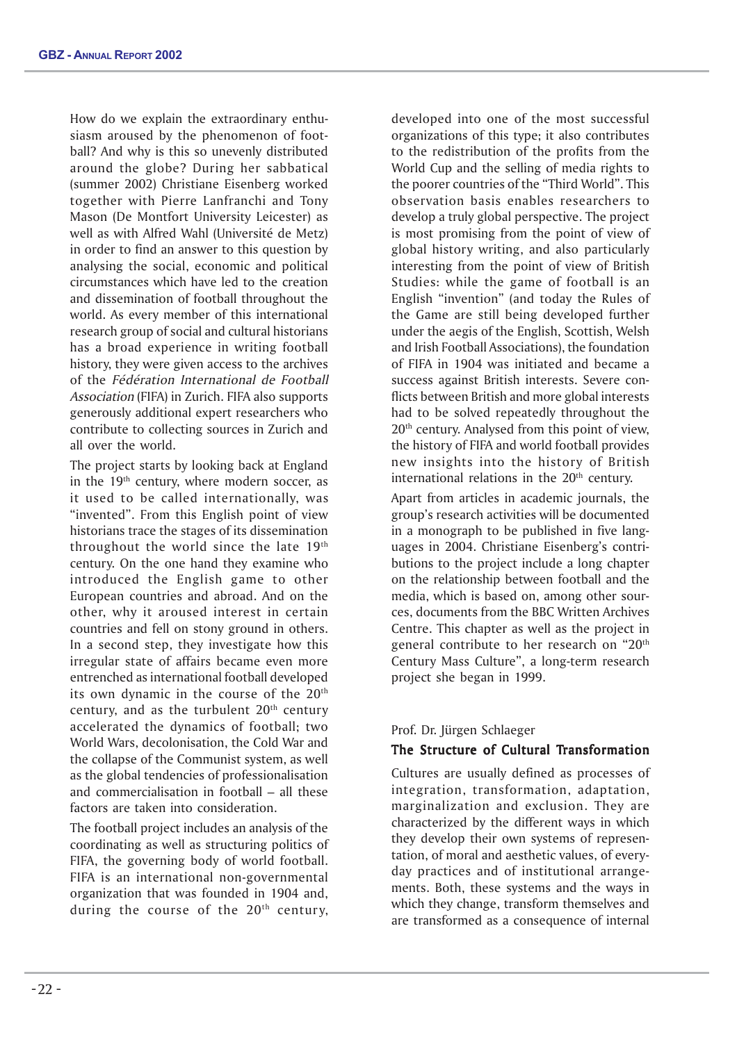How do we explain the extraordinary enthusiasm aroused by the phenomenon of football? And why is this so unevenly distributed around the globe? During her sabbatical (summer 2002) Christiane Eisenberg worked together with Pierre Lanfranchi and Tony Mason (De Montfort University Leicester) as well as with Alfred Wahl (Université de Metz) in order to find an answer to this question by analysing the social, economic and political circumstances which have led to the creation and dissemination of football throughout the world. As every member of this international research group of social and cultural historians has a broad experience in writing football history, they were given access to the archives of the *Fédération International de Football Association* (FIFA) in Zurich. FIFA also supports generously additional expert researchers who contribute to collecting sources in Zurich and all over the world.

The project starts by looking back at England in the 19th century, where modern soccer, as it used to be called internationally, was "invented". From this English point of view historians trace the stages of its dissemination throughout the world since the late 19th century. On the one hand they examine who introduced the English game to other European countries and abroad. And on the other, why it aroused interest in certain countries and fell on stony ground in others. In a second step, they investigate how this irregular state of affairs became even more entrenched as international football developed its own dynamic in the course of the 20th century, and as the turbulent 20th century accelerated the dynamics of football; two World Wars, decolonisation, the Cold War and the collapse of the Communist system, as well as the global tendencies of professionalisation and commercialisation in football – all these factors are taken into consideration.

The football project includes an analysis of the coordinating as well as structuring politics of FIFA, the governing body of world football. FIFA is an international non-governmental organization that was founded in 1904 and, during the course of the 20th century, developed into one of the most successful organizations of this type; it also contributes to the redistribution of the profits from the World Cup and the selling of media rights to the poorer countries of the "Third World". This observation basis enables researchers to develop a truly global perspective. The project is most promising from the point of view of global history writing, and also particularly interesting from the point of view of British Studies: while the game of football is an English "invention" (and today the Rules of the Game are still being developed further under the aegis of the English, Scottish, Welsh and Irish Football Associations), the foundation of FIFA in 1904 was initiated and became a success against British interests. Severe conflicts between British and more global interests had to be solved repeatedly throughout the 20th century. Analysed from this point of view, the history of FIFA and world football provides new insights into the history of British international relations in the 20th century.

Apart from articles in academic journals, the group's research activities will be documented in a monograph to be published in five languages in 2004. Christiane Eisenberg's contributions to the project include a long chapter on the relationship between football and the media, which is based on, among other sources, documents from the BBC Written Archives Centre. This chapter as well as the project in general contribute to her research on "20th Century Mass Culture", a long-term research project she began in 1999.

Prof. Dr. Jürgen Schlaeger

### The Structure of Cultural Transformation

Cultures are usually defined as processes of integration, transformation, adaptation, marginalization and exclusion. They are characterized by the different ways in which they develop their own systems of representation, of moral and aesthetic values, of everyday practices and of institutional arrangements. Both, these systems and the ways in which they change, transform themselves and are transformed as a consequence of internal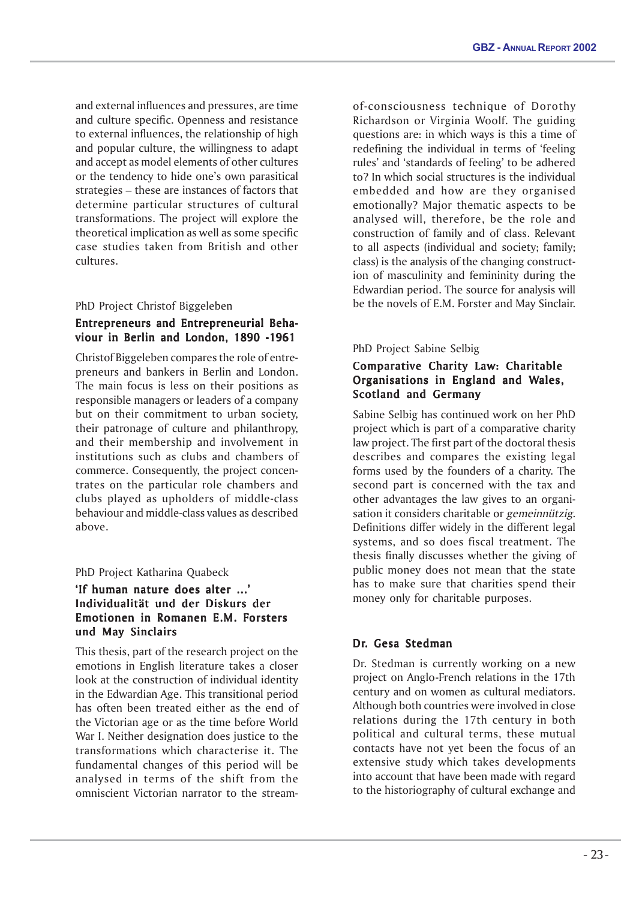and external influences and pressures, are time and culture specific. Openness and resistance to external influences, the relationship of high and popular culture, the willingness to adapt and accept as model elements of other cultures or the tendency to hide one's own parasitical strategies – these are instances of factors that determine particular structures of cultural transformations. The project will explore the theoretical implication as well as some specific case studies taken from British and other cultures.

PhD Project Christof Biggeleben

### Entrepreneurs and Entrepreneurial Behaviour in Berlin and London, 1890 -1961

Christof Biggeleben compares the role of entrepreneurs and bankers in Berlin and London. The main focus is less on their positions as responsible managers or leaders of a company but on their commitment to urban society, their patronage of culture and philanthropy, and their membership and involvement in institutions such as clubs and chambers of commerce. Consequently, the project concentrates on the particular role chambers and clubs played as upholders of middle-class behaviour and middle-class values as described above.

PhD Project Katharina Quabeck

### 'If human nature does alter ...' Individualität und der Diskurs der Emotionen in Romanen E.M. Forsters und May Sinclairs

This thesis, part of the research project on the emotions in English literature takes a closer look at the construction of individual identity in the Edwardian Age. This transitional period has often been treated either as the end of the Victorian age or as the time before World War I. Neither designation does justice to the transformations which characterise it. The fundamental changes of this period will be analysed in terms of the shift from the omniscient Victorian narrator to the stream-of-consciousness technique of Dorothy Richardson or Virginia Woolf. The guiding questions are: in which ways is this a time of redefining the individual in terms of 'feeling rules' and 'standards of feeling' to be adhered to? In which social structures is the individual embedded and how are they organised emotionally? Major thematic aspects to be analysed will, therefore, be the role and construction of family and of class. Relevant to all aspects (individual and society; family; class) is the analysis of the changing construction of masculinity and femininity during the Edwardian period. The source for analysis will be the novels of E.M. Forster and May Sinclair.

PhD Project Sabine Selbig

### Comparative Charity Law: Charitable Organisations in England and Wales, Scotland and Germany

Sabine Selbig has continued work on her PhD project which is part of a comparative charity law project. The first part of the doctoral thesis describes and compares the existing legal forms used by the founders of a charity. The second part is concerned with the tax and other advantages the law gives to an organisation it considers charitable or *gemeinnützig*. Definitions differ widely in the different legal systems, and so does fiscal treatment. The thesis finally discusses whether the giving of public money does not mean that the state has to make sure that charities spend their money only for charitable purposes.

### Dr. Gesa Stedman

Dr. Stedman is currently working on a new project on Anglo-French relations in the 17th century and on women as cultural mediators. Although both countries were involved in close relations during the 17th century in both political and cultural terms, these mutual contacts have not yet been the focus of an extensive study which takes developments into account that have been made with regard to the historiography of cultural exchange and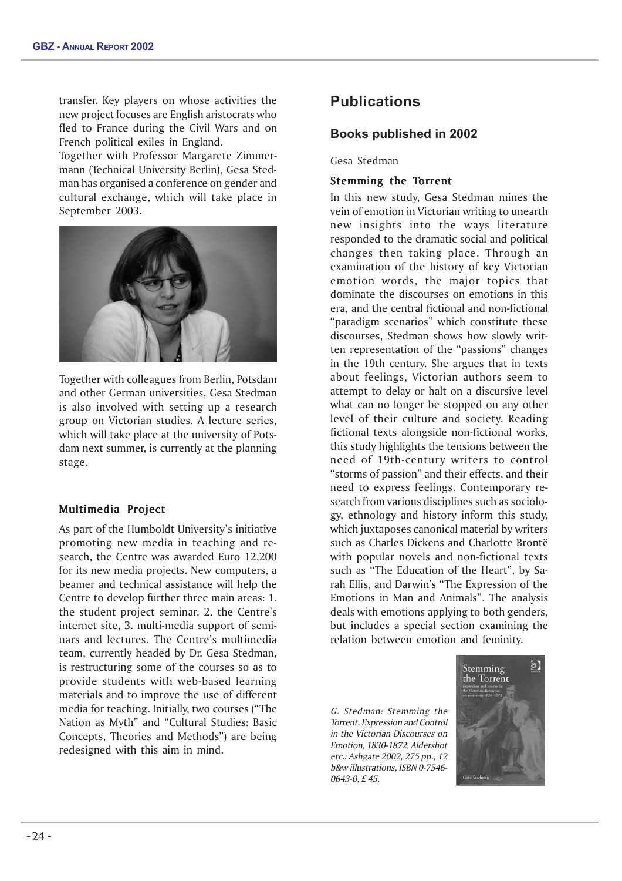transfer. Key players on whose activities the new project focuses are English aristocrats who fled to France during the Civil Wars and on French political exiles in England.

Together with Professor Margarete Zimmermann (Technical University Berlin), Gesa Stedman has organised a conference on gender and cultural exchange, which will take place in September 2003.

Together with colleagues from Berlin, Potsdam and other German universities, Gesa Stedman is also involved with setting up a research group on Victorian studies. A lecture series, which will take place at the university of Potsdam next summer, is currently at the planning stage.

### Multimedia Project

As part of the Humboldt University's initiative promoting new media in teaching and research, the Centre was awarded Euro 12,200 for its new media projects. New computers, a beamer and technical assistance will help the Centre to develop further three main areas: 1. the student project seminar, 2. the Centre's internet site, 3. multi-media support of seminars and lectures. The Centre's multimedia team, currently headed by Dr. Gesa Stedman, is restructuring some of the courses so as to provide students with web-based learning materials and to improve the use of different media for teaching. Initially, two courses ("The Nation as Myth" and "Cultural Studies: Basic Concepts, Theories and Methods") are being redesigned with this aim in mind.

# Publications

## Books published in 2002

Gesa Stedman

### Stemming the Torrent

In this new study, Gesa Stedman mines the vein of emotion in Victorian writing to unearth new insights into the ways literature responded to the dramatic social and political changes then taking place. Through an examination of the history of key Victorian emotion words, the major topics that dominate the discourses on emotions in this era, and the central fictional and non-fictional "paradigm scenarios" which constitute these discourses, Stedman shows how slowly written representation of the "passions" changes in the 19th century. She argues that in texts about feelings, Victorian authors seem to attempt to delay or halt on a discursive level what can no longer be stopped on any other level of their culture and society. Reading fictional texts alongside non-fictional works, this study highlights the tensions between the need of 19th-century writers to control "storms of passion" and their effects, and their need to express feelings. Contemporary research from various disciplines such as sociology, ethnology and history inform this study, which juxtaposes canonical material by writers such as Charles Dickens and Charlotte Brontë with popular novels and non-fictional texts such as "The Education of the Heart", by Sarah Ellis, and Darwin's "The Expression of the Emotions in Man and Animals". The analysis deals with emotions applying to both genders, but includes a special section examining the relation between emotion and feminity.

*G. Stedman: Stemming the Torrent. Expression and Control in the Victorian Discourses on Emotion, 1830-1872, Aldershot etc.: Ashgate 2002, 275 pp., 12 b&w illustrations, ISBN 0-7546-0643-0, £ 45.*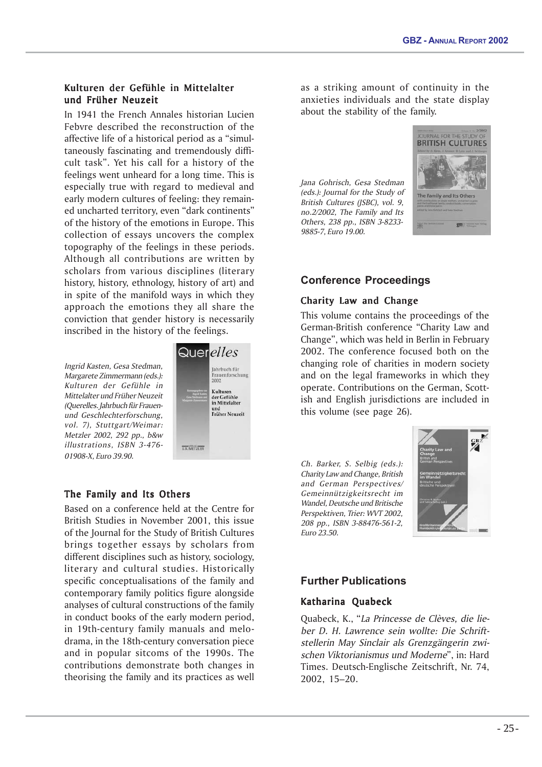### Kulturen der Gefühle in Mittelalter und Früher Neuzeit

In 1941 the French Annales historian Lucien Febvre described the reconstruction of the affective life of a historical period as a "simultaneously fascinating and tremendously difficult task". Yet his call for a history of the feelings went unheard for a long time. This is especially true with regard to medieval and early modern cultures of feeling: they remained uncharted territory, even "dark continents" of the history of the emotions in Europe. This collection of essays uncovers the complex topography of the feelings in these periods. Although all contributions are written by scholars from various disciplines (literary history, history, ethnology, history of art) and in spite of the manifold ways in which they approach the emotions they all share the conviction that gender history is necessarily inscribed in the history of the feelings.

*Ingrid Kasten, Gesa Stedman, Margarete Zimmermann (eds.): Kulturen der Gefühle in Mittelalter und Früher Neuzeit (Querelles. Jahrbuch für Frauen- und Geschlechterforschung, vol. 7), Stuttgart/Weimar: Metzler 2002, 292 pp., b&w illustrations, ISBN 3-476-01908-X, Euro 39.90.*

### The Family and Its Others

Based on a conference held at the Centre for British Studies in November 2001, this issue of the Journal for the Study of British Cultures brings together essays by scholars from different disciplines such as history, sociology, literary and cultural studies. Historically specific conceptualisations of the family and contemporary family politics figure alongside analyses of cultural constructions of the family in conduct books of the early modern period, in 19th-century family manuals and melodrama, in the 18th-century conversation piece and in popular sitcoms of the 1990s. The contributions demonstrate both changes in theorising the family and its practices as well as a striking amount of continuity in the anxieties individuals and the state display about the stability of the family.

*Jana Gohrisch, Gesa Stedman (eds.): Journal for the Study of British Cultures (JSBC), vol. 9, no.2/2002, The Family and Its Others, 238 pp., ISBN 3-8233-9885-7, Euro 19.00.*

## Conference Proceedings

### Charity Law and Change

This volume contains the proceedings of the German-British conference "Charity Law and Change", which was held in Berlin in February 2002. The conference focused both on the changing role of charities in modern society and on the legal frameworks in which they operate. Contributions on the German, Scottish and English jurisdictions are included in this volume (see page 26).

*Ch. Barker, S. Selbig (eds.): Charity Law and Change, British and German Perspectives/ Gemeinnützigkeitsrecht im Wandel, Deutsche und Britische Perspektiven, Trier: WVT 2002, 208 pp., ISBN 3-88476-561-2, Euro 23.50.*

## Further Publications

### Katharina Quabeck

Quabeck, K., "*La Princesse de Clèves, die lieber D. H. Lawrence sein wollte: Die Schriftstellerin May Sinclair als Grenzgängerin zwischen Viktorianismus und Moderne*", in: Hard Times. Deutsch-Englische Zeitschrift, Nr. 74, 2002, 15–20.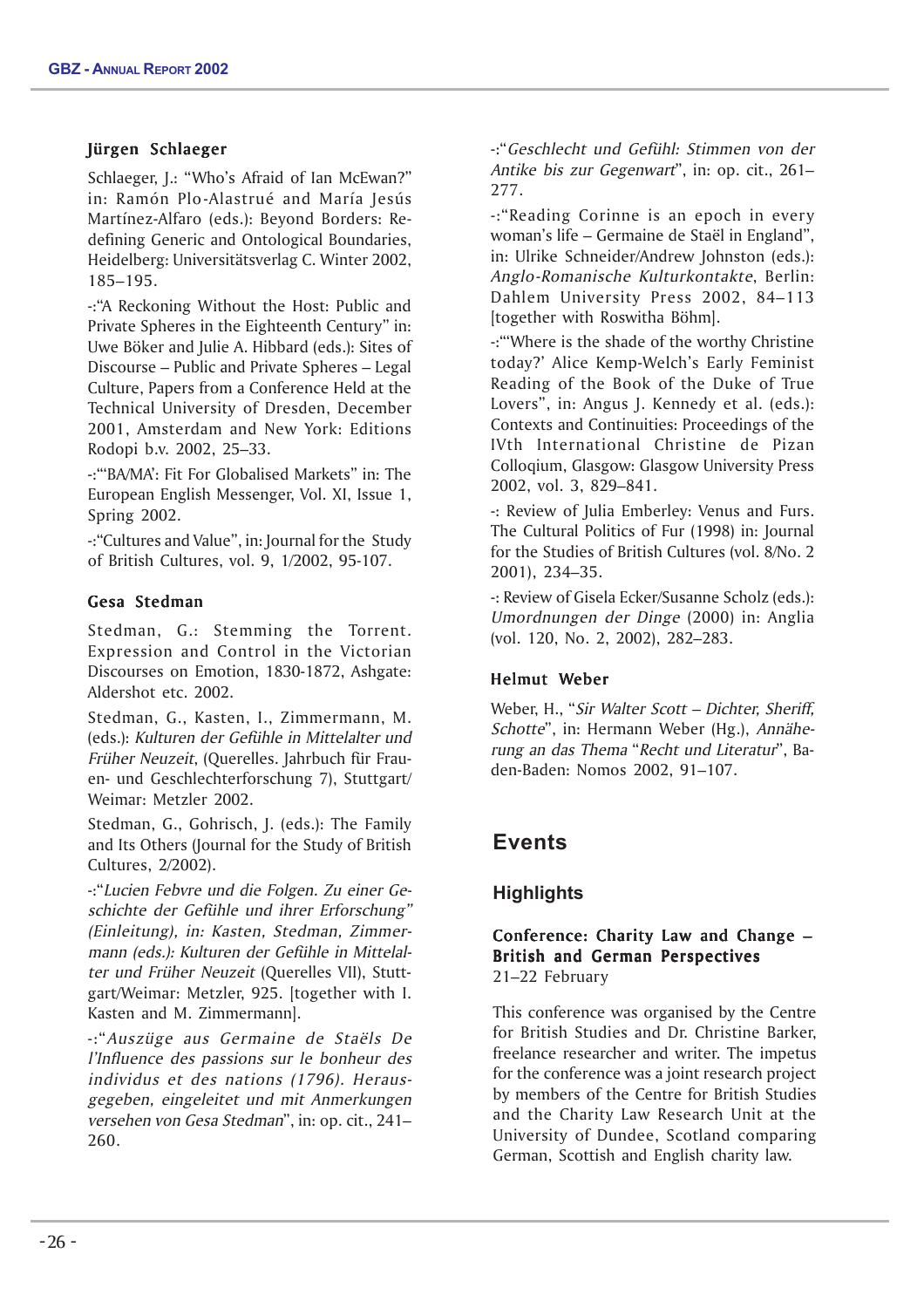### Jürgen Schlaeger

Schlaeger, J.: "Who's Afraid of Ian McEwan?" in: Ramón Plo-Alastrué and María Jesús Martínez-Alfaro (eds.): Beyond Borders: Redefining Generic and Ontological Boundaries, Heidelberg: Universitätsverlag C. Winter 2002, 185–195.

-:"A Reckoning Without the Host: Public and Private Spheres in the Eighteenth Century" in: Uwe Böker and Julie A. Hibbard (eds.): Sites of Discourse – Public and Private Spheres – Legal Culture, Papers from a Conference Held at the Technical University of Dresden, December 2001, Amsterdam and New York: Editions Rodopi b.v. 2002, 25–33.

-:"'BA/MA': Fit For Globalised Markets" in: The European English Messenger, Vol. XI, Issue 1, Spring 2002.

-:"Cultures and Value", in: Journal for the Study of British Cultures, vol. 9, 1/2002, 95-107.

### Gesa Stedman

Stedman, G.: Stemming the Torrent. Expression and Control in the Victorian Discourses on Emotion, 1830-1872, Ashgate: Aldershot etc. 2002.

Stedman, G., Kasten, I., Zimmermann, M. (eds.): *Kulturen der Gefühle in Mittelalter und Früher Neuzeit*, (Querelles. Jahrbuch für Frauen- und Geschlechterforschung 7), Stuttgart/Weimar: Metzler 2002.

Stedman, G., Gohrisch, J. (eds.): The Family and Its Others (Journal for the Study of British Cultures, 2/2002).

-:"*Lucien Febvre und die Folgen. Zu einer Geschichte der Gefühle und ihrer Erforschung" (Einleitung), in: Kasten, Stedman, Zimmermann (eds.): Kulturen der Gefühle in Mittelalter und Früher Neuzeit* (Querelles VII), Stuttgart/Weimar: Metzler, 925. [together with I. Kasten and M. Zimmermann].

-:"*Auszüge aus Germaine de Staëls De l'Influence des passions sur le bonheur des individus et des nations (1796). Herausgegeben, eingeleitet und mit Anmerkungen versehen von Gesa Stedman*", in: op. cit., 241–260.

-:"*Geschlecht und Gefühl: Stimmen von der Antike bis zur Gegenwart*", in: op. cit., 261–277.

-:"Reading Corinne is an epoch in every woman's life – Germaine de Staël in England", in: Ulrike Schneider/Andrew Johnston (eds.): *Anglo-Romanische Kulturkontakte*, Berlin: Dahlem University Press 2002, 84–113 [together with Roswitha Böhm].

-:"'Where is the shade of the worthy Christine today?' Alice Kemp-Welch's Early Feminist Reading of the Book of the Duke of True Lovers", in: Angus J. Kennedy et al. (eds.): Contexts and Continuities: Proceedings of the IVth International Christine de Pizan Colloqium, Glasgow: Glasgow University Press 2002, vol. 3, 829–841.

-: Review of Julia Emberley: Venus and Furs. The Cultural Politics of Fur (1998) in: Journal for the Studies of British Cultures (vol. 8/No. 2 2001), 234–35.

-: Review of Gisela Ecker/Susanne Scholz (eds.): *Umordnungen der Dinge* (2000) in: Anglia (vol. 120, No. 2, 2002), 282–283.

### Helmut Weber

Weber, H., "*Sir Walter Scott – Dichter, Sheriff, Schotte*", in: Hermann Weber (Hg.), *Annäherung an das Thema "Recht und Literatur*", Baden-Baden: Nomos 2002, 91–107.

# Events

## Highlights

### Conference: Charity Law and Change – British and German Perspectives

21–22 February

This conference was organised by the Centre for British Studies and Dr. Christine Barker, freelance researcher and writer. The impetus for the conference was a joint research project by members of the Centre for British Studies and the Charity Law Research Unit at the University of Dundee, Scotland comparing German, Scottish and English charity law.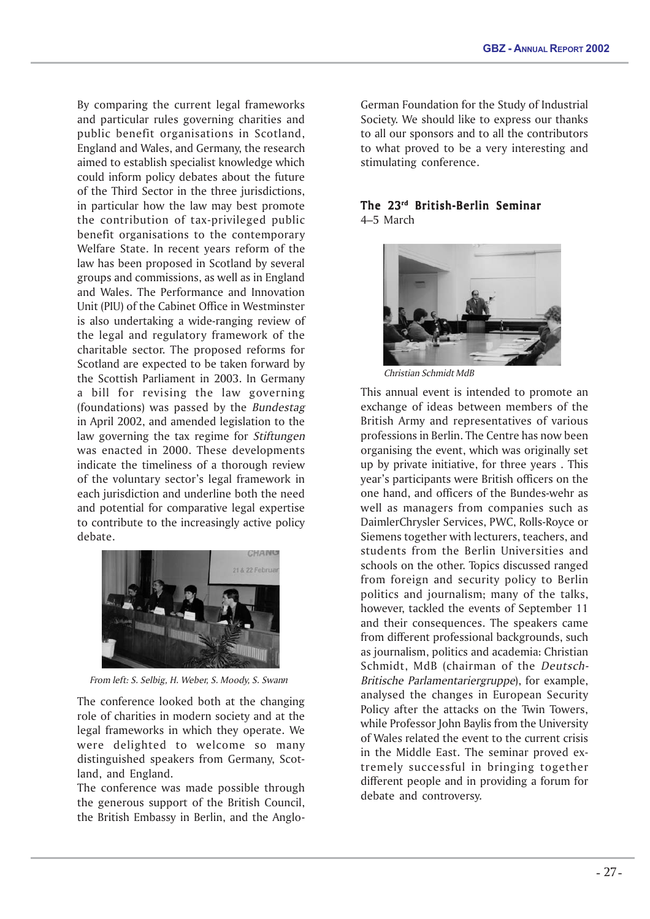By comparing the current legal frameworks and particular rules governing charities and public benefit organisations in Scotland, England and Wales, and Germany, the research aimed to establish specialist knowledge which could inform policy debates about the future of the Third Sector in the three jurisdictions, in particular how the law may best promote the contribution of tax-privileged public benefit organisations to the contemporary Welfare State. In recent years reform of the law has been proposed in Scotland by several groups and commissions, as well as in England and Wales. The Performance and Innovation Unit (PIU) of the Cabinet Office in Westminster is also undertaking a wide-ranging review of the legal and regulatory framework of the charitable sector. The proposed reforms for Scotland are expected to be taken forward by the Scottish Parliament in 2003. In Germany a bill for revising the law governing (foundations) was passed by the *Bundestag* in April 2002, and amended legislation to the law governing the tax regime for *Stiftungen* was enacted in 2000. These developments indicate the timeliness of a thorough review of the voluntary sector's legal framework in each jurisdiction and underline both the need and potential for comparative legal expertise to contribute to the increasingly active policy debate.

*From left: S. Selbig, H. Weber, S. Moody, S. Swann*

The conference looked both at the changing role of charities in modern society and at the legal frameworks in which they operate. We were delighted to welcome so many distinguished speakers from Germany, Scotland, and England.

The conference was made possible through the generous support of the British Council, the British Embassy in Berlin, and the Anglo-German Foundation for the Study of Industrial Society. We should like to express our thanks to all our sponsors and to all the contributors to what proved to be a very interesting and stimulating conference.

## The 23rd British-Berlin Seminar

4–5 March

*Christian Schmidt MdB*

This annual event is intended to promote an exchange of ideas between members of the British Army and representatives of various professions in Berlin. The Centre has now been organising the event, which was originally set up by private initiative, for three years . This year's participants were British officers on the one hand, and officers of the Bundes-wehr as well as managers from companies such as DaimlerChrysler Services, PWC, Rolls-Royce or Siemens together with lecturers, teachers, and students from the Berlin Universities and schools on the other. Topics discussed ranged from foreign and security policy to Berlin politics and journalism; many of the talks, however, tackled the events of September 11 and their consequences. The speakers came from different professional backgrounds, such as journalism, politics and academia: Christian Schmidt, MdB (chairman of the *Deutsch-Britische Parlamentariergruppe*), for example, analysed the changes in European Security Policy after the attacks on the Twin Towers, while Professor John Baylis from the University of Wales related the event to the current crisis in the Middle East. The seminar proved extremely successful in bringing together different people and in providing a forum for debate and controversy.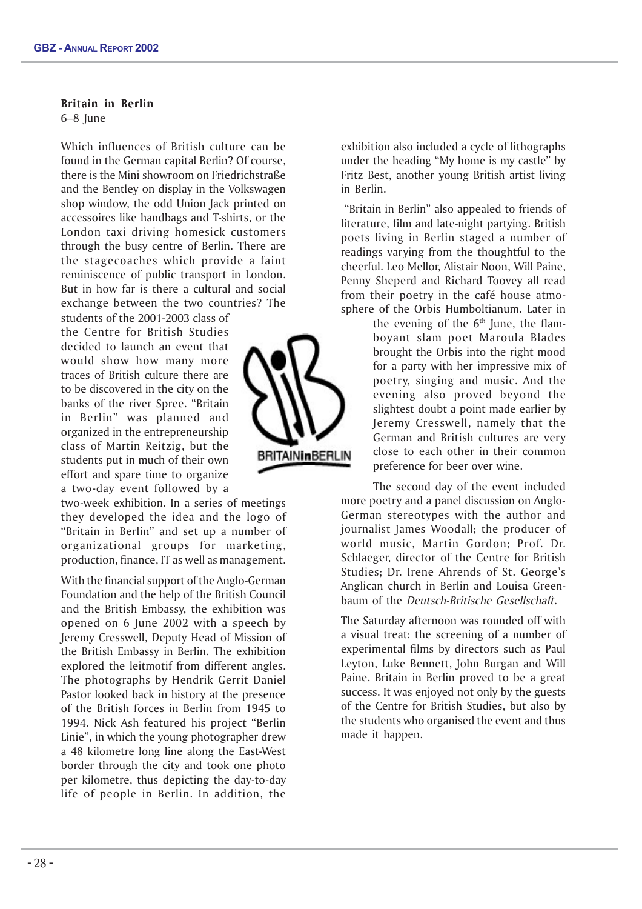**Britain in Berlin**
6–8 June

Which influences of British culture can be found in the German capital Berlin? Of course, there is the Mini showroom on Friedrichstraße and the Bentley on display in the Volkswagen shop window, the odd Union Jack printed on accessoires like handbags and T-shirts, or the London taxi driving homesick customers through the busy centre of Berlin. There are the stagecoaches which provide a faint reminiscence of public transport in London. But in how far is there a cultural and social exchange between the two countries? The students of the 2001-2003 class of the Centre for British Studies decided to launch an event that would show how many more traces of British culture there are to be discovered in the city on the banks of the river Spree. "Britain in Berlin" was planned and organized in the entrepreneurship class of Martin Reitzig, but the students put in much of their own effort and spare time to organize a two-day event followed by a two-week exhibition. In a series of meetings they developed the idea and the logo of "Britain in Berlin" and set up a number of organizational groups for marketing, production, finance, IT as well as management.

With the financial support of the Anglo-German Foundation and the help of the British Council and the British Embassy, the exhibition was opened on 6 June 2002 with a speech by Jeremy Cresswell, Deputy Head of Mission of the British Embassy in Berlin. The exhibition explored the leitmotif from different angles. The photographs by Hendrik Gerrit Daniel Pastor looked back in history at the presence of the British forces in Berlin from 1945 to 1994. Nick Ash featured his project "Berlin Linie", in which the young photographer drew a 48 kilometre long line along the East-West border through the city and took one photo per kilometre, thus depicting the day-to-day life of people in Berlin. In addition, the exhibition also included a cycle of lithographs under the heading "My home is my castle" by Fritz Best, another young British artist living in Berlin.

"Britain in Berlin" also appealed to friends of literature, film and late-night partying. British poets living in Berlin staged a number of readings varying from the thoughtful to the cheerful. Leo Mellor, Alistair Noon, Will Paine, Penny Sheperd and Richard Toovey all read from their poetry in the café house atmosphere of the Orbis Humboltianum. Later in the evening of the 6th June, the flamboyant slam poet Maroula Blades brought the Orbis into the right mood for a party with her impressive mix of poetry, singing and music. And the evening also proved beyond the slightest doubt a point made earlier by Jeremy Cresswell, namely that the German and British cultures are very close to each other in their common preference for beer over wine.

The second day of the event included more poetry and a panel discussion on Anglo-German stereotypes with the author and journalist James Woodall; the producer of world music, Martin Gordon; Prof. Dr. Schlaeger, director of the Centre for British Studies; Dr. Irene Ahrends of St. George's Anglican church in Berlin and Louisa Greenbaum of the *Deutsch-Britische Gesellschaft*.

The Saturday afternoon was rounded off with a visual treat: the screening of a number of experimental films by directors such as Paul Leyton, Luke Bennett, John Burgan and Will Paine. Britain in Berlin proved to be a great success. It was enjoyed not only by the guests of the Centre for British Studies, but also by the students who organised the event and thus made it happen.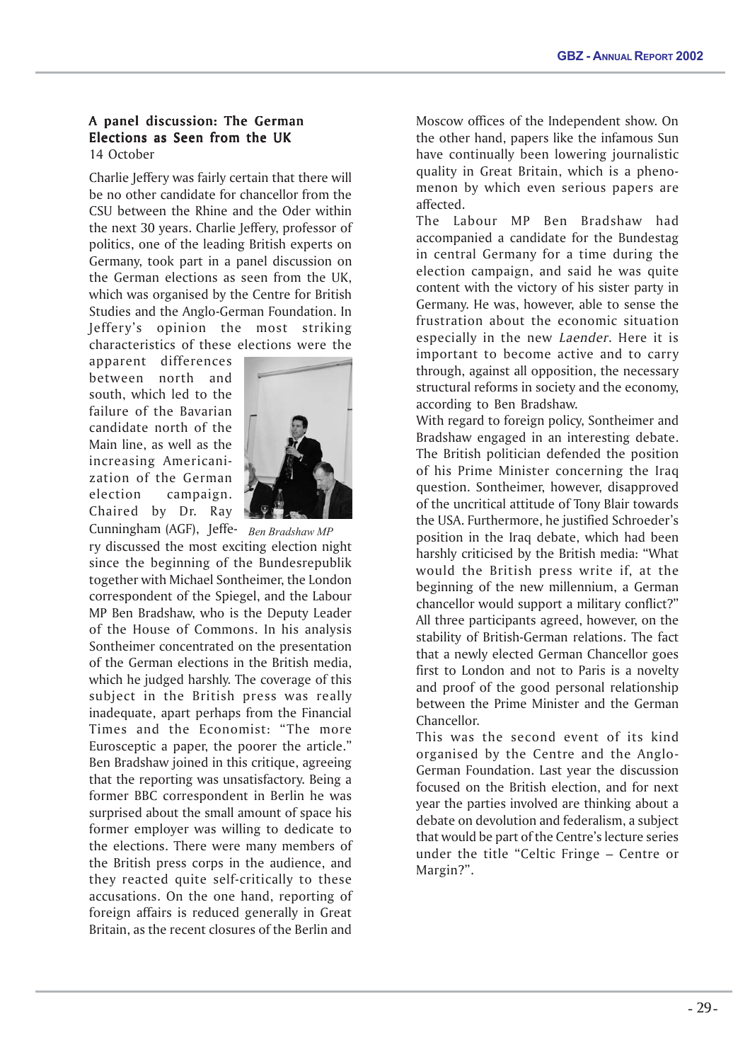## A panel discussion: The German Elections as Seen from the UK

14 October

Charlie Jeffery was fairly certain that there will be no other candidate for chancellor from the CSU between the Rhine and the Oder within the next 30 years. Charlie Jeffery, professor of politics, one of the leading British experts on Germany, took part in a panel discussion on the German elections as seen from the UK, which was organised by the Centre for British Studies and the Anglo-German Foundation. In Jeffery's opinion the most striking characteristics of these elections were the apparent differences between north and south, which led to the failure of the Bavarian candidate north of the Main line, as well as the increasing Americanization of the German election campaign. Chaired by Dr. Ray Cunningham (AGF), Jeffery discussed the most exciting election night since the beginning of the Bundesrepublik together with Michael Sontheimer, the London correspondent of the Spiegel, and the Labour MP Ben Bradshaw, who is the Deputy Leader of the House of Commons. In his analysis Sontheimer concentrated on the presentation of the German elections in the British media, which he judged harshly. The coverage of this subject in the British press was really inadequate, apart perhaps from the Financial Times and the Economist: "The more Eurosceptic a paper, the poorer the article." Ben Bradshaw joined in this critique, agreeing that the reporting was unsatisfactory. Being a former BBC correspondent in Berlin he was surprised about the small amount of space his former employer was willing to dedicate to the elections. There were many members of the British press corps in the audience, and they reacted quite self-critically to these accusations. On the one hand, reporting of foreign affairs is reduced generally in Great Britain, as the recent closures of the Berlin and Moscow offices of the Independent show. On the other hand, papers like the infamous Sun have continually been lowering journalistic quality in Great Britain, which is a phenomenon by which even serious papers are affected.

*Ben Bradshaw MP*

The Labour MP Ben Bradshaw had accompanied a candidate for the Bundestag in central Germany for a time during the election campaign, and said he was quite content with the victory of his sister party in Germany. He was, however, able to sense the frustration about the economic situation especially in the new *Laender*. Here it is important to become active and to carry through, against all opposition, the necessary structural reforms in society and the economy, according to Ben Bradshaw.

With regard to foreign policy, Sontheimer and Bradshaw engaged in an interesting debate. The British politician defended the position of his Prime Minister concerning the Iraq question. Sontheimer, however, disapproved of the uncritical attitude of Tony Blair towards the USA. Furthermore, he justified Schroeder's position in the Iraq debate, which had been harshly criticised by the British media: "What would the British press write if, at the beginning of the new millennium, a German chancellor would support a military conflict?" All three participants agreed, however, on the stability of British-German relations. The fact that a newly elected German Chancellor goes first to London and not to Paris is a novelty and proof of the good personal relationship between the Prime Minister and the German Chancellor.

This was the second event of its kind organised by the Centre and the Anglo-German Foundation. Last year the discussion focused on the British election, and for next year the parties involved are thinking about a debate on devolution and federalism, a subject that would be part of the Centre's lecture series under the title "Celtic Fringe – Centre or Margin?".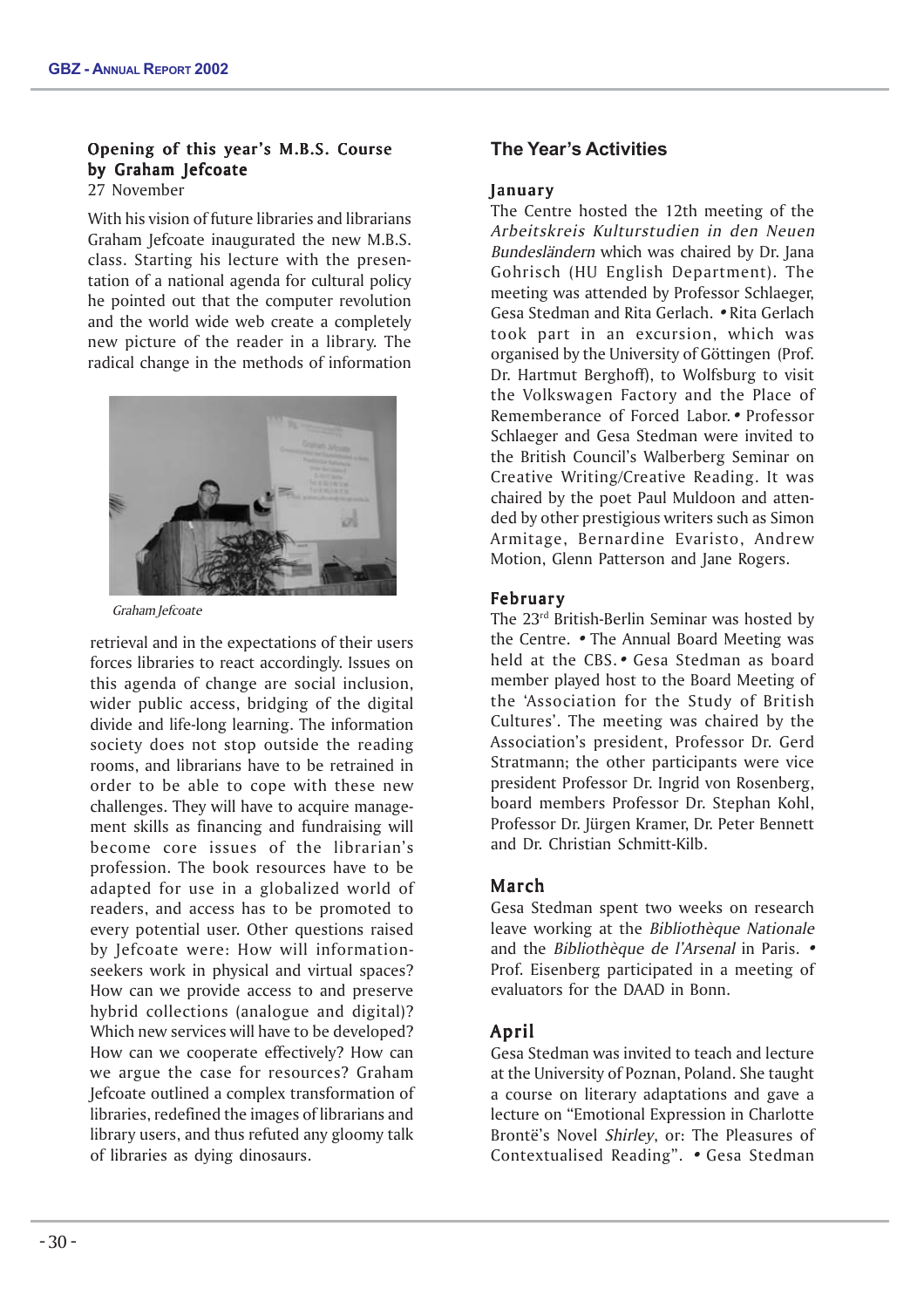### Opening of this year's M.B.S. Course by Graham Jefcoate

27 November

With his vision of future libraries and librarians Graham Jefcoate inaugurated the new M.B.S. class. Starting his lecture with the presentation of a national agenda for cultural policy he pointed out that the computer revolution and the world wide web create a completely new picture of the reader in a library. The radical change in the methods of information retrieval and in the expectations of their users forces libraries to react accordingly. Issues on this agenda of change are social inclusion, wider public access, bridging of the digital divide and life-long learning. The information society does not stop outside the reading rooms, and librarians have to be retrained in order to be able to cope with these new challenges. They will have to acquire management skills as financing and fundraising will become core issues of the librarian's profession. The book resources have to be adapted for use in a globalized world of readers, and access has to be promoted to every potential user. Other questions raised by Jefcoate were: How will information-seekers work in physical and virtual spaces? How can we provide access to and preserve hybrid collections (analogue and digital)? Which new services will have to be developed? How can we cooperate effectively? How can we argue the case for resources? Graham Jefcoate outlined a complex transformation of libraries, redefined the images of librarians and library users, and thus refuted any gloomy talk of libraries as dying dinosaurs.

*Graham Jefcoate*

## The Year's Activities

### January

The Centre hosted the 12th meeting of the *Arbeitskreis Kulturstudien in den Neuen Bundesländern* which was chaired by Dr. Jana Gohrisch (HU English Department). The meeting was attended by Professor Schlaeger, Gesa Stedman and Rita Gerlach. • Rita Gerlach took part in an excursion, which was organised by the University of Göttingen (Prof. Dr. Hartmut Berghoff), to Wolfsburg to visit the Volkswagen Factory and the Place of Rememberance of Forced Labor. • Professor Schlaeger and Gesa Stedman were invited to the British Council's Walberberg Seminar on Creative Writing/Creative Reading. It was chaired by the poet Paul Muldoon and attended by other prestigious writers such as Simon Armitage, Bernardine Evaristo, Andrew Motion, Glenn Patterson and Jane Rogers.

### February

The 23rd British-Berlin Seminar was hosted by the Centre. • The Annual Board Meeting was held at the CBS. • Gesa Stedman as board member played host to the Board Meeting of the 'Association for the Study of British Cultures'. The meeting was chaired by the Association's president, Professor Dr. Gerd Stratmann; the other participants were vice president Professor Dr. Ingrid von Rosenberg, board members Professor Dr. Stephan Kohl, Professor Dr. Jürgen Kramer, Dr. Peter Bennett and Dr. Christian Schmitt-Kilb.

### March

Gesa Stedman spent two weeks on research leave working at the *Bibliothèque Nationale* and the *Bibliothèque de l'Arsenal* in Paris. • Prof. Eisenberg participated in a meeting of evaluators for the DAAD in Bonn.

### April

Gesa Stedman was invited to teach and lecture at the University of Poznan, Poland. She taught a course on literary adaptations and gave a lecture on "Emotional Expression in Charlotte Brontë's Novel *Shirley*, or: The Pleasures of Contextualised Reading". • Gesa Stedman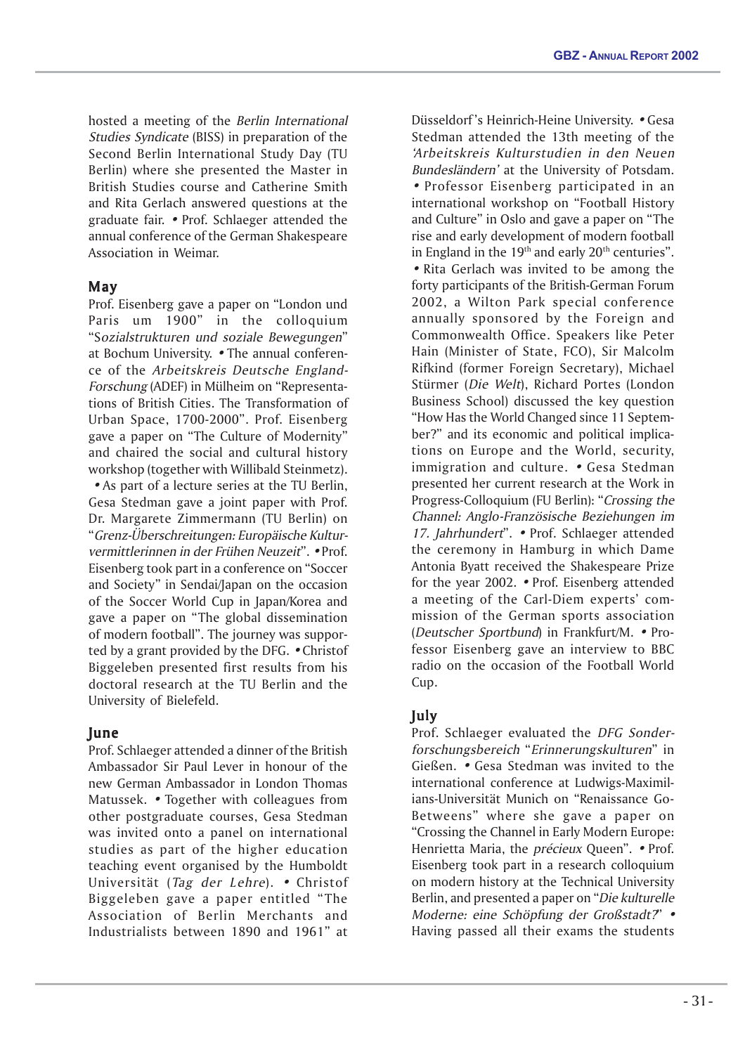hosted a meeting of the *Berlin International Studies Syndicate* (BISS) in preparation of the Second Berlin International Study Day (TU Berlin) where she presented the Master in British Studies course and Catherine Smith and Rita Gerlach answered questions at the graduate fair. • Prof. Schlaeger attended the annual conference of the German Shakespeare Association in Weimar.

## May

Prof. Eisenberg gave a paper on "London und Paris um 1900" in the colloquium "*Sozialstrukturen und soziale Bewegungen*" at Bochum University. • The annual conference of the *Arbeitskreis Deutsche England-Forschung* (ADEF) in Mülheim on "Representations of British Cities. The Transformation of Urban Space, 1700-2000". Prof. Eisenberg gave a paper on "The Culture of Modernity" and chaired the social and cultural history workshop (together with Willibald Steinmetz). • As part of a lecture series at the TU Berlin, Gesa Stedman gave a joint paper with Prof. Dr. Margarete Zimmermann (TU Berlin) on "*Grenz-Überschreitungen: Europäische Kulturvermittlerinnen in der Frühen Neuzeit*". • Prof. Eisenberg took part in a conference on "Soccer and Society" in Sendai/Japan on the occasion of the Soccer World Cup in Japan/Korea and gave a paper on "The global dissemination of modern football". The journey was supported by a grant provided by the DFG. • Christof Biggeleben presented first results from his doctoral research at the TU Berlin and the University of Bielefeld.

## June

Prof. Schlaeger attended a dinner of the British Ambassador Sir Paul Lever in honour of the new German Ambassador in London Thomas Matussek. • Together with colleagues from other postgraduate courses, Gesa Stedman was invited onto a panel on international studies as part of the higher education teaching event organised by the Humboldt Universität (*Tag der Lehre*). • Christof Biggeleben gave a paper entitled "The Association of Berlin Merchants and Industrialists between 1890 and 1961" at Düsseldorf's Heinrich-Heine University. • Gesa Stedman attended the 13th meeting of the *'Arbeitskreis Kulturstudien in den Neuen Bundesländern'* at the University of Potsdam. • Professor Eisenberg participated in an international workshop on "Football History and Culture" in Oslo and gave a paper on "The rise and early development of modern football in England in the 19th and early 20th centuries". • Rita Gerlach was invited to be among the forty participants of the British-German Forum 2002, a Wilton Park special conference annually sponsored by the Foreign and Commonwealth Office. Speakers like Peter Hain (Minister of State, FCO), Sir Malcolm Rifkind (former Foreign Secretary), Michael Stürmer (*Die Welt*), Richard Portes (London Business School) discussed the key question "How Has the World Changed since 11 September?" and its economic and political implications on Europe and the World, security, immigration and culture. • Gesa Stedman presented her current research at the Work in Progress-Colloquium (FU Berlin): "*Crossing the Channel: Anglo-Französische Beziehungen im 17. Jahrhundert*". • Prof. Schlaeger attended the ceremony in Hamburg in which Dame Antonia Byatt received the Shakespeare Prize for the year 2002. • Prof. Eisenberg attended a meeting of the Carl-Diem experts' commission of the German sports association (*Deutscher Sportbund*) in Frankfurt/M. • Professor Eisenberg gave an interview to BBC radio on the occasion of the Football World Cup.

## July

Prof. Schlaeger evaluated the *DFG Sonderforschungsbereich* "*Erinnerungskulturen*" in Gießen. • Gesa Stedman was invited to the international conference at Ludwigs-Maximilians-Universität Munich on "Renaissance Go-Betweens" where she gave a paper on "Crossing the Channel in Early Modern Europe: Henrietta Maria, the *précieux* Queen". • Prof. Eisenberg took part in a research colloquium on modern history at the Technical University Berlin, and presented a paper on "*Die kulturelle Moderne: eine Schöpfung der Großstadt?*" • Having passed all their exams the students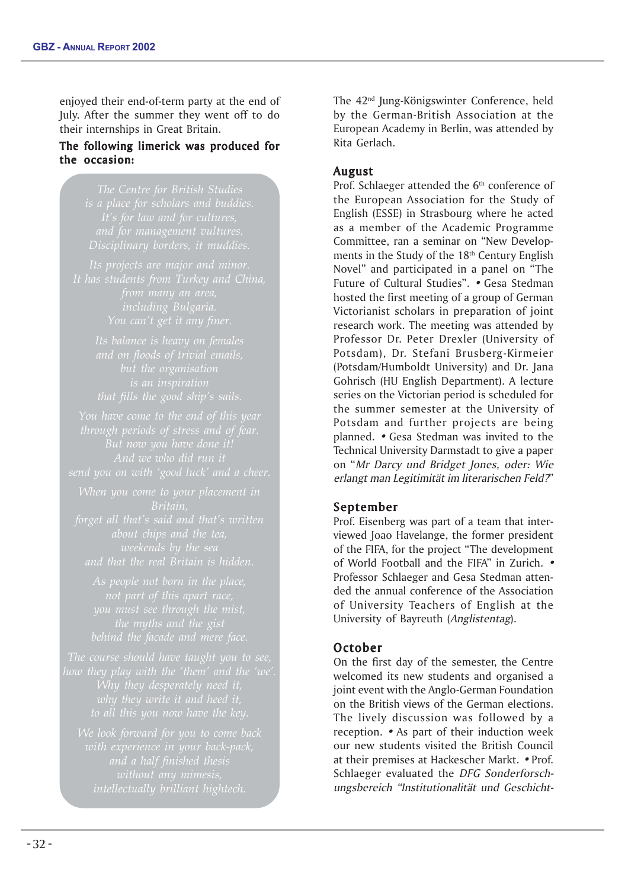enjoyed their end-of-term party at the end of July. After the summer they went off to do their internships in Great Britain.

**The following limerick was produced for the occasion:**

*The Centre for British Studies*
*is a place for scholars and buddies.*
*It's for law and for cultures,*
*and for management vultures.*
*Disciplinary borders, it muddies.*

*Its projects are major and minor.*
*It has students from Turkey and China,*
*from many an area,*
*including Bulgaria.*
*You can't get it any finer.*

*Its balance is heavy on females*
*and on floods of trivial emails,*
*but the organisation*
*is an inspiration*
*that fills the good ship's sails.*

*You have come to the end of this year*
*through periods of stress and of fear.*
*But now you have done it!*
*And we who did run it*
*send you on with 'good luck' and a cheer.*

*When you come to your placement in Britain,*
*forget all that's said and that's written*
*about chips and the tea,*
*weekends by the sea*
*and that the real Britain is hidden.*

*As people not born in the place,*
*not part of this apart race,*
*you must see through the mist,*
*the myths and the gist*
*behind the facade and mere face.*

*The course should have taught you to see,*
*how they play with the 'them' and the 'we'.*
*Why they desperately need it,*
*why they write it and heed it,*
*to all this you now have the key.*

*We look forward for you to come back*
*with experience in your back-pack,*
*and a half finished thesis*
*without any mimesis,*
*intellectually brilliant hightech.*

The 42nd Jung-Königswinter Conference, held by the German-British Association at the European Academy in Berlin, was attended by Rita Gerlach.

## August

Prof. Schlaeger attended the 6th conference of the European Association for the Study of English (ESSE) in Strasbourg where he acted as a member of the Academic Programme Committee, ran a seminar on "New Developments in the Study of the 18th Century English Novel" and participated in a panel on "The Future of Cultural Studies". • Gesa Stedman hosted the first meeting of a group of German Victorianist scholars in preparation of joint research work. The meeting was attended by Professor Dr. Peter Drexler (University of Potsdam), Dr. Stefani Brusberg-Kirmeier (Potsdam/Humboldt University) and Dr. Jana Gohrisch (HU English Department). A lecture series on the Victorian period is scheduled for the summer semester at the University of Potsdam and further projects are being planned. • Gesa Stedman was invited to the Technical University Darmstadt to give a paper on "*Mr Darcy und Bridget Jones, oder: Wie erlangt man Legitimität im literarischen Feld?*"

## September

Prof. Eisenberg was part of a team that interviewed Joao Havelange, the former president of the FIFA, for the project "The development of World Football and the FIFA" in Zurich. • Professor Schlaeger and Gesa Stedman attended the annual conference of the Association of University Teachers of English at the University of Bayreuth (*Anglistentag*).

## October

On the first day of the semester, the Centre welcomed its new students and organised a joint event with the Anglo-German Foundation on the British views of the German elections. The lively discussion was followed by a reception. • As part of their induction week our new students visited the British Council at their premises at Hackescher Markt. • Prof. Schlaeger evaluated the *DFG Sonderforschungsbereich "Institutionalität und Geschicht-*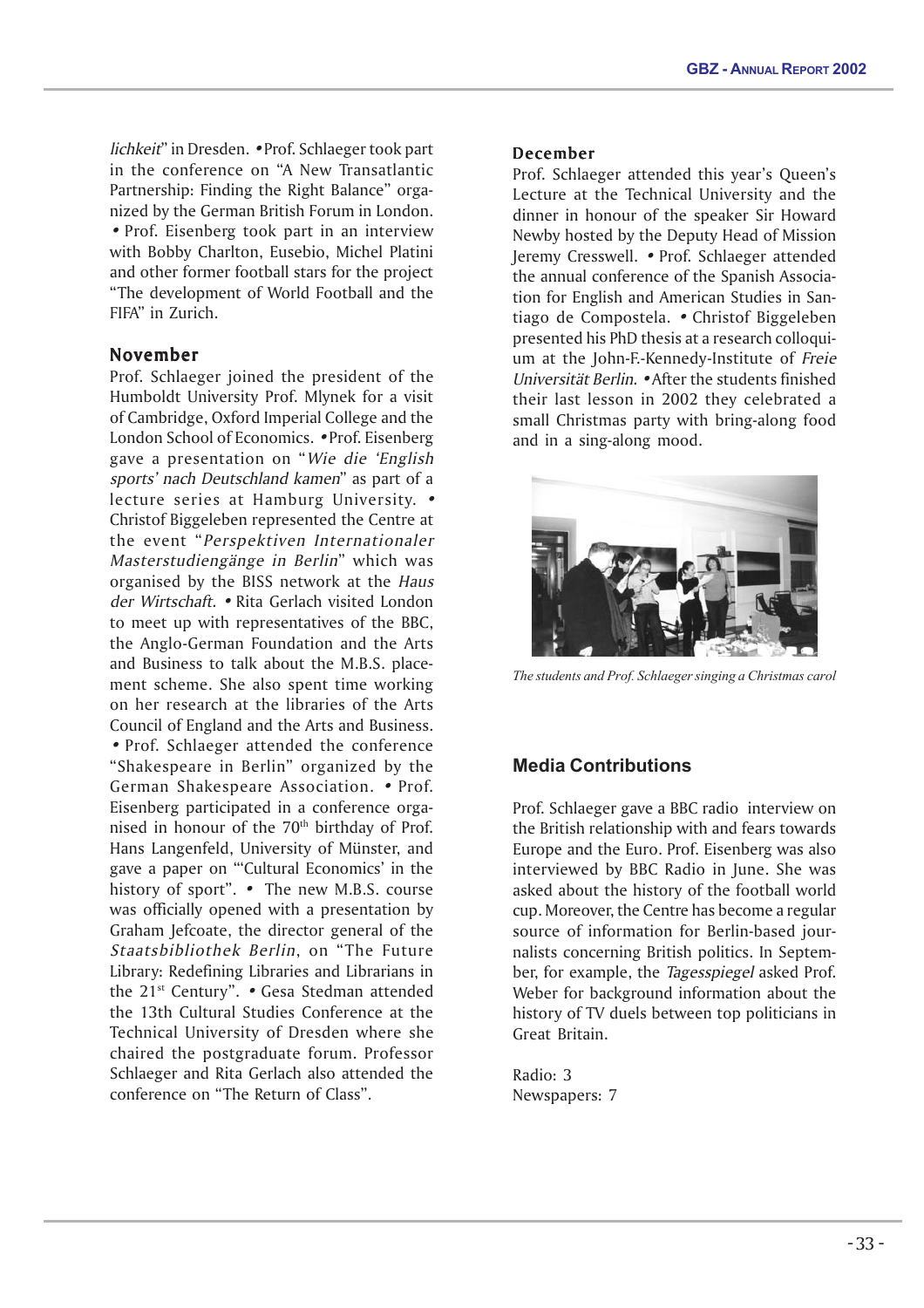*lichkeit*" in Dresden. • Prof. Schlaeger took part in the conference on "A New Transatlantic Partnership: Finding the Right Balance" organized by the German British Forum in London. • Prof. Eisenberg took part in an interview with Bobby Charlton, Eusebio, Michel Platini and other former football stars for the project "The development of World Football and the FIFA" in Zurich.

### November

Prof. Schlaeger joined the president of the Humboldt University Prof. Mlynek for a visit of Cambridge, Oxford Imperial College and the London School of Economics. • Prof. Eisenberg gave a presentation on "*Wie die 'English sports' nach Deutschland kamen*" as part of a lecture series at Hamburg University. • Christof Biggeleben represented the Centre at the event "*Perspektiven Internationaler Masterstudiengänge in Berlin*" which was organised by the BISS network at the *Haus der Wirtschaft*. • Rita Gerlach visited London to meet up with representatives of the BBC, the Anglo-German Foundation and the Arts and Business to talk about the M.B.S. placement scheme. She also spent time working on her research at the libraries of the Arts Council of England and the Arts and Business. • Prof. Schlaeger attended the conference "Shakespeare in Berlin" organized by the German Shakespeare Association. • Prof. Eisenberg participated in a conference organised in honour of the 70th birthday of Prof. Hans Langenfeld, University of Münster, and gave a paper on "'Cultural Economics' in the history of sport". • The new M.B.S. course was officially opened with a presentation by Graham Jefcoate, the director general of the *Staatsbibliothek Berlin*, on "The Future Library: Redefining Libraries and Librarians in the 21st Century". • Gesa Stedman attended the 13th Cultural Studies Conference at the Technical University of Dresden where she chaired the postgraduate forum. Professor Schlaeger and Rita Gerlach also attended the conference on "The Return of Class".

### December

Prof. Schlaeger attended this year's Queen's Lecture at the Technical University and the dinner in honour of the speaker Sir Howard Newby hosted by the Deputy Head of Mission Jeremy Cresswell. • Prof. Schlaeger attended the annual conference of the Spanish Association for English and American Studies in Santiago de Compostela. • Christof Biggeleben presented his PhD thesis at a research colloquium at the John-F.-Kennedy-Institute of *Freie Universität Berlin*. • After the students finished their last lesson in 2002 they celebrated a small Christmas party with bring-along food and in a sing-along mood.

*The students and Prof. Schlaeger singing a Christmas carol*

## Media Contributions

Prof. Schlaeger gave a BBC radio interview on the British relationship with and fears towards Europe and the Euro. Prof. Eisenberg was also interviewed by BBC Radio in June. She was asked about the history of the football world cup. Moreover, the Centre has become a regular source of information for Berlin-based journalists concerning British politics. In September, for example, the *Tagesspiegel* asked Prof. Weber for background information about the history of TV duels between top politicians in Great Britain.

Radio: 3
Newspapers: 7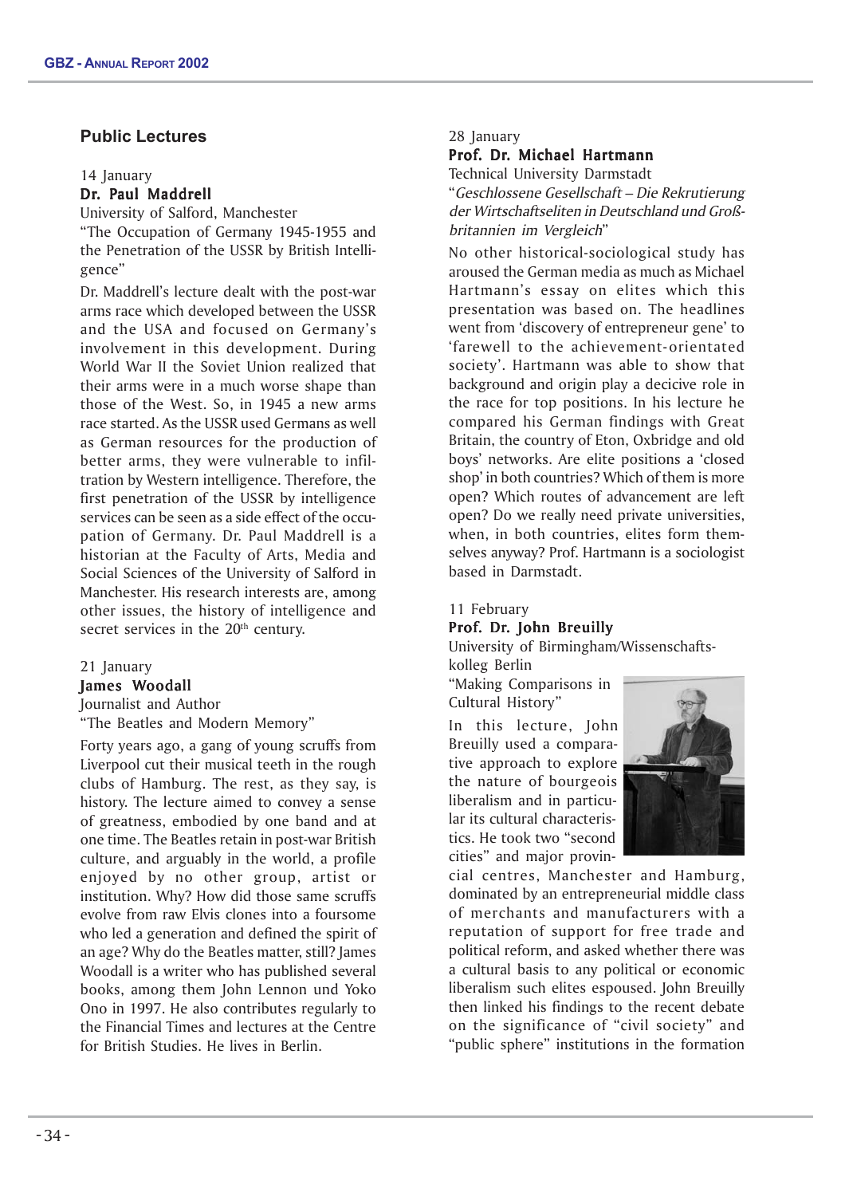## Public Lectures

14 January

**Dr. Paul Maddrell**

University of Salford, Manchester

"The Occupation of Germany 1945-1955 and the Penetration of the USSR by British Intelligence"

Dr. Maddrell's lecture dealt with the post-war arms race which developed between the USSR and the USA and focused on Germany's involvement in this development. During World War II the Soviet Union realized that their arms were in a much worse shape than those of the West. So, in 1945 a new arms race started. As the USSR used Germans as well as German resources for the production of better arms, they were vulnerable to infiltration by Western intelligence. Therefore, the first penetration of the USSR by intelligence services can be seen as a side effect of the occupation of Germany. Dr. Paul Maddrell is a historian at the Faculty of Arts, Media and Social Sciences of the University of Salford in Manchester. His research interests are, among other issues, the history of intelligence and secret services in the 20th century.

21 January

**James Woodall**

Journalist and Author

"The Beatles and Modern Memory"

Forty years ago, a gang of young scruffs from Liverpool cut their musical teeth in the rough clubs of Hamburg. The rest, as they say, is history. The lecture aimed to convey a sense of greatness, embodied by one band and at one time. The Beatles retain in post-war British culture, and arguably in the world, a profile enjoyed by no other group, artist or institution. Why? How did those same scruffs evolve from raw Elvis clones into a foursome who led a generation and defined the spirit of an age? Why do the Beatles matter, still? James Woodall is a writer who has published several books, among them John Lennon und Yoko Ono in 1997. He also contributes regularly to the Financial Times and lectures at the Centre for British Studies. He lives in Berlin.

28 January

**Prof. Dr. Michael Hartmann**

Technical University Darmstadt

"*Geschlossene Gesellschaft – Die Rekrutierung der Wirtschaftseliten in Deutschland und Großbritannien im Vergleich*"

No other historical-sociological study has aroused the German media as much as Michael Hartmann's essay on elites which this presentation was based on. The headlines went from 'discovery of entrepreneur gene' to 'farewell to the achievement-orientated society'. Hartmann was able to show that background and origin play a decicive role in the race for top positions. In his lecture he compared his German findings with Great Britain, the country of Eton, Oxbridge and old boys' networks. Are elite positions a 'closed shop' in both countries? Which of them is more open? Which routes of advancement are left open? Do we really need private universities, when, in both countries, elites form themselves anyway? Prof. Hartmann is a sociologist based in Darmstadt.

11 February

**Prof. Dr. John Breuilly**

University of Birmingham/Wissenschaftskolleg Berlin

"Making Comparisons in Cultural History"

In this lecture, John Breuilly used a comparative approach to explore the nature of bourgeois liberalism and in particular its cultural characteristics. He took two "second cities" and major provincial centres, Manchester and Hamburg, dominated by an entrepreneurial middle class of merchants and manufacturers with a reputation of support for free trade and political reform, and asked whether there was a cultural basis to any political or economic liberalism such elites espoused. John Breuilly then linked his findings to the recent debate on the significance of "civil society" and "public sphere" institutions in the formation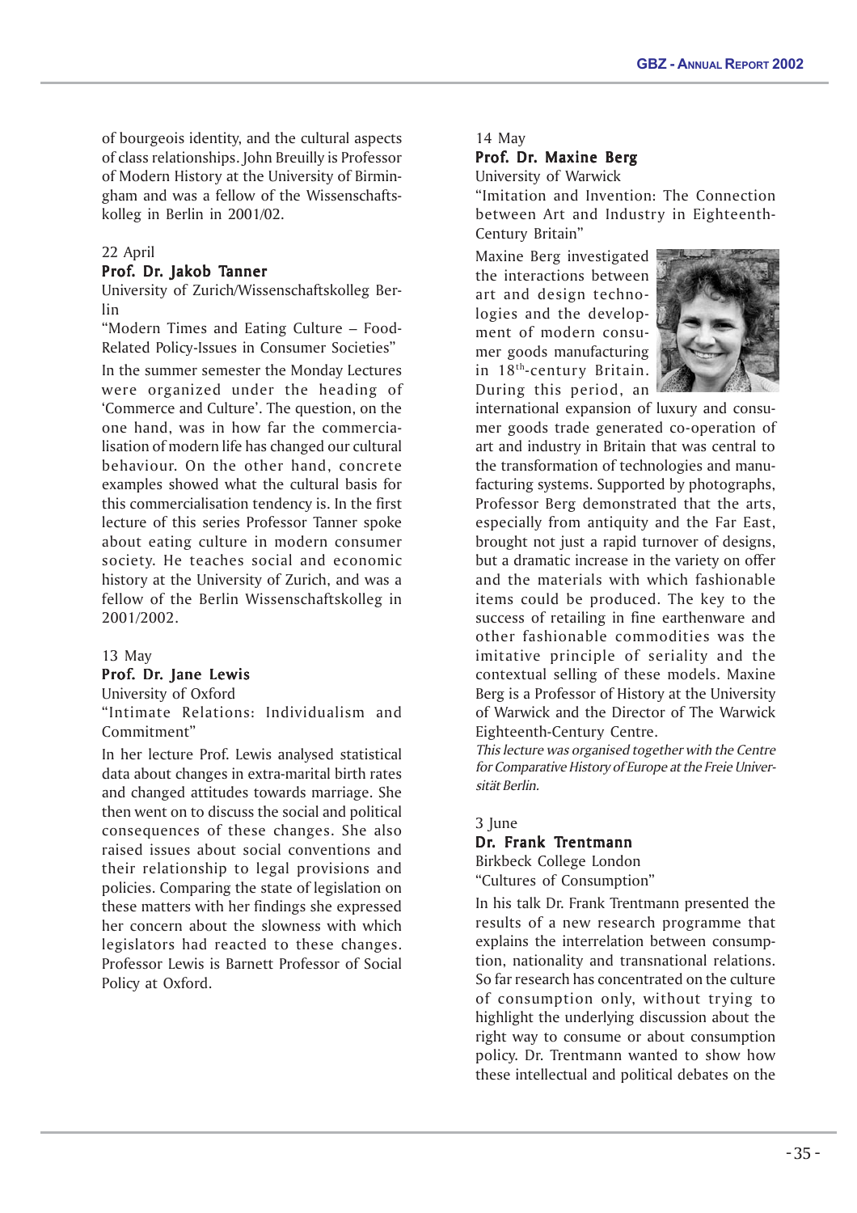of bourgeois identity, and the cultural aspects of class relationships. John Breuilly is Professor of Modern History at the University of Birmingham and was a fellow of the Wissenschaftskolleg in Berlin in 2001/02.

22 April

**Prof. Dr. Jakob Tanner**

University of Zurich/Wissenschaftskolleg Berlin

"Modern Times and Eating Culture – Food-Related Policy-Issues in Consumer Societies"

In the summer semester the Monday Lectures were organized under the heading of 'Commerce and Culture'. The question, on the one hand, was in how far the commercialisation of modern life has changed our cultural behaviour. On the other hand, concrete examples showed what the cultural basis for this commercialisation tendency is. In the first lecture of this series Professor Tanner spoke about eating culture in modern consumer society. He teaches social and economic history at the University of Zurich, and was a fellow of the Berlin Wissenschaftskolleg in 2001/2002.

13 May

**Prof. Dr. Jane Lewis**

University of Oxford

"Intimate Relations: Individualism and Commitment"

In her lecture Prof. Lewis analysed statistical data about changes in extra-marital birth rates and changed attitudes towards marriage. She then went on to discuss the social and political consequences of these changes. She also raised issues about social conventions and their relationship to legal provisions and policies. Comparing the state of legislation on these matters with her findings she expressed her concern about the slowness with which legislators had reacted to these changes. Professor Lewis is Barnett Professor of Social Policy at Oxford.

14 May

**Prof. Dr. Maxine Berg**

University of Warwick

"Imitation and Invention: The Connection between Art and Industry in Eighteenth-Century Britain"

Maxine Berg investigated the interactions between art and design technologies and the development of modern consumer goods manufacturing in 18th-century Britain. During this period, an international expansion of luxury and consumer goods trade generated co-operation of art and industry in Britain that was central to the transformation of technologies and manufacturing systems. Supported by photographs, Professor Berg demonstrated that the arts, especially from antiquity and the Far East, brought not just a rapid turnover of designs, but a dramatic increase in the variety on offer and the materials with which fashionable items could be produced. The key to the success of retailing in fine earthenware and other fashionable commodities was the imitative principle of seriality and the contextual selling of these models. Maxine Berg is a Professor of History at the University of Warwick and the Director of The Warwick Eighteenth-Century Centre.

*This lecture was organised together with the Centre for Comparative History of Europe at the Freie Universität Berlin.*

3 June

**Dr. Frank Trentmann**

Birkbeck College London

"Cultures of Consumption"

In his talk Dr. Frank Trentmann presented the results of a new research programme that explains the interrelation between consumption, nationality and transnational relations. So far research has concentrated on the culture of consumption only, without trying to highlight the underlying discussion about the right way to consume or about consumption policy. Dr. Trentmann wanted to show how these intellectual and political debates on the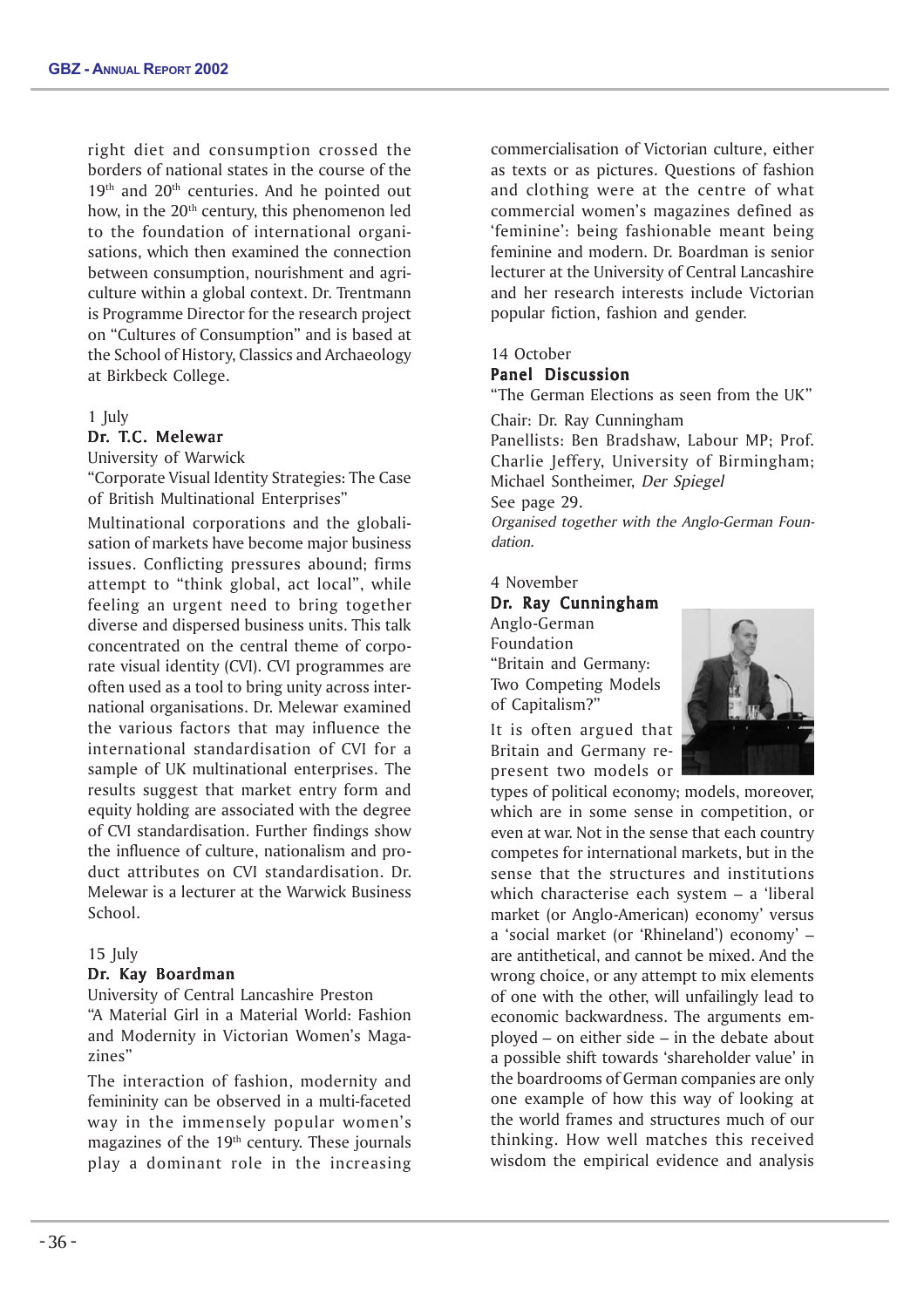right diet and consumption crossed the borders of national states in the course of the 19th and 20th centuries. And he pointed out how, in the 20th century, this phenomenon led to the foundation of international organisations, which then examined the connection between consumption, nourishment and agriculture within a global context. Dr. Trentmann is Programme Director for the research project on "Cultures of Consumption" and is based at the School of History, Classics and Archaeology at Birkbeck College.

1 July

**Dr. T.C. Melewar**

University of Warwick

"Corporate Visual Identity Strategies: The Case of British Multinational Enterprises"

Multinational corporations and the globalisation of markets have become major business issues. Conflicting pressures abound; firms attempt to "think global, act local", while feeling an urgent need to bring together diverse and dispersed business units. This talk concentrated on the central theme of corporate visual identity (CVI). CVI programmes are often used as a tool to bring unity across international organisations. Dr. Melewar examined the various factors that may influence the international standardisation of CVI for a sample of UK multinational enterprises. The results suggest that market entry form and equity holding are associated with the degree of CVI standardisation. Further findings show the influence of culture, nationalism and product attributes on CVI standardisation. Dr. Melewar is a lecturer at the Warwick Business School.

15 July

**Dr. Kay Boardman**

University of Central Lancashire Preston

"A Material Girl in a Material World: Fashion and Modernity in Victorian Women's Magazines"

The interaction of fashion, modernity and femininity can be observed in a multi-faceted way in the immensely popular women's magazines of the 19th century. These journals play a dominant role in the increasing commercialisation of Victorian culture, either as texts or as pictures. Questions of fashion and clothing were at the centre of what commercial women's magazines defined as 'feminine': being fashionable meant being feminine and modern. Dr. Boardman is senior lecturer at the University of Central Lancashire and her research interests include Victorian popular fiction, fashion and gender.

14 October

**Panel Discussion**

"The German Elections as seen from the UK"

Chair: Dr. Ray Cunningham

Panellists: Ben Bradshaw, Labour MP; Prof. Charlie Jeffery, University of Birmingham; Michael Sontheimer, *Der Spiegel*

See page 29.

*Organised together with the Anglo-German Foundation.*

4 November

**Dr. Ray Cunningham**

Anglo-German Foundation

"Britain and Germany: Two Competing Models of Capitalism?"

It is often argued that Britain and Germany represent two models or types of political economy; models, moreover, which are in some sense in competition, or even at war. Not in the sense that each country competes for international markets, but in the sense that the structures and institutions which characterise each system – a 'liberal market (or Anglo-American) economy' versus a 'social market (or 'Rhineland') economy' – are antithetical, and cannot be mixed. And the wrong choice, or any attempt to mix elements of one with the other, will unfailingly lead to economic backwardness. The arguments employed – on either side – in the debate about a possible shift towards 'shareholder value' in the boardrooms of German companies are only one example of how this way of looking at the world frames and structures much of our thinking. How well matches this received wisdom the empirical evidence and analysis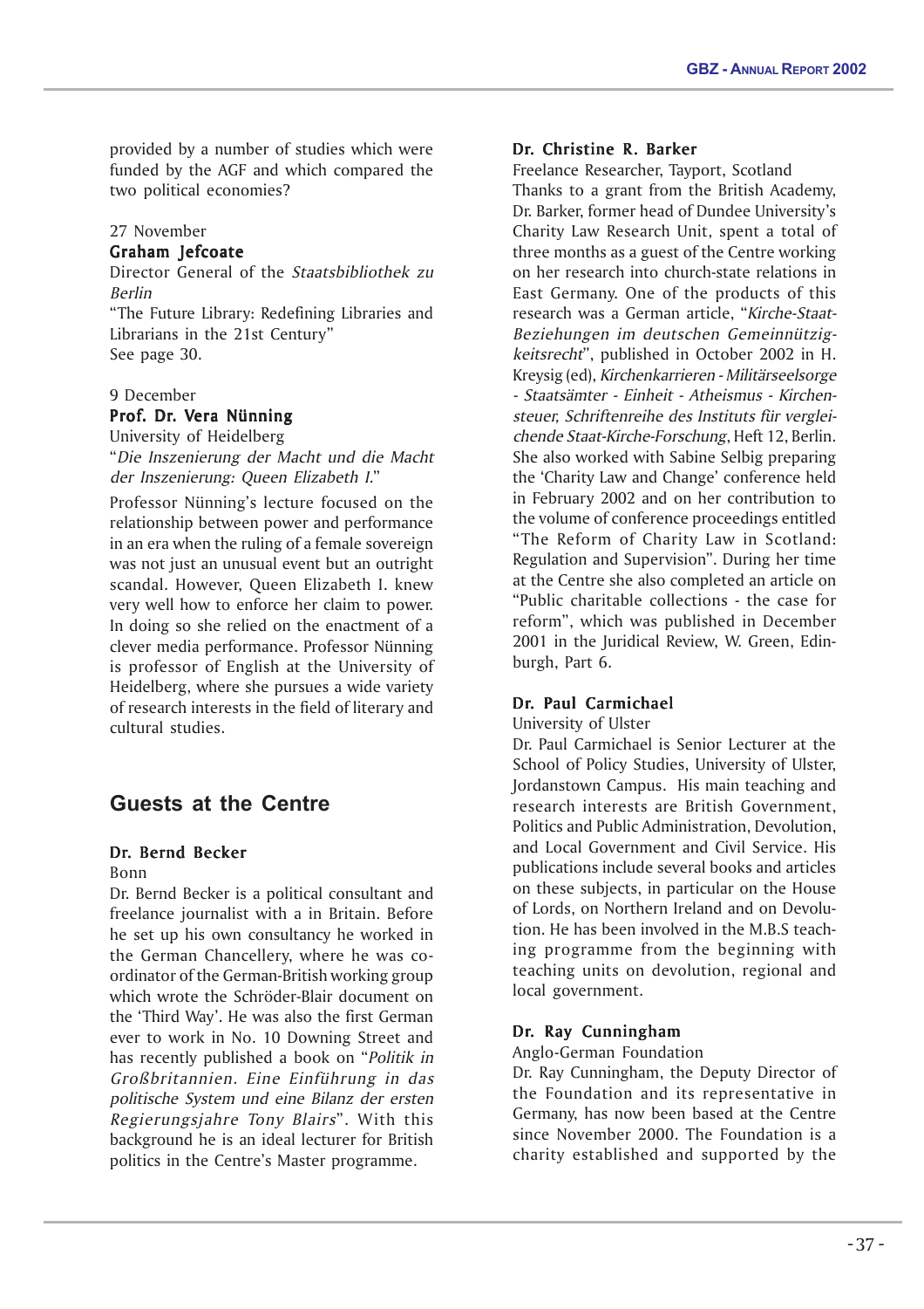provided by a number of studies which were funded by the AGF and which compared the two political economies?

27 November

**Graham Jefcoate**

Director General of the *Staatsbibliothek zu Berlin*

"The Future Library: Redefining Libraries and Librarians in the 21st Century"

See page 30.

9 December

**Prof. Dr. Vera Nünning**

University of Heidelberg

"*Die Inszenierung der Macht und die Macht der Inszenierung: Queen Elizabeth I.*"

Professor Nünning's lecture focused on the relationship between power and performance in an era when the ruling of a female sovereign was not just an unusual event but an outright scandal. However, Queen Elizabeth I. knew very well how to enforce her claim to power. In doing so she relied on the enactment of a clever media performance. Professor Nünning is professor of English at the University of Heidelberg, where she pursues a wide variety of research interests in the field of literary and cultural studies.

## Guests at the Centre

**Dr. Bernd Becker**

Bonn

Dr. Bernd Becker is a political consultant and freelance journalist with a in Britain. Before he set up his own consultancy he worked in the German Chancellery, where he was co-ordinator of the German-British working group which wrote the Schröder-Blair document on the 'Third Way'. He was also the first German ever to work in No. 10 Downing Street and has recently published a book on "*Politik in Großbritannien. Eine Einführung in das politische System und eine Bilanz der ersten Regierungsjahre Tony Blairs*". With this background he is an ideal lecturer for British politics in the Centre's Master programme.

**Dr. Christine R. Barker**

Freelance Researcher, Tayport, Scotland

Thanks to a grant from the British Academy, Dr. Barker, former head of Dundee University's Charity Law Research Unit, spent a total of three months as a guest of the Centre working on her research into church-state relations in East Germany. One of the products of this research was a German article, "*Kirche-Staat-Beziehungen im deutschen Gemeinnützigkeitsrecht*", published in October 2002 in H. Kreysig (ed), *Kirchenkarrieren - Militärseelsorge - Staatsämter - Einheit - Atheismus - Kirchensteuer, Schriftenreihe des Instituts für vergleichende Staat-Kirche-Forschung*, Heft 12, Berlin. She also worked with Sabine Selbig preparing the 'Charity Law and Change' conference held in February 2002 and on her contribution to the volume of conference proceedings entitled "The Reform of Charity Law in Scotland: Regulation and Supervision". During her time at the Centre she also completed an article on "Public charitable collections - the case for reform", which was published in December 2001 in the Juridical Review, W. Green, Edinburgh, Part 6.

**Dr. Paul Carmichael**

University of Ulster

Dr. Paul Carmichael is Senior Lecturer at the School of Policy Studies, University of Ulster, Jordanstown Campus. His main teaching and research interests are British Government, Politics and Public Administration, Devolution, and Local Government and Civil Service. His publications include several books and articles on these subjects, in particular on the House of Lords, on Northern Ireland and on Devolution. He has been involved in the M.B.S teaching programme from the beginning with teaching units on devolution, regional and local government.

**Dr. Ray Cunningham**

Anglo-German Foundation

Dr. Ray Cunningham, the Deputy Director of the Foundation and its representative in Germany, has now been based at the Centre since November 2000. The Foundation is a charity established and supported by the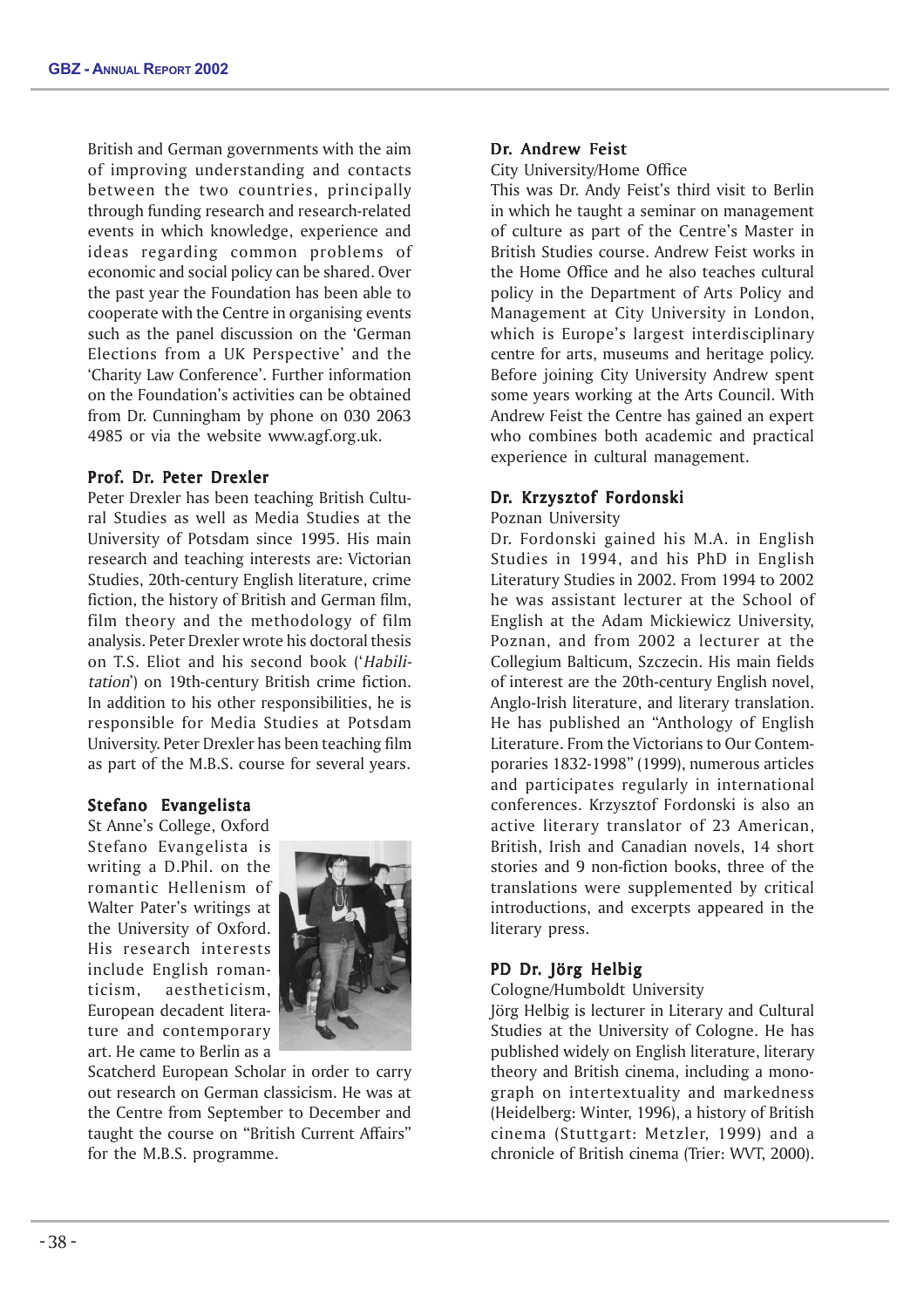British and German governments with the aim of improving understanding and contacts between the two countries, principally through funding research and research-related events in which knowledge, experience and ideas regarding common problems of economic and social policy can be shared. Over the past year the Foundation has been able to cooperate with the Centre in organising events such as the panel discussion on the 'German Elections from a UK Perspective' and the 'Charity Law Conference'. Further information on the Foundation's activities can be obtained from Dr. Cunningham by phone on 030 2063 4985 or via the website www.agf.org.uk.

### Prof. Dr. Peter Drexler

Peter Drexler has been teaching British Cultural Studies as well as Media Studies at the University of Potsdam since 1995. His main research and teaching interests are: Victorian Studies, 20th-century English literature, crime fiction, the history of British and German film, film theory and the methodology of film analysis. Peter Drexler wrote his doctoral thesis on T.S. Eliot and his second book ('*Habilitation*') on 19th-century British crime fiction. In addition to his other responsibilities, he is responsible for Media Studies at Potsdam University. Peter Drexler has been teaching film as part of the M.B.S. course for several years.

### Stefano Evangelista

St Anne's College, Oxford

Stefano Evangelista is writing a D.Phil. on the romantic Hellenism of Walter Pater's writings at the University of Oxford. His research interests include English romanticism, aestheticism, European decadent literature and contemporary art. He came to Berlin as a Scatcherd European Scholar in order to carry out research on German classicism. He was at the Centre from September to December and taught the course on "British Current Affairs" for the M.B.S. programme.

### Dr. Andrew Feist

City University/Home Office

This was Dr. Andy Feist's third visit to Berlin in which he taught a seminar on management of culture as part of the Centre's Master in British Studies course. Andrew Feist works in the Home Office and he also teaches cultural policy in the Department of Arts Policy and Management at City University in London, which is Europe's largest interdisciplinary centre for arts, museums and heritage policy. Before joining City University Andrew spent some years working at the Arts Council. With Andrew Feist the Centre has gained an expert who combines both academic and practical experience in cultural management.

### Dr. Krzysztof Fordonski

Poznan University

Dr. Fordonski gained his M.A. in English Studies in 1994, and his PhD in English Literature Studies in 2002. From 1994 to 2002 he was assistant lecturer at the School of English at the Adam Mickiewicz University, Poznan, and from 2002 a lecturer at the Collegium Balticum, Szczecin. His main fields of interest are the 20th-century English novel, Anglo-Irish literature, and literary translation. He has published an "Anthology of English Literature. From the Victorians to Our Contemporaries 1832-1998" (1999), numerous articles and participates regularly in international conferences. Krzysztof Fordonski is also an active literary translator of 23 American, British, Irish and Canadian novels, 14 short stories and 9 non-fiction books, three of the translations were supplemented by critical introductions, and excerpts appeared in the literary press.

### PD Dr. Jörg Helbig

Cologne/Humboldt University

Jörg Helbig is lecturer in Literary and Cultural Studies at the University of Cologne. He has published widely on English literature, literary theory and British cinema, including a monograph on intertextuality and markedness (Heidelberg: Winter, 1996), a history of British cinema (Stuttgart: Metzler, 1999) and a chronicle of British cinema (Trier: WVT, 2000).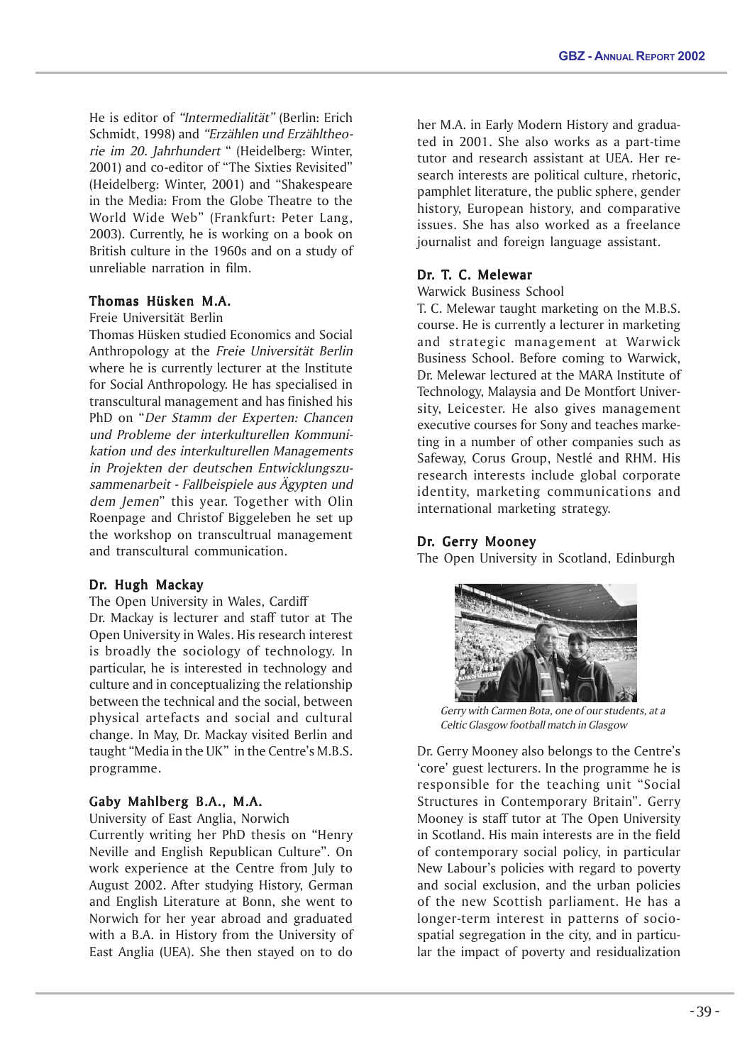He is editor of *"Intermedialität"* (Berlin: Erich Schmidt, 1998) and *"Erzählen und Erzähltheorie im 20. Jahrhundert* " (Heidelberg: Winter, 2001) and co-editor of "The Sixties Revisited" (Heidelberg: Winter, 2001) and "Shakespeare in the Media: From the Globe Theatre to the World Wide Web" (Frankfurt: Peter Lang, 2003). Currently, he is working on a book on British culture in the 1960s and on a study of unreliable narration in film.

### Thomas Hüsken M.A.

Freie Universität Berlin

Thomas Hüsken studied Economics and Social Anthropology at the *Freie Universität Berlin* where he is currently lecturer at the Institute for Social Anthropology. He has specialised in transcultural management and has finished his PhD on "*Der Stamm der Experten: Chancen und Probleme der interkulturellen Kommunikation und des interkulturellen Managements in Projekten der deutschen Entwicklungszusammenarbeit - Fallbeispiele aus Ägypten und dem Jemen*" this year. Together with Olin Roenpage and Christof Biggeleben he set up the workshop on transcultrual management and transcultural communication.

### Dr. Hugh Mackay

The Open University in Wales, Cardiff

Dr. Mackay is lecturer and staff tutor at The Open University in Wales. His research interest is broadly the sociology of technology. In particular, he is interested in technology and culture and in conceptualizing the relationship between the technical and the social, between physical artefacts and social and cultural change. In May, Dr. Mackay visited Berlin and taught "Media in the UK" in the Centre's M.B.S. programme.

### Gaby Mahlberg B.A., M.A.

University of East Anglia, Norwich

Currently writing her PhD thesis on "Henry Neville and English Republican Culture". On work experience at the Centre from July to August 2002. After studying History, German and English Literature at Bonn, she went to Norwich for her year abroad and graduated with a B.A. in History from the University of East Anglia (UEA). She then stayed on to do her M.A. in Early Modern History and graduated in 2001. She also works as a part-time tutor and research assistant at UEA. Her research interests are political culture, rhetoric, pamphlet literature, the public sphere, gender history, European history, and comparative issues. She has also worked as a freelance journalist and foreign language assistant.

### Dr. T. C. Melewar

Warwick Business School

T. C. Melewar taught marketing on the M.B.S. course. He is currently a lecturer in marketing and strategic management at Warwick Business School. Before coming to Warwick, Dr. Melewar lectured at the MARA Institute of Technology, Malaysia and De Montfort University, Leicester. He also gives management executive courses for Sony and teaches marketing in a number of other companies such as Safeway, Corus Group, Nestlé and RHM. His research interests include global corporate identity, marketing communications and international marketing strategy.

### Dr. Gerry Mooney

The Open University in Scotland, Edinburgh

*Gerry with Carmen Bota, one of our students, at a Celtic Glasgow football match in Glasgow*

Dr. Gerry Mooney also belongs to the Centre's 'core' guest lecturers. In the programme he is responsible for the teaching unit "Social Structures in Contemporary Britain". Gerry Mooney is staff tutor at The Open University in Scotland. His main interests are in the field of contemporary social policy, in particular New Labour's policies with regard to poverty and social exclusion, and the urban policies of the new Scottish parliament. He has a longer-term interest in patterns of socio-spatial segregation in the city, and in particular the impact of poverty and residualization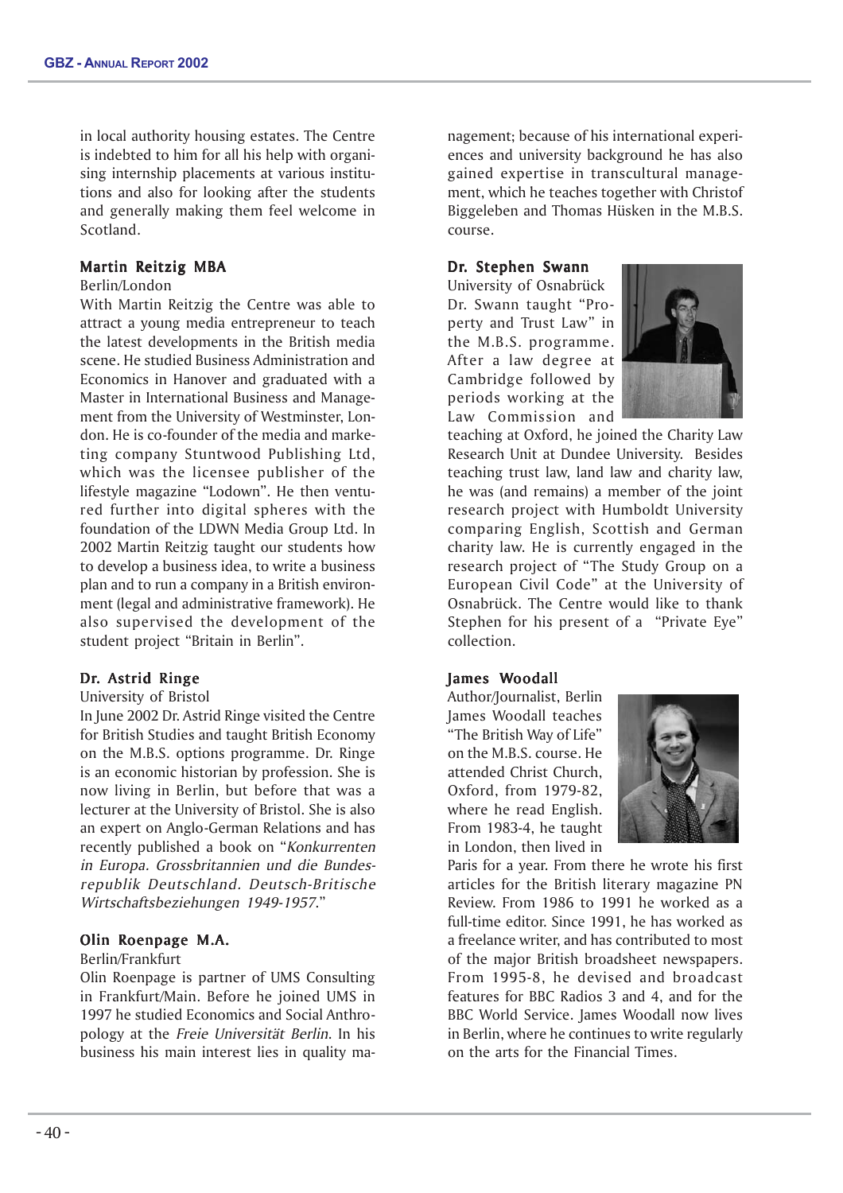in local authority housing estates. The Centre is indebted to him for all his help with organising internship placements at various institutions and also for looking after the students and generally making them feel welcome in Scotland.

### Martin Reitzig MBA

Berlin/London

With Martin Reitzig the Centre was able to attract a young media entrepreneur to teach the latest developments in the British media scene. He studied Business Administration and Economics in Hanover and graduated with a Master in International Business and Management from the University of Westminster, London. He is co-founder of the media and marketing company Stuntwood Publishing Ltd, which was the licensee publisher of the lifestyle magazine "Lodown". He then ventured further into digital spheres with the foundation of the LDWN Media Group Ltd. In 2002 Martin Reitzig taught our students how to develop a business idea, to write a business plan and to run a company in a British environment (legal and administrative framework). He also supervised the development of the student project "Britain in Berlin".

### Dr. Astrid Ringe

University of Bristol

In June 2002 Dr. Astrid Ringe visited the Centre for British Studies and taught British Economy on the M.B.S. options programme. Dr. Ringe is an economic historian by profession. She is now living in Berlin, but before that was a lecturer at the University of Bristol. She is also an expert on Anglo-German Relations and has recently published a book on "*Konkurrenten in Europa. Grossbritannien und die Bundesrepublik Deutschland. Deutsch-Britische Wirtschaftsbeziehungen 1949-1957.*"

### Olin Roenpage M.A.

Berlin/Frankfurt

Olin Roenpage is partner of UMS Consulting in Frankfurt/Main. Before he joined UMS in 1997 he studied Economics and Social Anthropology at the *Freie Universität Berlin*. In his business his main interest lies in quality management; because of his international experiences and university background he has also gained expertise in transcultural management, which he teaches together with Christof Biggeleben and Thomas Hüsken in the M.B.S. course.

### Dr. Stephen Swann

University of Osnabrück

Dr. Swann taught "Property and Trust Law" in the M.B.S. programme. After a law degree at Cambridge followed by periods working at the Law Commission and teaching at Oxford, he joined the Charity Law Research Unit at Dundee University. Besides teaching trust law, land law and charity law, he was (and remains) a member of the joint research project with Humboldt University comparing English, Scottish and German charity law. He is currently engaged in the research project of "The Study Group on a European Civil Code" at the University of Osnabrück. The Centre would like to thank Stephen for his present of a "Private Eye" collection.

### James Woodall

Author/Journalist, Berlin

James Woodall teaches "The British Way of Life" on the M.B.S. course. He attended Christ Church, Oxford, from 1979-82, where he read English. From 1983-4, he taught in London, then lived in Paris for a year. From there he wrote his first articles for the British literary magazine PN Review. From 1986 to 1991 he worked as a full-time editor. Since 1991, he has worked as a freelance writer, and has contributed to most of the major British broadsheet newspapers. From 1995-8, he devised and broadcast features for BBC Radios 3 and 4, and for the BBC World Service. James Woodall now lives in Berlin, where he continues to write regularly on the arts for the Financial Times.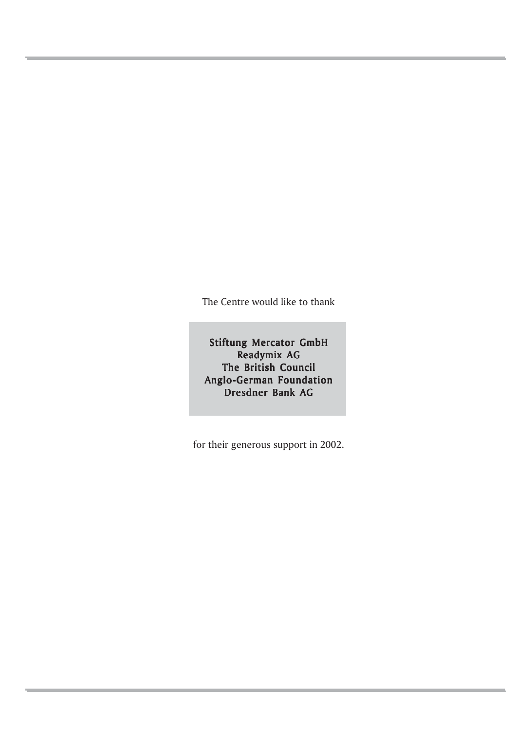The Centre would like to thank

**Stiftung Mercator GmbH**
**Readymix AG**
**The British Council**
**Anglo-German Foundation**
**Dresdner Bank AG**

for their generous support in 2002.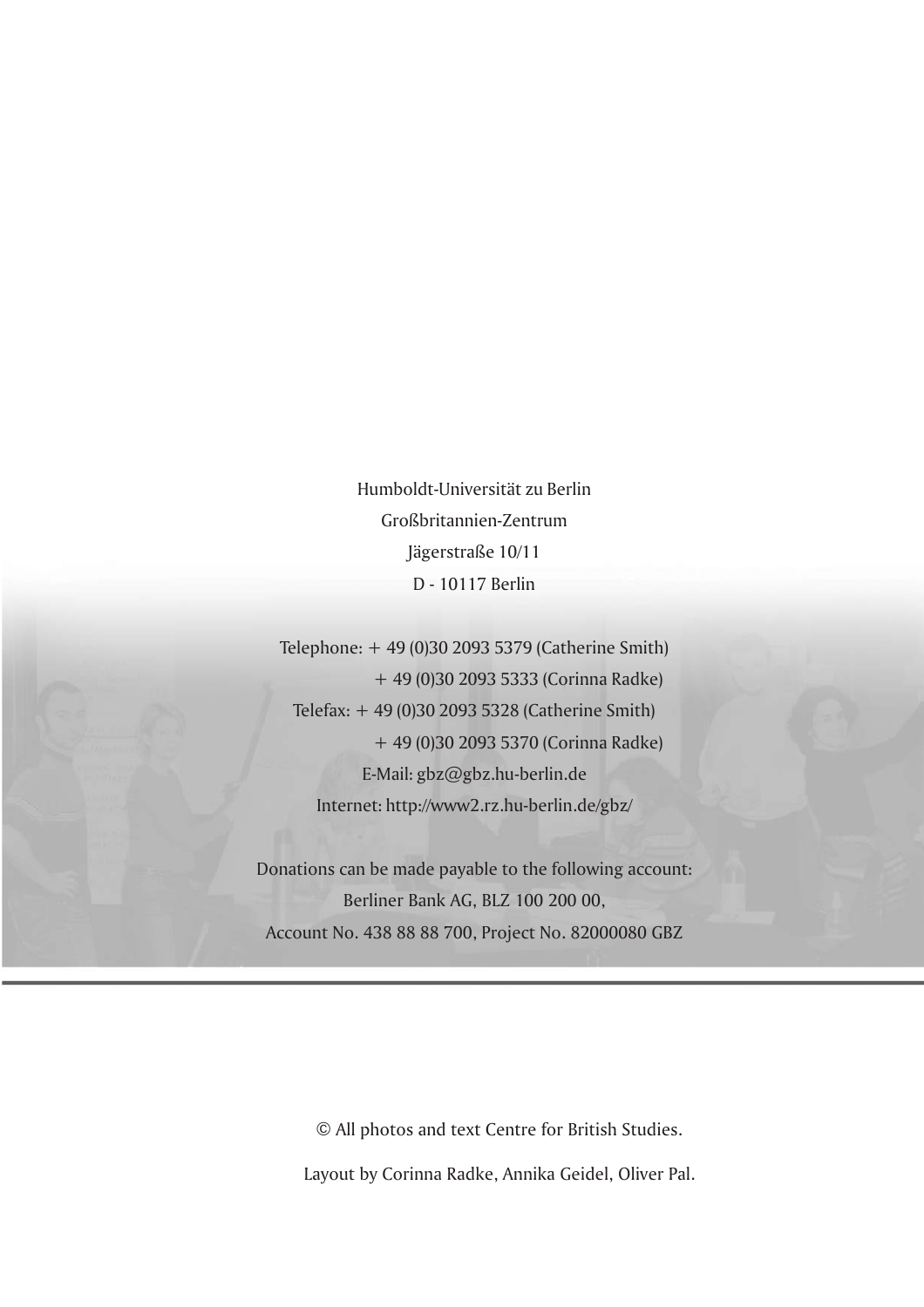Humboldt-Universität zu Berlin

Großbritannien-Zentrum

Jägerstraße 10/11

D - 10117 Berlin

Telephone: + 49 (0)30 2093 5379 (Catherine Smith)

+ 49 (0)30 2093 5333 (Corinna Radke)

Telefax: + 49 (0)30 2093 5328 (Catherine Smith)

+ 49 (0)30 2093 5370 (Corinna Radke)

E-Mail: gbz@gbz.hu-berlin.de

Internet: http://www2.rz.hu-berlin.de/gbz/

Donations can be made payable to the following account:

Berliner Bank AG, BLZ 100 200 00,

Account No. 438 88 88 700, Project No. 82000080 GBZ

© All photos and text Centre for British Studies.

Layout by Corinna Radke, Annika Geidel, Oliver Pal.